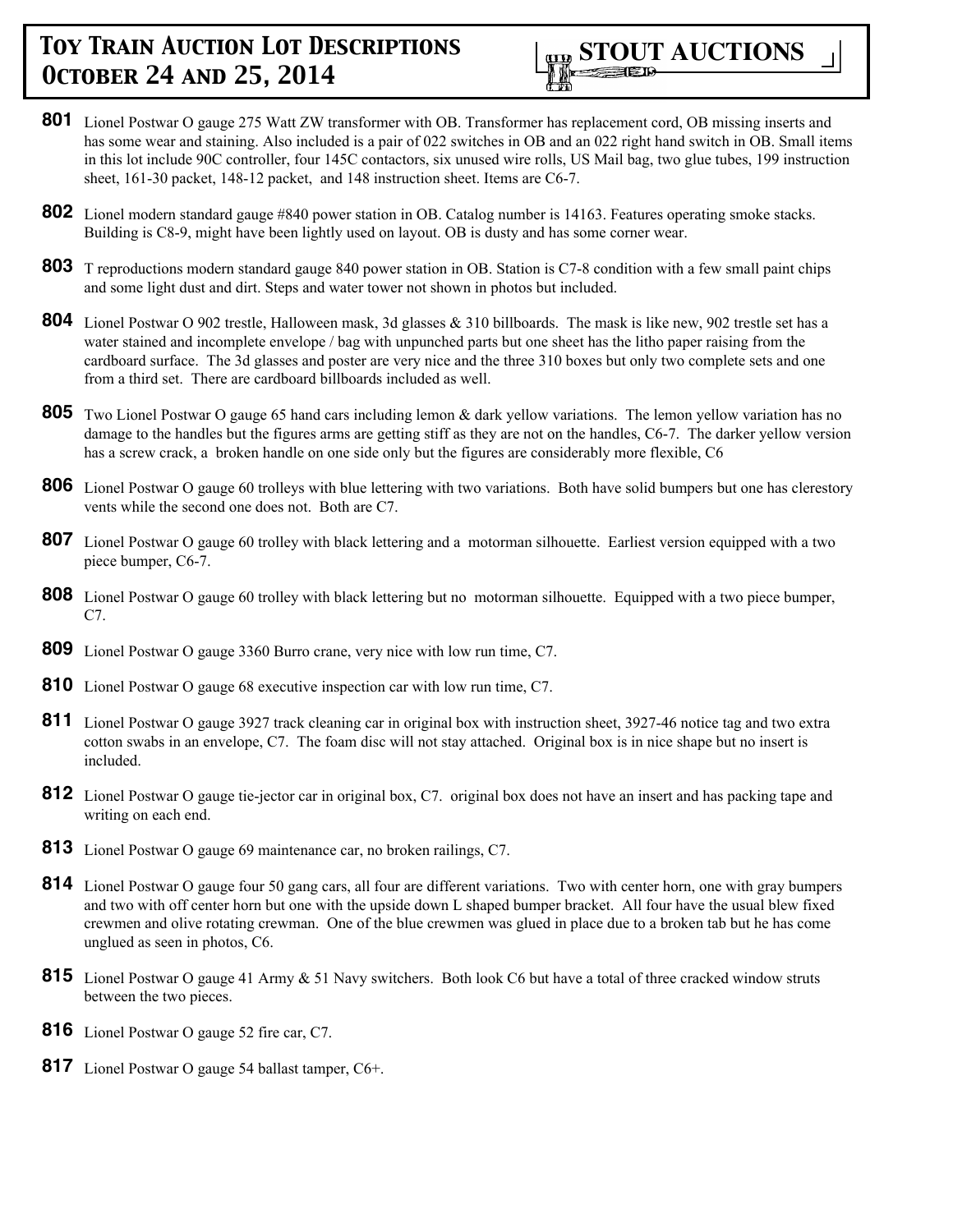# Toy Train Auction Lot Descriptions October 24 and 25, 2014

**STOUT AUCTIONS**

**801** Lionel Postwar O gauge 275 Watt ZW transformer with OB. Transformer has replacement cord, OB missing inserts and has some wear and staining. Also included is a pair of 022 switches in OB and an 022 right hand switch in OB. Small items in this lot include 90C controller, four 145C contactors, six unused wire rolls, US Mail bag, two glue tubes, 199 instruction sheet, 161-30 packet, 148-12 packet, and 148 instruction sheet. Items are C6-7.

**802** Lionel modern standard gauge #840 power station in OB. Catalog number is 14163. Features operating smoke stacks. Building is C8-9, might have been lightly used on layout. OB is dusty and has some corner wear.

**803** T reproductions modern standard gauge 840 power station in OB. Station is C7-8 condition with a few small paint chips and some light dust and dirt. Steps and water tower not shown in photos but included.

**804** Lionel Postwar O 902 trestle, Halloween mask, 3d glasses & 310 billboards. The mask is like new, 902 trestle set has a water stained and incomplete envelope / bag with unpunched parts but one sheet has the litho paper raising from the cardboard surface. The 3d glasses and poster are very nice and the three 310 boxes but only two complete sets and one from a third set. There are cardboard billboards included as well.

**805** Two Lionel Postwar O gauge 65 hand cars including lemon & dark yellow variations. The lemon yellow variation has no damage to the handles but the figures arms are getting stiff as they are not on the handles, C6-7. The darker yellow version has a screw crack, a broken handle on one side only but the figures are considerably more flexible, C6

**806** Lionel Postwar O gauge 60 trolleys with blue lettering with two variations. Both have solid bumpers but one has clerestory vents while the second one does not. Both are C7.

**807** Lionel Postwar O gauge 60 trolley with black lettering and a motorman silhouette. Earliest version equipped with a two piece bumper, C6-7.

**808** Lionel Postwar O gauge 60 trolley with black lettering but no motorman silhouette. Equipped with a two piece bumper, C7.

**809** Lionel Postwar O gauge 3360 Burro crane, very nice with low run time, C7.

**810** Lionel Postwar O gauge 68 executive inspection car with low run time, C7.

**811** Lionel Postwar O gauge 3927 track cleaning car in original box with instruction sheet, 3927-46 notice tag and two extra cotton swabs in an envelope, C7. The foam disc will not stay attached. Original box is in nice shape but no insert is included.

**812** Lionel Postwar O gauge tie-jector car in original box, C7. original box does not have an insert and has packing tape and writing on each end.

**813** Lionel Postwar O gauge 69 maintenance car, no broken railings, C7.

**814** Lionel Postwar O gauge four 50 gang cars, all four are different variations. Two with center horn, one with gray bumpers and two with off center horn but one with the upside down L shaped bumper bracket. All four have the usual blew fixed crewmen and olive rotating crewman. One of the blue crewmen was glued in place due to a broken tab but he has come unglued as seen in photos, C6.

**815** Lionel Postwar O gauge 41 Army & 51 Navy switchers. Both look C6 but have a total of three cracked window struts between the two pieces.

**816** Lionel Postwar O gauge 52 fire car, C7.

**817** Lionel Postwar O gauge 54 ballast tamper, C6+.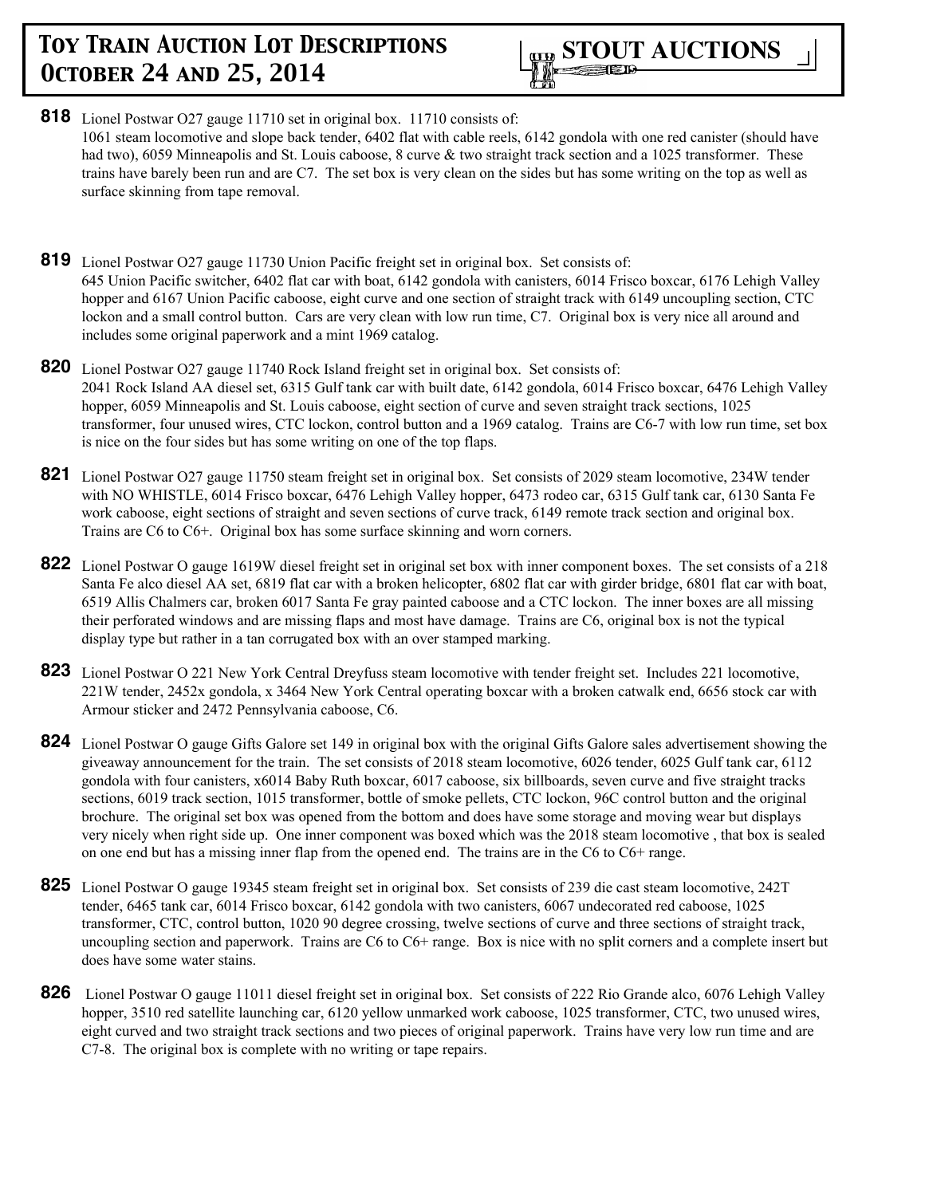**818** Lionel Postwar O27 gauge 11710 set in original box. 11710 consists of:
1061 steam locomotive and slope back tender, 6402 flat with cable reels, 6142 gondola with one red canister (should have had two), 6059 Minneapolis and St. Louis caboose, 8 curve & two straight track section and a 1025 transformer. These trains have barely been run and are C7. The set box is very clean on the sides but has some writing on the top as well as surface skinning from tape removal.

**819** Lionel Postwar O27 gauge 11730 Union Pacific freight set in original box. Set consists of:
645 Union Pacific switcher, 6402 flat car with boat, 6142 gondola with canisters, 6014 Frisco boxcar, 6176 Lehigh Valley hopper and 6167 Union Pacific caboose, eight curve and one section of straight track with 6149 uncoupling section, CTC lockon and a small control button. Cars are very clean with low run time, C7. Original box is very nice all around and includes some original paperwork and a mint 1969 catalog.

**820** Lionel Postwar O27 gauge 11740 Rock Island freight set in original box. Set consists of:
2041 Rock Island AA diesel set, 6315 Gulf tank car with built date, 6142 gondola, 6014 Frisco boxcar, 6476 Lehigh Valley hopper, 6059 Minneapolis and St. Louis caboose, eight section of curve and seven straight track sections, 1025 transformer, four unused wires, CTC lockon, control button and a 1969 catalog. Trains are C6-7 with low run time, set box is nice on the four sides but has some writing on one of the top flaps.

**821** Lionel Postwar O27 gauge 11750 steam freight set in original box. Set consists of 2029 steam locomotive, 234W tender with NO WHISTLE, 6014 Frisco boxcar, 6476 Lehigh Valley hopper, 6473 rodeo car, 6315 Gulf tank car, 6130 Santa Fe work caboose, eight sections of straight and seven sections of curve track, 6149 remote track section and original box. Trains are C6 to C6+. Original box has some surface skinning and worn corners.

**822** Lionel Postwar O gauge 1619W diesel freight set in original set box with inner component boxes. The set consists of a 218 Santa Fe alco diesel AA set, 6819 flat car with a broken helicopter, 6802 flat car with girder bridge, 6801 flat car with boat, 6519 Allis Chalmers car, broken 6017 Santa Fe gray painted caboose and a CTC lockon. The inner boxes are all missing their perforated windows and are missing flaps and most have damage. Trains are C6, original box is not the typical display type but rather in a tan corrugated box with an over stamped marking.

**823** Lionel Postwar O 221 New York Central Dreyfuss steam locomotive with tender freight set. Includes 221 locomotive, 221W tender, 2452x gondola, x 3464 New York Central operating boxcar with a broken catwalk end, 6656 stock car with Armour sticker and 2472 Pennsylvania caboose, C6.

**824** Lionel Postwar O gauge Gifts Galore set 149 in original box with the original Gifts Galore sales advertisement showing the giveaway announcement for the train. The set consists of 2018 steam locomotive, 6026 tender, 6025 Gulf tank car, 6112 gondola with four canisters, x6014 Baby Ruth boxcar, 6017 caboose, six billboards, seven curve and five straight tracks sections, 6019 track section, 1015 transformer, bottle of smoke pellets, CTC lockon, 96C control button and the original brochure. The original set box was opened from the bottom and does have some storage and moving wear but displays very nicely when right side up. One inner component was boxed which was the 2018 steam locomotive , that box is sealed on one end but has a missing inner flap from the opened end. The trains are in the C6 to C6+ range.

**825** Lionel Postwar O gauge 19345 steam freight set in original box. Set consists of 239 die cast steam locomotive, 242T tender, 6465 tank car, 6014 Frisco boxcar, 6142 gondola with two canisters, 6067 undecorated red caboose, 1025 transformer, CTC, control button, 1020 90 degree crossing, twelve sections of curve and three sections of straight track, uncoupling section and paperwork. Trains are C6 to C6+ range. Box is nice with no split corners and a complete insert but does have some water stains.

**826** Lionel Postwar O gauge 11011 diesel freight set in original box. Set consists of 222 Rio Grande alco, 6076 Lehigh Valley hopper, 3510 red satellite launching car, 6120 yellow unmarked work caboose, 1025 transformer, CTC, two unused wires, eight curved and two straight track sections and two pieces of original paperwork. Trains have very low run time and are C7-8. The original box is complete with no writing or tape repairs.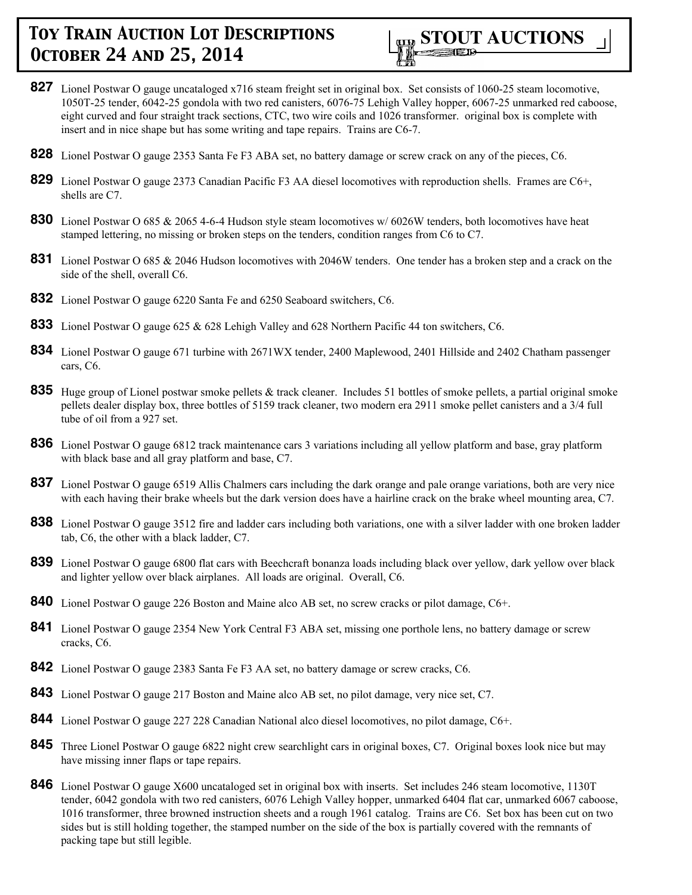**827** Lionel Postwar O gauge uncataloged x716 steam freight set in original box. Set consists of 1060-25 steam locomotive, 1050T-25 tender, 6042-25 gondola with two red canisters, 6076-75 Lehigh Valley hopper, 6067-25 unmarked red caboose, eight curved and four straight track sections, CTC, two wire coils and 1026 transformer. original box is complete with insert and in nice shape but has some writing and tape repairs. Trains are C6-7.

**828** Lionel Postwar O gauge 2353 Santa Fe F3 ABA set, no battery damage or screw crack on any of the pieces, C6.

**829** Lionel Postwar O gauge 2373 Canadian Pacific F3 AA diesel locomotives with reproduction shells. Frames are C6+, shells are C7.

**830** Lionel Postwar O 685 & 2065 4-6-4 Hudson style steam locomotives w/ 6026W tenders, both locomotives have heat stamped lettering, no missing or broken steps on the tenders, condition ranges from C6 to C7.

**831** Lionel Postwar O 685 & 2046 Hudson locomotives with 2046W tenders. One tender has a broken step and a crack on the side of the shell, overall C6.

**832** Lionel Postwar O gauge 6220 Santa Fe and 6250 Seaboard switchers, C6.

**833** Lionel Postwar O gauge 625 & 628 Lehigh Valley and 628 Northern Pacific 44 ton switchers, C6.

**834** Lionel Postwar O gauge 671 turbine with 2671WX tender, 2400 Maplewood, 2401 Hillside and 2402 Chatham passenger cars, C6.

**835** Huge group of Lionel postwar smoke pellets & track cleaner. Includes 51 bottles of smoke pellets, a partial original smoke pellets dealer display box, three bottles of 5159 track cleaner, two modern era 2911 smoke pellet canisters and a 3/4 full tube of oil from a 927 set.

**836** Lionel Postwar O gauge 6812 track maintenance cars 3 variations including all yellow platform and base, gray platform with black base and all gray platform and base, C7.

**837** Lionel Postwar O gauge 6519 Allis Chalmers cars including the dark orange and pale orange variations, both are very nice with each having their brake wheels but the dark version does have a hairline crack on the brake wheel mounting area, C7.

**838** Lionel Postwar O gauge 3512 fire and ladder cars including both variations, one with a silver ladder with one broken ladder tab, C6, the other with a black ladder, C7.

**839** Lionel Postwar O gauge 6800 flat cars with Beechcraft bonanza loads including black over yellow, dark yellow over black and lighter yellow over black airplanes. All loads are original. Overall, C6.

**840** Lionel Postwar O gauge 226 Boston and Maine alco AB set, no screw cracks or pilot damage, C6+.

**841** Lionel Postwar O gauge 2354 New York Central F3 ABA set, missing one porthole lens, no battery damage or screw cracks, C6.

**842** Lionel Postwar O gauge 2383 Santa Fe F3 AA set, no battery damage or screw cracks, C6.

**843** Lionel Postwar O gauge 217 Boston and Maine alco AB set, no pilot damage, very nice set, C7.

**844** Lionel Postwar O gauge 227 228 Canadian National alco diesel locomotives, no pilot damage, C6+.

**845** Three Lionel Postwar O gauge 6822 night crew searchlight cars in original boxes, C7. Original boxes look nice but may have missing inner flaps or tape repairs.

**846** Lionel Postwar O gauge X600 uncataloged set in original box with inserts. Set includes 246 steam locomotive, 1130T tender, 6042 gondola with two red canisters, 6076 Lehigh Valley hopper, unmarked 6404 flat car, unmarked 6067 caboose, 1016 transformer, three browned instruction sheets and a rough 1961 catalog. Trains are C6. Set box has been cut on two sides but is still holding together, the stamped number on the side of the box is partially covered with the remnants of packing tape but still legible.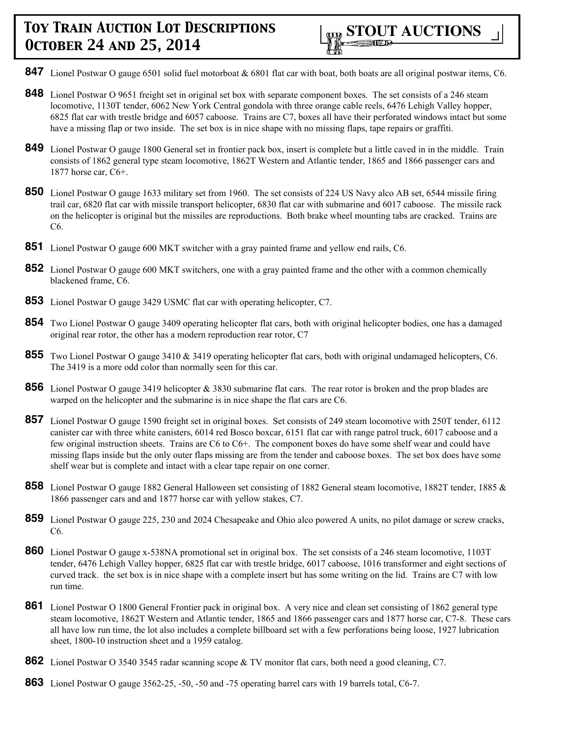**847** Lionel Postwar O gauge 6501 solid fuel motorboat & 6801 flat car with boat, both boats are all original postwar items, C6.

**848** Lionel Postwar O 9651 freight set in original set box with separate component boxes. The set consists of a 246 steam locomotive, 1130T tender, 6062 New York Central gondola with three orange cable reels, 6476 Lehigh Valley hopper, 6825 flat car with trestle bridge and 6057 caboose. Trains are C7, boxes all have their perforated windows intact but some have a missing flap or two inside. The set box is in nice shape with no missing flaps, tape repairs or graffiti.

**849** Lionel Postwar O gauge 1800 General set in frontier pack box, insert is complete but a little caved in in the middle. Train consists of 1862 general type steam locomotive, 1862T Western and Atlantic tender, 1865 and 1866 passenger cars and 1877 horse car, C6+.

**850** Lionel Postwar O gauge 1633 military set from 1960. The set consists of 224 US Navy alco AB set, 6544 missile firing trail car, 6820 flat car with missile transport helicopter, 6830 flat car with submarine and 6017 caboose. The missile rack on the helicopter is original but the missiles are reproductions. Both brake wheel mounting tabs are cracked. Trains are C6.

**851** Lionel Postwar O gauge 600 MKT switcher with a gray painted frame and yellow end rails, C6.

**852** Lionel Postwar O gauge 600 MKT switchers, one with a gray painted frame and the other with a common chemically blackened frame, C6.

**853** Lionel Postwar O gauge 3429 USMC flat car with operating helicopter, C7.

**854** Two Lionel Postwar O gauge 3409 operating helicopter flat cars, both with original helicopter bodies, one has a damaged original rear rotor, the other has a modern reproduction rear rotor, C7

**855** Two Lionel Postwar O gauge 3410 & 3419 operating helicopter flat cars, both with original undamaged helicopters, C6. The 3419 is a more odd color than normally seen for this car.

**856** Lionel Postwar O gauge 3419 helicopter & 3830 submarine flat cars. The rear rotor is broken and the prop blades are warped on the helicopter and the submarine is in nice shape the flat cars are C6.

**857** Lionel Postwar O gauge 1590 freight set in original boxes. Set consists of 249 steam locomotive with 250T tender, 6112 canister car with three white canisters, 6014 red Bosco boxcar, 6151 flat car with range patrol truck, 6017 caboose and a few original instruction sheets. Trains are C6 to C6+. The component boxes do have some shelf wear and could have missing flaps inside but the only outer flaps missing are from the tender and caboose boxes. The set box does have some shelf wear but is complete and intact with a clear tape repair on one corner.

**858** Lionel Postwar O gauge 1882 General Halloween set consisting of 1882 General steam locomotive, 1882T tender, 1885 & 1866 passenger cars and and 1877 horse car with yellow stakes, C7.

**859** Lionel Postwar O gauge 225, 230 and 2024 Chesapeake and Ohio alco powered A units, no pilot damage or screw cracks, C6.

**860** Lionel Postwar O gauge x-538NA promotional set in original box. The set consists of a 246 steam locomotive, 1103T tender, 6476 Lehigh Valley hopper, 6825 flat car with trestle bridge, 6017 caboose, 1016 transformer and eight sections of curved track. the set box is in nice shape with a complete insert but has some writing on the lid. Trains are C7 with low run time.

**861** Lionel Postwar O 1800 General Frontier pack in original box. A very nice and clean set consisting of 1862 general type steam locomotive, 1862T Western and Atlantic tender, 1865 and 1866 passenger cars and 1877 horse car, C7-8. These cars all have low run time, the lot also includes a complete billboard set with a few perforations being loose, 1927 lubrication sheet, 1800-10 instruction sheet and a 1959 catalog.

**862** Lionel Postwar O 3540 3545 radar scanning scope & TV monitor flat cars, both need a good cleaning, C7.

**863** Lionel Postwar O gauge 3562-25, -50, -50 and -75 operating barrel cars with 19 barrels total, C6-7.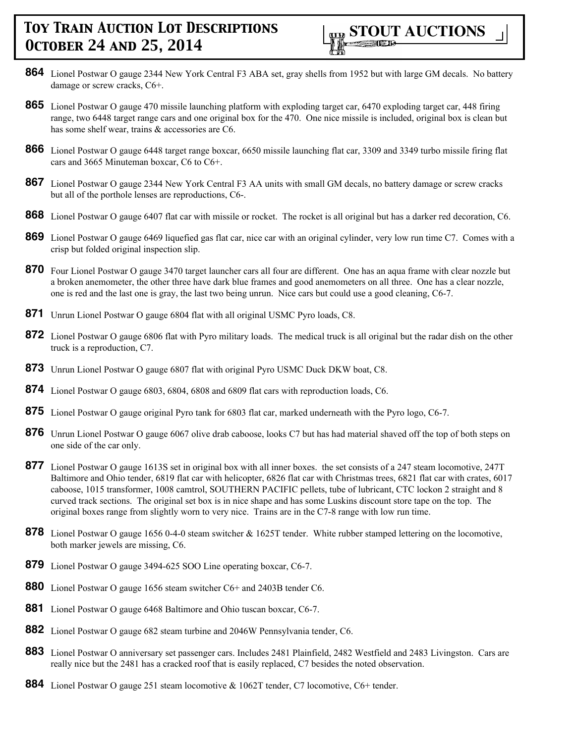**864** Lionel Postwar O gauge 2344 New York Central F3 ABA set, gray shells from 1952 but with large GM decals. No battery damage or screw cracks, C6+.

**865** Lionel Postwar O gauge 470 missile launching platform with exploding target car, 6470 exploding target car, 448 firing range, two 6448 target range cars and one original box for the 470. One nice missile is included, original box is clean but has some shelf wear, trains & accessories are C6.

**866** Lionel Postwar O gauge 6448 target range boxcar, 6650 missile launching flat car, 3309 and 3349 turbo missile firing flat cars and 3665 Minuteman boxcar, C6 to C6+.

**867** Lionel Postwar O gauge 2344 New York Central F3 AA units with small GM decals, no battery damage or screw cracks but all of the porthole lenses are reproductions, C6-.

**868** Lionel Postwar O gauge 6407 flat car with missile or rocket. The rocket is all original but has a darker red decoration, C6.

**869** Lionel Postwar O gauge 6469 liquefied gas flat car, nice car with an original cylinder, very low run time C7. Comes with a crisp but folded original inspection slip.

**870** Four Lionel Postwar O gauge 3470 target launcher cars all four are different. One has an aqua frame with clear nozzle but a broken anemometer, the other three have dark blue frames and good anemometers on all three. One has a clear nozzle, one is red and the last one is gray, the last two being unrun. Nice cars but could use a good cleaning, C6-7.

**871** Unrun Lionel Postwar O gauge 6804 flat with all original USMC Pyro loads, C8.

**872** Lionel Postwar O gauge 6806 flat with Pyro military loads. The medical truck is all original but the radar dish on the other truck is a reproduction, C7.

**873** Unrun Lionel Postwar O gauge 6807 flat with original Pyro USMC Duck DKW boat, C8.

**874** Lionel Postwar O gauge 6803, 6804, 6808 and 6809 flat cars with reproduction loads, C6.

**875** Lionel Postwar O gauge original Pyro tank for 6803 flat car, marked underneath with the Pyro logo, C6-7.

**876** Unrun Lionel Postwar O gauge 6067 olive drab caboose, looks C7 but has had material shaved off the top of both steps on one side of the car only.

**877** Lionel Postwar O gauge 1613S set in original box with all inner boxes. the set consists of a 247 steam locomotive, 247T Baltimore and Ohio tender, 6819 flat car with helicopter, 6826 flat car with Christmas trees, 6821 flat car with crates, 6017 caboose, 1015 transformer, 1008 camtrol, SOUTHERN PACIFIC pellets, tube of lubricant, CTC lockon 2 straight and 8 curved track sections. The original set box is in nice shape and has some Luskins discount store tape on the top. The original boxes range from slightly worn to very nice. Trains are in the C7-8 range with low run time.

**878** Lionel Postwar O gauge 1656 0-4-0 steam switcher & 1625T tender. White rubber stamped lettering on the locomotive, both marker jewels are missing, C6.

**879** Lionel Postwar O gauge 3494-625 SOO Line operating boxcar, C6-7.

**880** Lionel Postwar O gauge 1656 steam switcher C6+ and 2403B tender C6.

**881** Lionel Postwar O gauge 6468 Baltimore and Ohio tuscan boxcar, C6-7.

**882** Lionel Postwar O gauge 682 steam turbine and 2046W Pennsylvania tender, C6.

**883** Lionel Postwar O anniversary set passenger cars. Includes 2481 Plainfield, 2482 Westfield and 2483 Livingston. Cars are really nice but the 2481 has a cracked roof that is easily replaced, C7 besides the noted observation.

**884** Lionel Postwar O gauge 251 steam locomotive & 1062T tender, C7 locomotive, C6+ tender.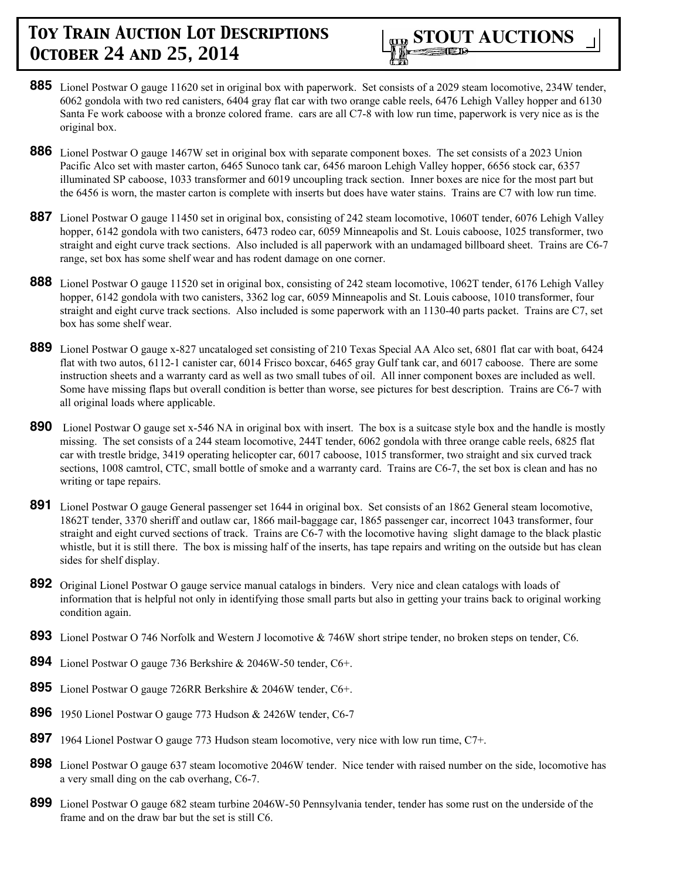**885** Lionel Postwar O gauge 11620 set in original box with paperwork. Set consists of a 2029 steam locomotive, 234W tender, 6062 gondola with two red canisters, 6404 gray flat car with two orange cable reels, 6476 Lehigh Valley hopper and 6130 Santa Fe work caboose with a bronze colored frame. cars are all C7-8 with low run time, paperwork is very nice as is the original box.

**886** Lionel Postwar O gauge 1467W set in original box with separate component boxes. The set consists of a 2023 Union Pacific Alco set with master carton, 6465 Sunoco tank car, 6456 maroon Lehigh Valley hopper, 6656 stock car, 6357 illuminated SP caboose, 1033 transformer and 6019 uncoupling track section. Inner boxes are nice for the most part but the 6456 is worn, the master carton is complete with inserts but does have water stains. Trains are C7 with low run time.

**887** Lionel Postwar O gauge 11450 set in original box, consisting of 242 steam locomotive, 1060T tender, 6076 Lehigh Valley hopper, 6142 gondola with two canisters, 6473 rodeo car, 6059 Minneapolis and St. Louis caboose, 1025 transformer, two straight and eight curve track sections. Also included is all paperwork with an undamaged billboard sheet. Trains are C6-7 range, set box has some shelf wear and has rodent damage on one corner.

**888** Lionel Postwar O gauge 11520 set in original box, consisting of 242 steam locomotive, 1062T tender, 6176 Lehigh Valley hopper, 6142 gondola with two canisters, 3362 log car, 6059 Minneapolis and St. Louis caboose, 1010 transformer, four straight and eight curve track sections. Also included is some paperwork with an 1130-40 parts packet. Trains are C7, set box has some shelf wear.

**889** Lionel Postwar O gauge x-827 uncataloged set consisting of 210 Texas Special AA Alco set, 6801 flat car with boat, 6424 flat with two autos, 6112-1 canister car, 6014 Frisco boxcar, 6465 gray Gulf tank car, and 6017 caboose. There are some instruction sheets and a warranty card as well as two small tubes of oil. All inner component boxes are included as well. Some have missing flaps but overall condition is better than worse, see pictures for best description. Trains are C6-7 with all original loads where applicable.

**890** Lionel Postwar O gauge set x-546 NA in original box with insert. The box is a suitcase style box and the handle is mostly missing. The set consists of a 244 steam locomotive, 244T tender, 6062 gondola with three orange cable reels, 6825 flat car with trestle bridge, 3419 operating helicopter car, 6017 caboose, 1015 transformer, two straight and six curved track sections, 1008 camtrol, CTC, small bottle of smoke and a warranty card. Trains are C6-7, the set box is clean and has no writing or tape repairs.

**891** Lionel Postwar O gauge General passenger set 1644 in original box. Set consists of an 1862 General steam locomotive, 1862T tender, 3370 sheriff and outlaw car, 1866 mail-baggage car, 1865 passenger car, incorrect 1043 transformer, four straight and eight curved sections of track. Trains are C6-7 with the locomotive having slight damage to the black plastic whistle, but it is still there. The box is missing half of the inserts, has tape repairs and writing on the outside but has clean sides for shelf display.

**892** Original Lionel Postwar O gauge service manual catalogs in binders. Very nice and clean catalogs with loads of information that is helpful not only in identifying those small parts but also in getting your trains back to original working condition again.

**893** Lionel Postwar O 746 Norfolk and Western J locomotive & 746W short stripe tender, no broken steps on tender, C6.

**894** Lionel Postwar O gauge 736 Berkshire & 2046W-50 tender, C6+.

**895** Lionel Postwar O gauge 726RR Berkshire & 2046W tender, C6+.

**896** 1950 Lionel Postwar O gauge 773 Hudson & 2426W tender, C6-7

**897** 1964 Lionel Postwar O gauge 773 Hudson steam locomotive, very nice with low run time, C7+.

**898** Lionel Postwar O gauge 637 steam locomotive 2046W tender. Nice tender with raised number on the side, locomotive has a very small ding on the cab overhang, C6-7.

**899** Lionel Postwar O gauge 682 steam turbine 2046W-50 Pennsylvania tender, tender has some rust on the underside of the frame and on the draw bar but the set is still C6.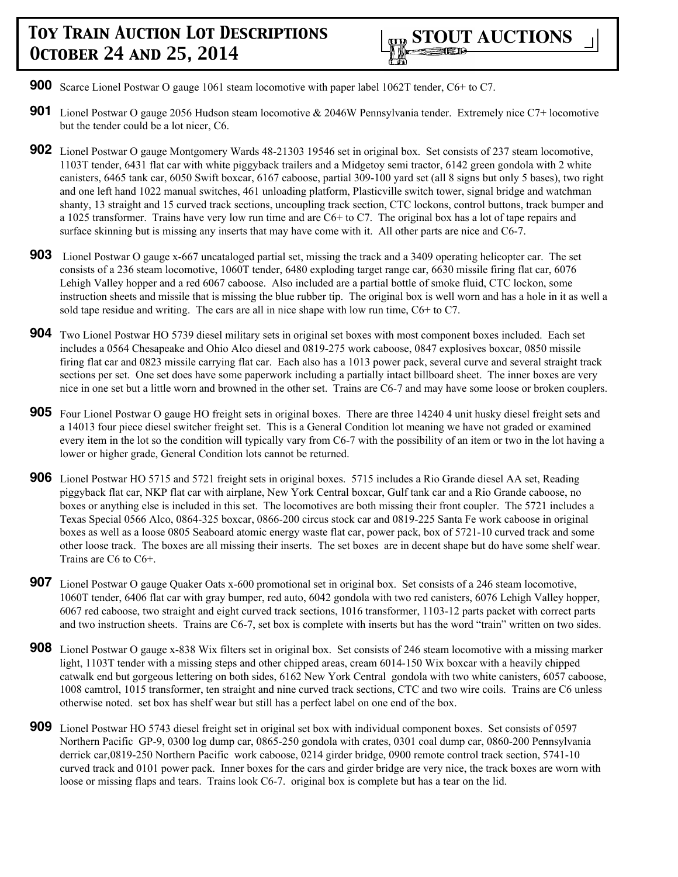**900** Scarce Lionel Postwar O gauge 1061 steam locomotive with paper label 1062T tender, C6+ to C7.

**901** Lionel Postwar O gauge 2056 Hudson steam locomotive & 2046W Pennsylvania tender. Extremely nice C7+ locomotive but the tender could be a lot nicer, C6.

**902** Lionel Postwar O gauge Montgomery Wards 48-21303 19546 set in original box. Set consists of 237 steam locomotive, 1103T tender, 6431 flat car with white piggyback trailers and a Midgetoy semi tractor, 6142 green gondola with 2 white canisters, 6465 tank car, 6050 Swift boxcar, 6167 caboose, partial 309-100 yard set (all 8 signs but only 5 bases), two right and one left hand 1022 manual switches, 461 unloading platform, Plasticville switch tower, signal bridge and watchman shanty, 13 straight and 15 curved track sections, uncoupling track section, CTC lockons, control buttons, track bumper and a 1025 transformer. Trains have very low run time and are C6+ to C7. The original box has a lot of tape repairs and surface skinning but is missing any inserts that may have come with it. All other parts are nice and C6-7.

**903** Lionel Postwar O gauge x-667 uncataloged partial set, missing the track and a 3409 operating helicopter car. The set consists of a 236 steam locomotive, 1060T tender, 6480 exploding target range car, 6630 missile firing flat car, 6076 Lehigh Valley hopper and a red 6067 caboose. Also included are a partial bottle of smoke fluid, CTC lockon, some instruction sheets and missile that is missing the blue rubber tip. The original box is well worn and has a hole in it as well a sold tape residue and writing. The cars are all in nice shape with low run time, C6+ to C7.

**904** Two Lionel Postwar HO 5739 diesel military sets in original set boxes with most component boxes included. Each set includes a 0564 Chesapeake and Ohio Alco diesel and 0819-275 work caboose, 0847 explosives boxcar, 0850 missile firing flat car and 0823 missile carrying flat car. Each also has a 1013 power pack, several curve and several straight track sections per set. One set does have some paperwork including a partially intact billboard sheet. The inner boxes are very nice in one set but a little worn and browned in the other set. Trains are C6-7 and may have some loose or broken couplers.

**905** Four Lionel Postwar O gauge HO freight sets in original boxes. There are three 14240 4 unit husky diesel freight sets and a 14013 four piece diesel switcher freight set. This is a General Condition lot meaning we have not graded or examined every item in the lot so the condition will typically vary from C6-7 with the possibility of an item or two in the lot having a lower or higher grade, General Condition lots cannot be returned.

**906** Lionel Postwar HO 5715 and 5721 freight sets in original boxes. 5715 includes a Rio Grande diesel AA set, Reading piggyback flat car, NKP flat car with airplane, New York Central boxcar, Gulf tank car and a Rio Grande caboose, no boxes or anything else is included in this set. The locomotives are both missing their front coupler. The 5721 includes a Texas Special 0566 Alco, 0864-325 boxcar, 0866-200 circus stock car and 0819-225 Santa Fe work caboose in original boxes as well as a loose 0805 Seaboard atomic energy waste flat car, power pack, box of 5721-10 curved track and some other loose track. The boxes are all missing their inserts. The set boxes are in decent shape but do have some shelf wear. Trains are C6 to C6+.

**907** Lionel Postwar O gauge Quaker Oats x-600 promotional set in original box. Set consists of a 246 steam locomotive, 1060T tender, 6406 flat car with gray bumper, red auto, 6042 gondola with two red canisters, 6076 Lehigh Valley hopper, 6067 red caboose, two straight and eight curved track sections, 1016 transformer, 1103-12 parts packet with correct parts and two instruction sheets. Trains are C6-7, set box is complete with inserts but has the word "train" written on two sides.

**908** Lionel Postwar O gauge x-838 Wix filters set in original box. Set consists of 246 steam locomotive with a missing marker light, 1103T tender with a missing steps and other chipped areas, cream 6014-150 Wix boxcar with a heavily chipped catwalk end but gorgeous lettering on both sides, 6162 New York Central gondola with two white canisters, 6057 caboose, 1008 camtrol, 1015 transformer, ten straight and nine curved track sections, CTC and two wire coils. Trains are C6 unless otherwise noted. set box has shelf wear but still has a perfect label on one end of the box.

**909** Lionel Postwar HO 5743 diesel freight set in original set box with individual component boxes. Set consists of 0597 Northern Pacific GP-9, 0300 log dump car, 0865-250 gondola with crates, 0301 coal dump car, 0860-200 Pennsylvania derrick car,0819-250 Northern Pacific work caboose, 0214 girder bridge, 0900 remote control track section, 5741-10 curved track and 0101 power pack. Inner boxes for the cars and girder bridge are very nice, the track boxes are worn with loose or missing flaps and tears. Trains look C6-7. original box is complete but has a tear on the lid.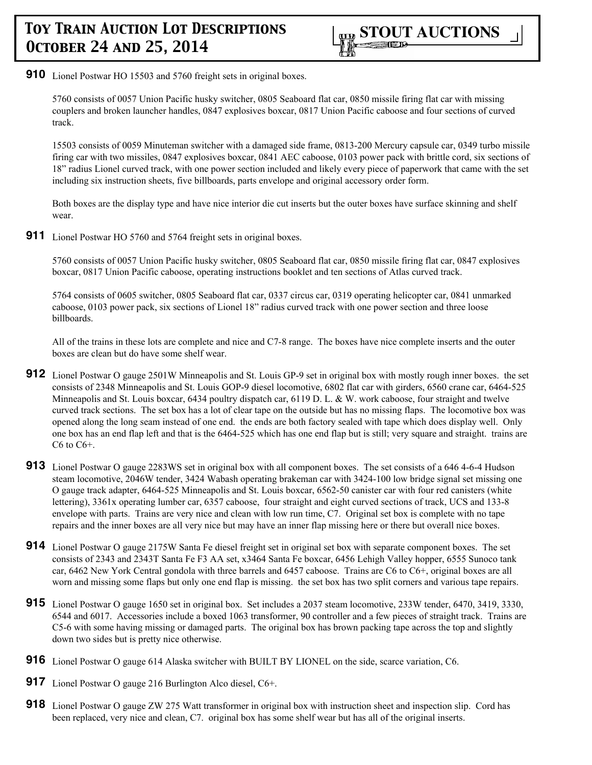**910** Lionel Postwar HO 15503 and 5760 freight sets in original boxes.

5760 consists of 0057 Union Pacific husky switcher, 0805 Seaboard flat car, 0850 missile firing flat car with missing couplers and broken launcher handles, 0847 explosives boxcar, 0817 Union Pacific caboose and four sections of curved track.

15503 consists of 0059 Minuteman switcher with a damaged side frame, 0813-200 Mercury capsule car, 0349 turbo missile firing car with two missiles, 0847 explosives boxcar, 0841 AEC caboose, 0103 power pack with brittle cord, six sections of 18" radius Lionel curved track, with one power section included and likely every piece of paperwork that came with the set including six instruction sheets, five billboards, parts envelope and original accessory order form.

Both boxes are the display type and have nice interior die cut inserts but the outer boxes have surface skinning and shelf wear.

**911** Lionel Postwar HO 5760 and 5764 freight sets in original boxes.

5760 consists of 0057 Union Pacific husky switcher, 0805 Seaboard flat car, 0850 missile firing flat car, 0847 explosives boxcar, 0817 Union Pacific caboose, operating instructions booklet and ten sections of Atlas curved track.

5764 consists of 0605 switcher, 0805 Seaboard flat car, 0337 circus car, 0319 operating helicopter car, 0841 unmarked caboose, 0103 power pack, six sections of Lionel 18" radius curved track with one power section and three loose billboards.

All of the trains in these lots are complete and nice and C7-8 range. The boxes have nice complete inserts and the outer boxes are clean but do have some shelf wear.

**912** Lionel Postwar O gauge 2501W Minneapolis and St. Louis GP-9 set in original box with mostly rough inner boxes. the set consists of 2348 Minneapolis and St. Louis GOP-9 diesel locomotive, 6802 flat car with girders, 6560 crane car, 6464-525 Minneapolis and St. Louis boxcar, 6434 poultry dispatch car, 6119 D. L. & W. work caboose, four straight and twelve curved track sections. The set box has a lot of clear tape on the outside but has no missing flaps. The locomotive box was opened along the long seam instead of one end. the ends are both factory sealed with tape which does display well. Only one box has an end flap left and that is the 6464-525 which has one end flap but is still; very square and straight. trains are C6 to C6+.

**913** Lionel Postwar O gauge 2283WS set in original box with all component boxes. The set consists of a 646 4-6-4 Hudson steam locomotive, 2046W tender, 3424 Wabash operating brakeman car with 3424-100 low bridge signal set missing one O gauge track adapter, 6464-525 Minneapolis and St. Louis boxcar, 6562-50 canister car with four red canisters (white lettering), 3361x operating lumber car, 6357 caboose, four straight and eight curved sections of track, UCS and 133-8 envelope with parts. Trains are very nice and clean with low run time, C7. Original set box is complete with no tape repairs and the inner boxes are all very nice but may have an inner flap missing here or there but overall nice boxes.

**914** Lionel Postwar O gauge 2175W Santa Fe diesel freight set in original set box with separate component boxes. The set consists of 2343 and 2343T Santa Fe F3 AA set, x3464 Santa Fe boxcar, 6456 Lehigh Valley hopper, 6555 Sunoco tank car, 6462 New York Central gondola with three barrels and 6457 caboose. Trains are C6 to C6+, original boxes are all worn and missing some flaps but only one end flap is missing. the set box has two split corners and various tape repairs.

**915** Lionel Postwar O gauge 1650 set in original box. Set includes a 2037 steam locomotive, 233W tender, 6470, 3419, 3330, 6544 and 6017. Accessories include a boxed 1063 transformer, 90 controller and a few pieces of straight track. Trains are C5-6 with some having missing or damaged parts. The original box has brown packing tape across the top and slightly down two sides but is pretty nice otherwise.

**916** Lionel Postwar O gauge 614 Alaska switcher with BUILT BY LIONEL on the side, scarce variation, C6.

**917** Lionel Postwar O gauge 216 Burlington Alco diesel, C6+.

**918** Lionel Postwar O gauge ZW 275 Watt transformer in original box with instruction sheet and inspection slip. Cord has been replaced, very nice and clean, C7. original box has some shelf wear but has all of the original inserts.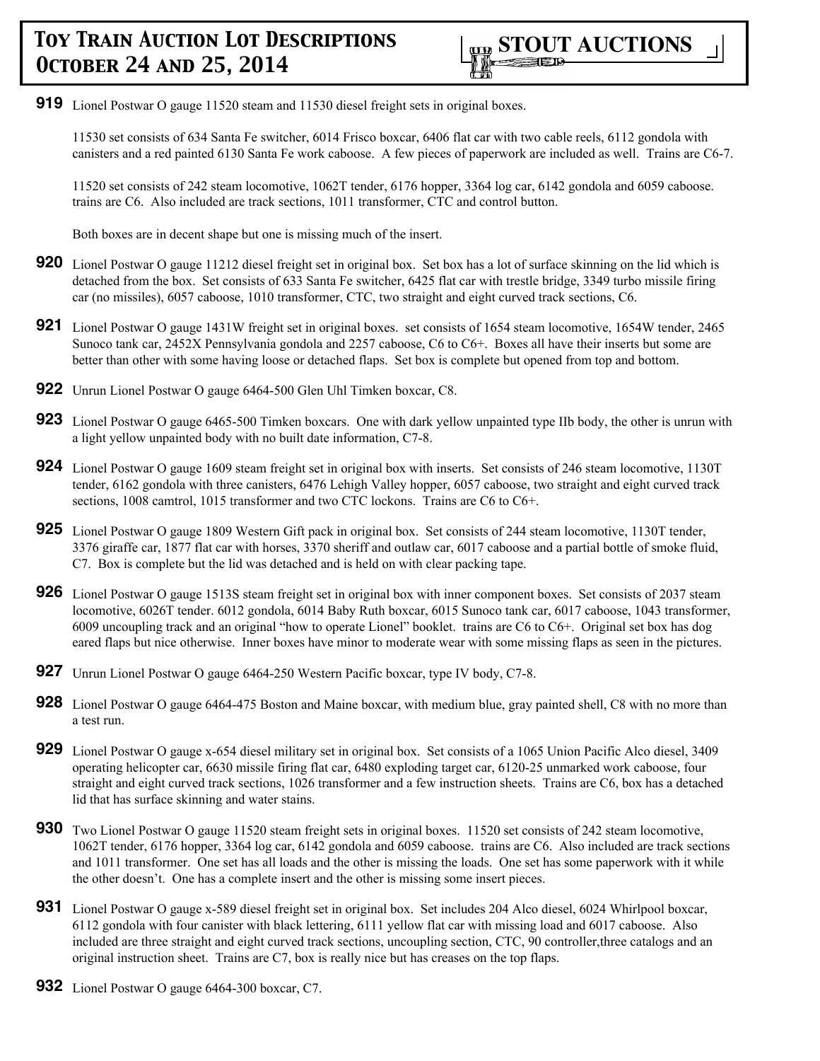**919** Lionel Postwar O gauge 11520 steam and 11530 diesel freight sets in original boxes.

11530 set consists of 634 Santa Fe switcher, 6014 Frisco boxcar, 6406 flat car with two cable reels, 6112 gondola with canisters and a red painted 6130 Santa Fe work caboose. A few pieces of paperwork are included as well. Trains are C6-7.

11520 set consists of 242 steam locomotive, 1062T tender, 6176 hopper, 3364 log car, 6142 gondola and 6059 caboose. trains are C6. Also included are track sections, 1011 transformer, CTC and control button.

Both boxes are in decent shape but one is missing much of the insert.

**920** Lionel Postwar O gauge 11212 diesel freight set in original box. Set box has a lot of surface skinning on the lid which is detached from the box. Set consists of 633 Santa Fe switcher, 6425 flat car with trestle bridge, 3349 turbo missile firing car (no missiles), 6057 caboose, 1010 transformer, CTC, two straight and eight curved track sections, C6.

**921** Lionel Postwar O gauge 1431W freight set in original boxes. set consists of 1654 steam locomotive, 1654W tender, 2465 Sunoco tank car, 2452X Pennsylvania gondola and 2257 caboose, C6 to C6+. Boxes all have their inserts but some are better than other with some having loose or detached flaps. Set box is complete but opened from top and bottom.

**922** Unrun Lionel Postwar O gauge 6464-500 Glen Uhl Timken boxcar, C8.

**923** Lionel Postwar O gauge 6465-500 Timken boxcars. One with dark yellow unpainted type IIb body, the other is unrun with a light yellow unpainted body with no built date information, C7-8.

**924** Lionel Postwar O gauge 1609 steam freight set in original box with inserts. Set consists of 246 steam locomotive, 1130T tender, 6162 gondola with three canisters, 6476 Lehigh Valley hopper, 6057 caboose, two straight and eight curved track sections, 1008 camtrol, 1015 transformer and two CTC lockons. Trains are C6 to C6+.

**925** Lionel Postwar O gauge 1809 Western Gift pack in original box. Set consists of 244 steam locomotive, 1130T tender, 3376 giraffe car, 1877 flat car with horses, 3370 sheriff and outlaw car, 6017 caboose and a partial bottle of smoke fluid, C7. Box is complete but the lid was detached and is held on with clear packing tape.

**926** Lionel Postwar O gauge 1513S steam freight set in original box with inner component boxes. Set consists of 2037 steam locomotive, 6026T tender. 6012 gondola, 6014 Baby Ruth boxcar, 6015 Sunoco tank car, 6017 caboose, 1043 transformer, 6009 uncoupling track and an original "how to operate Lionel" booklet. trains are C6 to C6+. Original set box has dog eared flaps but nice otherwise. Inner boxes have minor to moderate wear with some missing flaps as seen in the pictures.

**927** Unrun Lionel Postwar O gauge 6464-250 Western Pacific boxcar, type IV body, C7-8.

**928** Lionel Postwar O gauge 6464-475 Boston and Maine boxcar, with medium blue, gray painted shell, C8 with no more than a test run.

**929** Lionel Postwar O gauge x-654 diesel military set in original box. Set consists of a 1065 Union Pacific Alco diesel, 3409 operating helicopter car, 6630 missile firing flat car, 6480 exploding target car, 6120-25 unmarked work caboose, four straight and eight curved track sections, 1026 transformer and a few instruction sheets. Trains are C6, box has a detached lid that has surface skinning and water stains.

**930** Two Lionel Postwar O gauge 11520 steam freight sets in original boxes. 11520 set consists of 242 steam locomotive, 1062T tender, 6176 hopper, 3364 log car, 6142 gondola and 6059 caboose. trains are C6. Also included are track sections and 1011 transformer. One set has all loads and the other is missing the loads. One set has some paperwork with it while the other doesn't. One has a complete insert and the other is missing some insert pieces.

**931** Lionel Postwar O gauge x-589 diesel freight set in original box. Set includes 204 Alco diesel, 6024 Whirlpool boxcar, 6112 gondola with four canister with black lettering, 6111 yellow flat car with missing load and 6017 caboose. Also included are three straight and eight curved track sections, uncoupling section, CTC, 90 controller,three catalogs and an original instruction sheet. Trains are C7, box is really nice but has creases on the top flaps.

**932** Lionel Postwar O gauge 6464-300 boxcar, C7.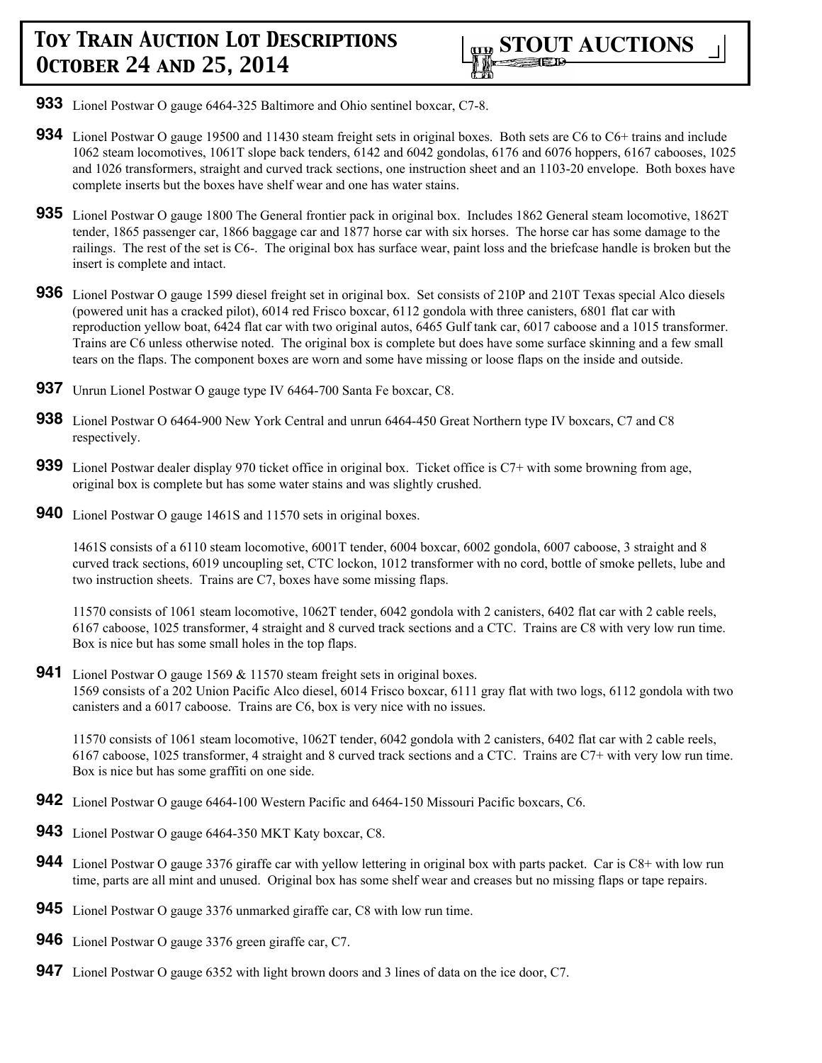**933** Lionel Postwar O gauge 6464-325 Baltimore and Ohio sentinel boxcar, C7-8.

**934** Lionel Postwar O gauge 19500 and 11430 steam freight sets in original boxes. Both sets are C6 to C6+ trains and include 1062 steam locomotives, 1061T slope back tenders, 6142 and 6042 gondolas, 6176 and 6076 hoppers, 6167 cabooses, 1025 and 1026 transformers, straight and curved track sections, one instruction sheet and an 1103-20 envelope. Both boxes have complete inserts but the boxes have shelf wear and one has water stains.

**935** Lionel Postwar O gauge 1800 The General frontier pack in original box. Includes 1862 General steam locomotive, 1862T tender, 1865 passenger car, 1866 baggage car and 1877 horse car with six horses. The horse car has some damage to the railings. The rest of the set is C6-. The original box has surface wear, paint loss and the briefcase handle is broken but the insert is complete and intact.

**936** Lionel Postwar O gauge 1599 diesel freight set in original box. Set consists of 210P and 210T Texas special Alco diesels (powered unit has a cracked pilot), 6014 red Frisco boxcar, 6112 gondola with three canisters, 6801 flat car with reproduction yellow boat, 6424 flat car with two original autos, 6465 Gulf tank car, 6017 caboose and a 1015 transformer. Trains are C6 unless otherwise noted. The original box is complete but does have some surface skinning and a few small tears on the flaps. The component boxes are worn and some have missing or loose flaps on the inside and outside.

**937** Unrun Lionel Postwar O gauge type IV 6464-700 Santa Fe boxcar, C8.

**938** Lionel Postwar O 6464-900 New York Central and unrun 6464-450 Great Northern type IV boxcars, C7 and C8 respectively.

**939** Lionel Postwar dealer display 970 ticket office in original box. Ticket office is C7+ with some browning from age, original box is complete but has some water stains and was slightly crushed.

**940** Lionel Postwar O gauge 1461S and 11570 sets in original boxes.

1461S consists of a 6110 steam locomotive, 6001T tender, 6004 boxcar, 6002 gondola, 6007 caboose, 3 straight and 8 curved track sections, 6019 uncoupling set, CTC lockon, 1012 transformer with no cord, bottle of smoke pellets, lube and two instruction sheets. Trains are C7, boxes have some missing flaps.

11570 consists of 1061 steam locomotive, 1062T tender, 6042 gondola with 2 canisters, 6402 flat car with 2 cable reels, 6167 caboose, 1025 transformer, 4 straight and 8 curved track sections and a CTC. Trains are C8 with very low run time. Box is nice but has some small holes in the top flaps.

**941** Lionel Postwar O gauge 1569 & 11570 steam freight sets in original boxes.
1569 consists of a 202 Union Pacific Alco diesel, 6014 Frisco boxcar, 6111 gray flat with two logs, 6112 gondola with two canisters and a 6017 caboose. Trains are C6, box is very nice with no issues.

11570 consists of 1061 steam locomotive, 1062T tender, 6042 gondola with 2 canisters, 6402 flat car with 2 cable reels, 6167 caboose, 1025 transformer, 4 straight and 8 curved track sections and a CTC. Trains are C7+ with very low run time. Box is nice but has some graffiti on one side.

**942** Lionel Postwar O gauge 6464-100 Western Pacific and 6464-150 Missouri Pacific boxcars, C6.

**943** Lionel Postwar O gauge 6464-350 MKT Katy boxcar, C8.

**944** Lionel Postwar O gauge 3376 giraffe car with yellow lettering in original box with parts packet. Car is C8+ with low run time, parts are all mint and unused. Original box has some shelf wear and creases but no missing flaps or tape repairs.

**945** Lionel Postwar O gauge 3376 unmarked giraffe car, C8 with low run time.

**946** Lionel Postwar O gauge 3376 green giraffe car, C7.

**947** Lionel Postwar O gauge 6352 with light brown doors and 3 lines of data on the ice door, C7.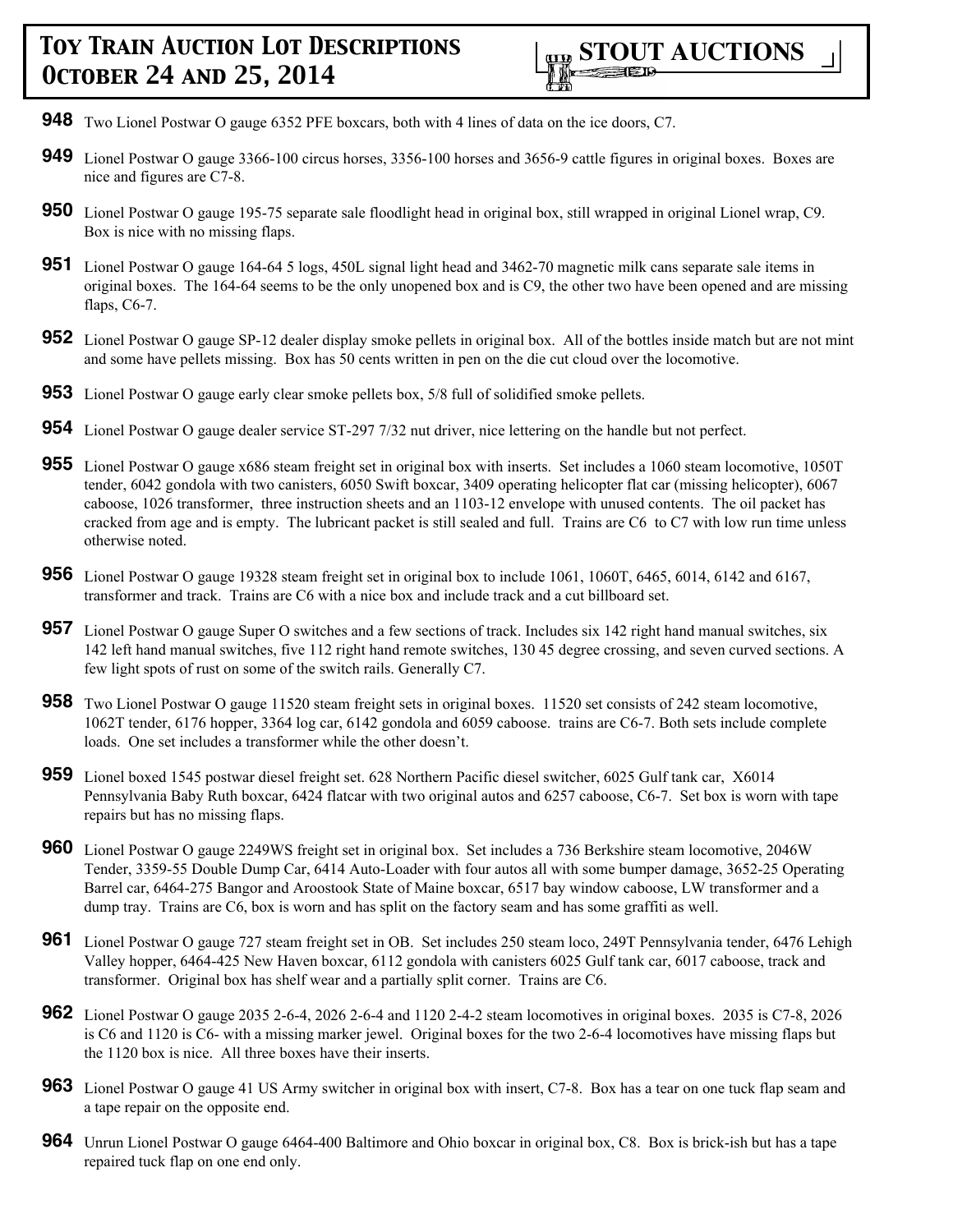**948** Two Lionel Postwar O gauge 6352 PFE boxcars, both with 4 lines of data on the ice doors, C7.

**949** Lionel Postwar O gauge 3366-100 circus horses, 3356-100 horses and 3656-9 cattle figures in original boxes. Boxes are nice and figures are C7-8.

**950** Lionel Postwar O gauge 195-75 separate sale floodlight head in original box, still wrapped in original Lionel wrap, C9. Box is nice with no missing flaps.

**951** Lionel Postwar O gauge 164-64 5 logs, 450L signal light head and 3462-70 magnetic milk cans separate sale items in original boxes. The 164-64 seems to be the only unopened box and is C9, the other two have been opened and are missing flaps, C6-7.

**952** Lionel Postwar O gauge SP-12 dealer display smoke pellets in original box. All of the bottles inside match but are not mint and some have pellets missing. Box has 50 cents written in pen on the die cut cloud over the locomotive.

**953** Lionel Postwar O gauge early clear smoke pellets box, 5/8 full of solidified smoke pellets.

**954** Lionel Postwar O gauge dealer service ST-297 7/32 nut driver, nice lettering on the handle but not perfect.

**955** Lionel Postwar O gauge x686 steam freight set in original box with inserts. Set includes a 1060 steam locomotive, 1050T tender, 6042 gondola with two canisters, 6050 Swift boxcar, 3409 operating helicopter flat car (missing helicopter), 6067 caboose, 1026 transformer, three instruction sheets and an 1103-12 envelope with unused contents. The oil packet has cracked from age and is empty. The lubricant packet is still sealed and full. Trains are C6 to C7 with low run time unless otherwise noted.

**956** Lionel Postwar O gauge 19328 steam freight set in original box to include 1061, 1060T, 6465, 6014, 6142 and 6167, transformer and track. Trains are C6 with a nice box and include track and a cut billboard set.

**957** Lionel Postwar O gauge Super O switches and a few sections of track. Includes six 142 right hand manual switches, six 142 left hand manual switches, five 112 right hand remote switches, 130 45 degree crossing, and seven curved sections. A few light spots of rust on some of the switch rails. Generally C7.

**958** Two Lionel Postwar O gauge 11520 steam freight sets in original boxes. 11520 set consists of 242 steam locomotive, 1062T tender, 6176 hopper, 3364 log car, 6142 gondola and 6059 caboose. trains are C6-7. Both sets include complete loads. One set includes a transformer while the other doesn't.

**959** Lionel boxed 1545 postwar diesel freight set. 628 Northern Pacific diesel switcher, 6025 Gulf tank car, X6014 Pennsylvania Baby Ruth boxcar, 6424 flatcar with two original autos and 6257 caboose, C6-7. Set box is worn with tape repairs but has no missing flaps.

**960** Lionel Postwar O gauge 2249WS freight set in original box. Set includes a 736 Berkshire steam locomotive, 2046W Tender, 3359-55 Double Dump Car, 6414 Auto-Loader with four autos all with some bumper damage, 3652-25 Operating Barrel car, 6464-275 Bangor and Aroostook State of Maine boxcar, 6517 bay window caboose, LW transformer and a dump tray. Trains are C6, box is worn and has split on the factory seam and has some graffiti as well.

**961** Lionel Postwar O gauge 727 steam freight set in OB. Set includes 250 steam loco, 249T Pennsylvania tender, 6476 Lehigh Valley hopper, 6464-425 New Haven boxcar, 6112 gondola with canisters 6025 Gulf tank car, 6017 caboose, track and transformer. Original box has shelf wear and a partially split corner. Trains are C6.

**962** Lionel Postwar O gauge 2035 2-6-4, 2026 2-6-4 and 1120 2-4-2 steam locomotives in original boxes. 2035 is C7-8, 2026 is C6 and 1120 is C6- with a missing marker jewel. Original boxes for the two 2-6-4 locomotives have missing flaps but the 1120 box is nice. All three boxes have their inserts.

**963** Lionel Postwar O gauge 41 US Army switcher in original box with insert, C7-8. Box has a tear on one tuck flap seam and a tape repair on the opposite end.

**964** Unrun Lionel Postwar O gauge 6464-400 Baltimore and Ohio boxcar in original box, C8. Box is brick-ish but has a tape repaired tuck flap on one end only.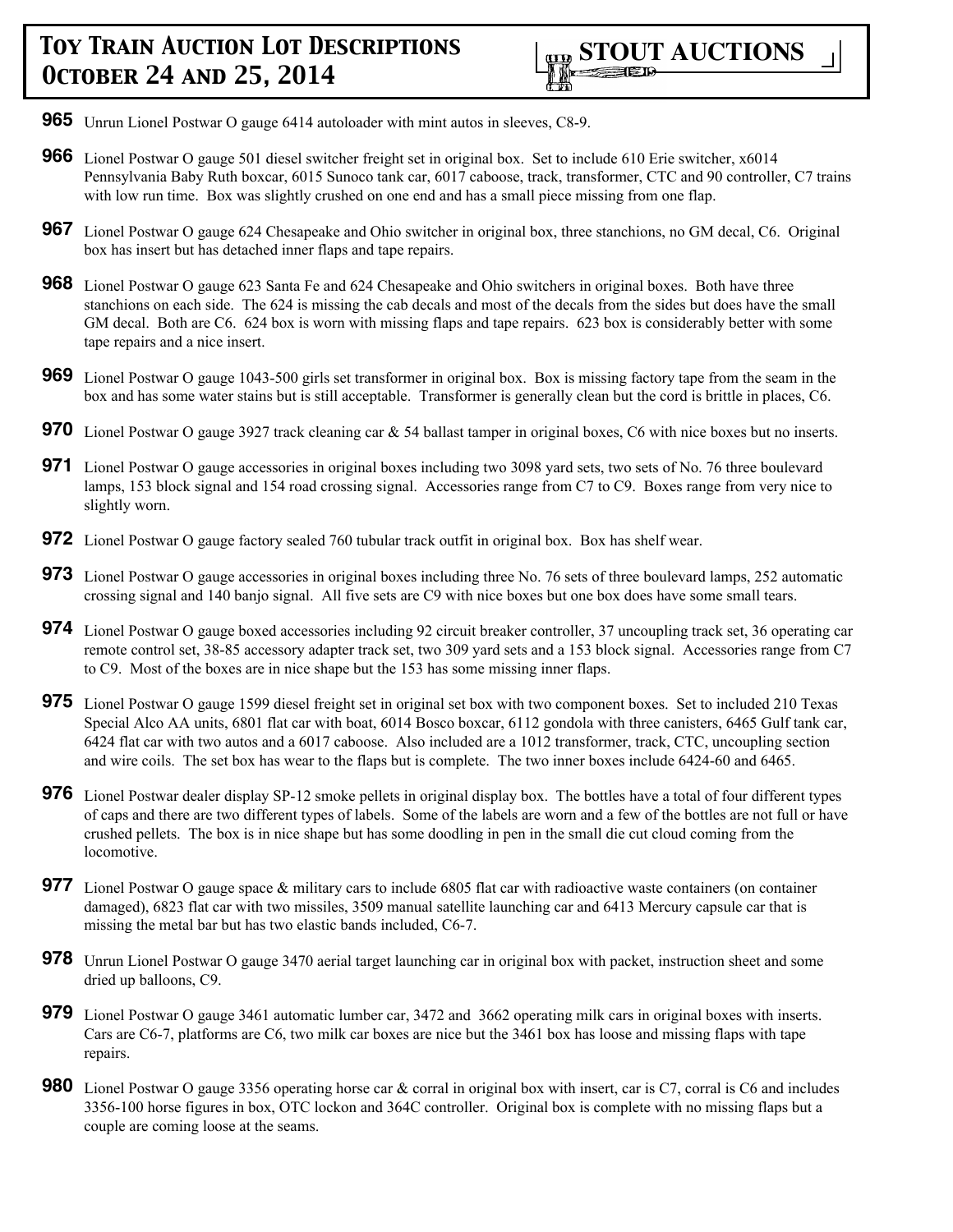**965** Unrun Lionel Postwar O gauge 6414 autoloader with mint autos in sleeves, C8-9.

**966** Lionel Postwar O gauge 501 diesel switcher freight set in original box. Set to include 610 Erie switcher, x6014 Pennsylvania Baby Ruth boxcar, 6015 Sunoco tank car, 6017 caboose, track, transformer, CTC and 90 controller, C7 trains with low run time. Box was slightly crushed on one end and has a small piece missing from one flap.

**967** Lionel Postwar O gauge 624 Chesapeake and Ohio switcher in original box, three stanchions, no GM decal, C6. Original box has insert but has detached inner flaps and tape repairs.

**968** Lionel Postwar O gauge 623 Santa Fe and 624 Chesapeake and Ohio switchers in original boxes. Both have three stanchions on each side. The 624 is missing the cab decals and most of the decals from the sides but does have the small GM decal. Both are C6. 624 box is worn with missing flaps and tape repairs. 623 box is considerably better with some tape repairs and a nice insert.

**969** Lionel Postwar O gauge 1043-500 girls set transformer in original box. Box is missing factory tape from the seam in the box and has some water stains but is still acceptable. Transformer is generally clean but the cord is brittle in places, C6.

**970** Lionel Postwar O gauge 3927 track cleaning car & 54 ballast tamper in original boxes, C6 with nice boxes but no inserts.

**971** Lionel Postwar O gauge accessories in original boxes including two 3098 yard sets, two sets of No. 76 three boulevard lamps, 153 block signal and 154 road crossing signal. Accessories range from C7 to C9. Boxes range from very nice to slightly worn.

**972** Lionel Postwar O gauge factory sealed 760 tubular track outfit in original box. Box has shelf wear.

**973** Lionel Postwar O gauge accessories in original boxes including three No. 76 sets of three boulevard lamps, 252 automatic crossing signal and 140 banjo signal. All five sets are C9 with nice boxes but one box does have some small tears.

**974** Lionel Postwar O gauge boxed accessories including 92 circuit breaker controller, 37 uncoupling track set, 36 operating car remote control set, 38-85 accessory adapter track set, two 309 yard sets and a 153 block signal. Accessories range from C7 to C9. Most of the boxes are in nice shape but the 153 has some missing inner flaps.

**975** Lionel Postwar O gauge 1599 diesel freight set in original set box with two component boxes. Set to included 210 Texas Special Alco AA units, 6801 flat car with boat, 6014 Bosco boxcar, 6112 gondola with three canisters, 6465 Gulf tank car, 6424 flat car with two autos and a 6017 caboose. Also included are a 1012 transformer, track, CTC, uncoupling section and wire coils. The set box has wear to the flaps but is complete. The two inner boxes include 6424-60 and 6465.

**976** Lionel Postwar dealer display SP-12 smoke pellets in original display box. The bottles have a total of four different types of caps and there are two different types of labels. Some of the labels are worn and a few of the bottles are not full or have crushed pellets. The box is in nice shape but has some doodling in pen in the small die cut cloud coming from the locomotive.

**977** Lionel Postwar O gauge space & military cars to include 6805 flat car with radioactive waste containers (on container damaged), 6823 flat car with two missiles, 3509 manual satellite launching car and 6413 Mercury capsule car that is missing the metal bar but has two elastic bands included, C6-7.

**978** Unrun Lionel Postwar O gauge 3470 aerial target launching car in original box with packet, instruction sheet and some dried up balloons, C9.

**979** Lionel Postwar O gauge 3461 automatic lumber car, 3472 and 3662 operating milk cars in original boxes with inserts. Cars are C6-7, platforms are C6, two milk car boxes are nice but the 3461 box has loose and missing flaps with tape repairs.

**980** Lionel Postwar O gauge 3356 operating horse car & corral in original box with insert, car is C7, corral is C6 and includes 3356-100 horse figures in box, OTC lockon and 364C controller. Original box is complete with no missing flaps but a couple are coming loose at the seams.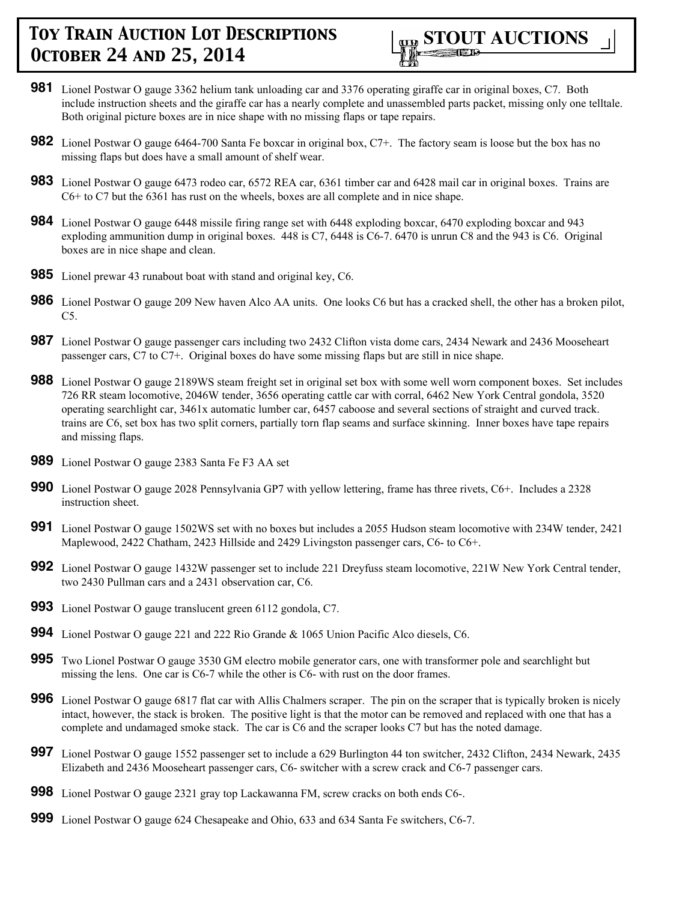**981** Lionel Postwar O gauge 3362 helium tank unloading car and 3376 operating giraffe car in original boxes, C7. Both include instruction sheets and the giraffe car has a nearly complete and unassembled parts packet, missing only one telltale. Both original picture boxes are in nice shape with no missing flaps or tape repairs.

**982** Lionel Postwar O gauge 6464-700 Santa Fe boxcar in original box, C7+. The factory seam is loose but the box has no missing flaps but does have a small amount of shelf wear.

**983** Lionel Postwar O gauge 6473 rodeo car, 6572 REA car, 6361 timber car and 6428 mail car in original boxes. Trains are C6+ to C7 but the 6361 has rust on the wheels, boxes are all complete and in nice shape.

**984** Lionel Postwar O gauge 6448 missile firing range set with 6448 exploding boxcar, 6470 exploding boxcar and 943 exploding ammunition dump in original boxes. 448 is C7, 6448 is C6-7. 6470 is unrun C8 and the 943 is C6. Original boxes are in nice shape and clean.

**985** Lionel prewar 43 runabout boat with stand and original key, C6.

**986** Lionel Postwar O gauge 209 New haven Alco AA units. One looks C6 but has a cracked shell, the other has a broken pilot, C5.

**987** Lionel Postwar O gauge passenger cars including two 2432 Clifton vista dome cars, 2434 Newark and 2436 Mooseheart passenger cars, C7 to C7+. Original boxes do have some missing flaps but are still in nice shape.

**988** Lionel Postwar O gauge 2189WS steam freight set in original set box with some well worn component boxes. Set includes 726 RR steam locomotive, 2046W tender, 3656 operating cattle car with corral, 6462 New York Central gondola, 3520 operating searchlight car, 3461x automatic lumber car, 6457 caboose and several sections of straight and curved track. trains are C6, set box has two split corners, partially torn flap seams and surface skinning. Inner boxes have tape repairs and missing flaps.

**989** Lionel Postwar O gauge 2383 Santa Fe F3 AA set

**990** Lionel Postwar O gauge 2028 Pennsylvania GP7 with yellow lettering, frame has three rivets, C6+. Includes a 2328 instruction sheet.

**991** Lionel Postwar O gauge 1502WS set with no boxes but includes a 2055 Hudson steam locomotive with 234W tender, 2421 Maplewood, 2422 Chatham, 2423 Hillside and 2429 Livingston passenger cars, C6- to C6+.

**992** Lionel Postwar O gauge 1432W passenger set to include 221 Dreyfuss steam locomotive, 221W New York Central tender, two 2430 Pullman cars and a 2431 observation car, C6.

**993** Lionel Postwar O gauge translucent green 6112 gondola, C7.

**994** Lionel Postwar O gauge 221 and 222 Rio Grande & 1065 Union Pacific Alco diesels, C6.

**995** Two Lionel Postwar O gauge 3530 GM electro mobile generator cars, one with transformer pole and searchlight but missing the lens. One car is C6-7 while the other is C6- with rust on the door frames.

**996** Lionel Postwar O gauge 6817 flat car with Allis Chalmers scraper. The pin on the scraper that is typically broken is nicely intact, however, the stack is broken. The positive light is that the motor can be removed and replaced with one that has a complete and undamaged smoke stack. The car is C6 and the scraper looks C7 but has the noted damage.

**997** Lionel Postwar O gauge 1552 passenger set to include a 629 Burlington 44 ton switcher, 2432 Clifton, 2434 Newark, 2435 Elizabeth and 2436 Mooseheart passenger cars, C6- switcher with a screw crack and C6-7 passenger cars.

**998** Lionel Postwar O gauge 2321 gray top Lackawanna FM, screw cracks on both ends C6-.

**999** Lionel Postwar O gauge 624 Chesapeake and Ohio, 633 and 634 Santa Fe switchers, C6-7.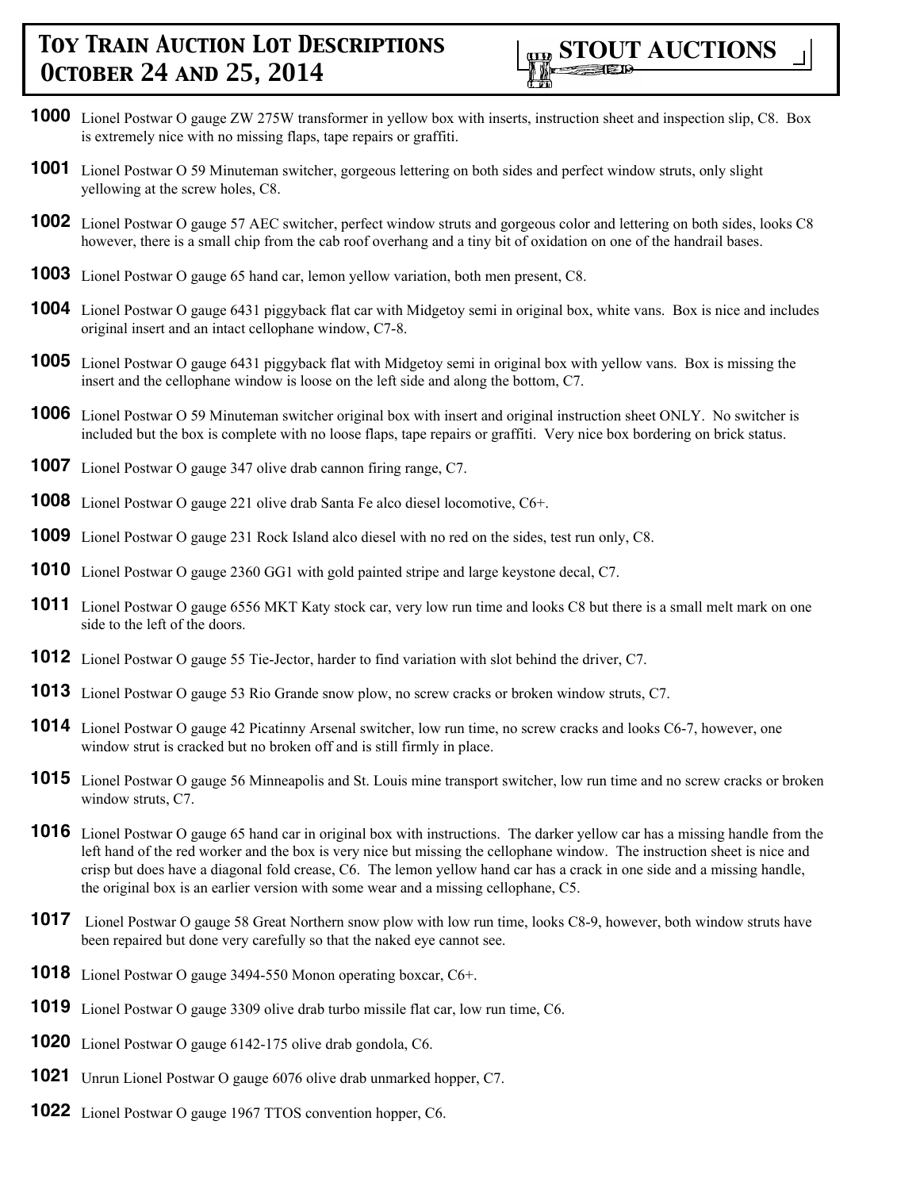# Toy Train Auction Lot Descriptions October 24 and 25, 2014

**STOUT AUCTIONS**

**1000** Lionel Postwar O gauge ZW 275W transformer in yellow box with inserts, instruction sheet and inspection slip, C8. Box is extremely nice with no missing flaps, tape repairs or graffiti.

**1001** Lionel Postwar O 59 Minuteman switcher, gorgeous lettering on both sides and perfect window struts, only slight yellowing at the screw holes, C8.

**1002** Lionel Postwar O gauge 57 AEC switcher, perfect window struts and gorgeous color and lettering on both sides, looks C8 however, there is a small chip from the cab roof overhang and a tiny bit of oxidation on one of the handrail bases.

**1003** Lionel Postwar O gauge 65 hand car, lemon yellow variation, both men present, C8.

**1004** Lionel Postwar O gauge 6431 piggyback flat car with Midgetoy semi in original box, white vans. Box is nice and includes original insert and an intact cellophane window, C7-8.

**1005** Lionel Postwar O gauge 6431 piggyback flat with Midgetoy semi in original box with yellow vans. Box is missing the insert and the cellophane window is loose on the left side and along the bottom, C7.

**1006** Lionel Postwar O 59 Minuteman switcher original box with insert and original instruction sheet ONLY. No switcher is included but the box is complete with no loose flaps, tape repairs or graffiti. Very nice box bordering on brick status.

**1007** Lionel Postwar O gauge 347 olive drab cannon firing range, C7.

**1008** Lionel Postwar O gauge 221 olive drab Santa Fe alco diesel locomotive, C6+.

**1009** Lionel Postwar O gauge 231 Rock Island alco diesel with no red on the sides, test run only, C8.

**1010** Lionel Postwar O gauge 2360 GG1 with gold painted stripe and large keystone decal, C7.

**1011** Lionel Postwar O gauge 6556 MKT Katy stock car, very low run time and looks C8 but there is a small melt mark on one side to the left of the doors.

**1012** Lionel Postwar O gauge 55 Tie-Jector, harder to find variation with slot behind the driver, C7.

**1013** Lionel Postwar O gauge 53 Rio Grande snow plow, no screw cracks or broken window struts, C7.

**1014** Lionel Postwar O gauge 42 Picatinny Arsenal switcher, low run time, no screw cracks and looks C6-7, however, one window strut is cracked but no broken off and is still firmly in place.

**1015** Lionel Postwar O gauge 56 Minneapolis and St. Louis mine transport switcher, low run time and no screw cracks or broken window struts, C7.

**1016** Lionel Postwar O gauge 65 hand car in original box with instructions. The darker yellow car has a missing handle from the left hand of the red worker and the box is very nice but missing the cellophane window. The instruction sheet is nice and crisp but does have a diagonal fold crease, C6. The lemon yellow hand car has a crack in one side and a missing handle, the original box is an earlier version with some wear and a missing cellophane, C5.

**1017** Lionel Postwar O gauge 58 Great Northern snow plow with low run time, looks C8-9, however, both window struts have been repaired but done very carefully so that the naked eye cannot see.

**1018** Lionel Postwar O gauge 3494-550 Monon operating boxcar, C6+.

**1019** Lionel Postwar O gauge 3309 olive drab turbo missile flat car, low run time, C6.

**1020** Lionel Postwar O gauge 6142-175 olive drab gondola, C6.

**1021** Unrun Lionel Postwar O gauge 6076 olive drab unmarked hopper, C7.

**1022** Lionel Postwar O gauge 1967 TTOS convention hopper, C6.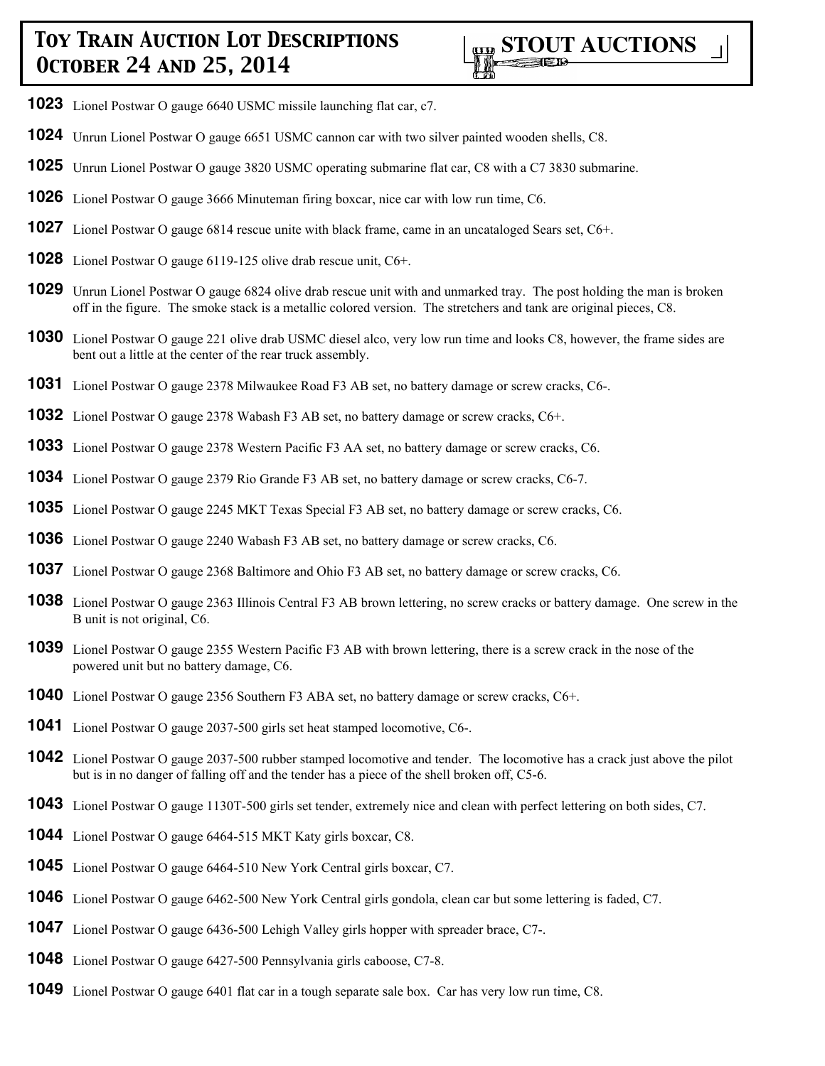**1023** Lionel Postwar O gauge 6640 USMC missile launching flat car, c7.

**1024** Unrun Lionel Postwar O gauge 6651 USMC cannon car with two silver painted wooden shells, C8.

**1025** Unrun Lionel Postwar O gauge 3820 USMC operating submarine flat car, C8 with a C7 3830 submarine.

**1026** Lionel Postwar O gauge 3666 Minuteman firing boxcar, nice car with low run time, C6.

**1027** Lionel Postwar O gauge 6814 rescue unite with black frame, came in an uncataloged Sears set, C6+.

**1028** Lionel Postwar O gauge 6119-125 olive drab rescue unit, C6+.

**1029** Unrun Lionel Postwar O gauge 6824 olive drab rescue unit with and unmarked tray. The post holding the man is broken off in the figure. The smoke stack is a metallic colored version. The stretchers and tank are original pieces, C8.

**1030** Lionel Postwar O gauge 221 olive drab USMC diesel alco, very low run time and looks C8, however, the frame sides are bent out a little at the center of the rear truck assembly.

**1031** Lionel Postwar O gauge 2378 Milwaukee Road F3 AB set, no battery damage or screw cracks, C6-.

**1032** Lionel Postwar O gauge 2378 Wabash F3 AB set, no battery damage or screw cracks, C6+.

**1033** Lionel Postwar O gauge 2378 Western Pacific F3 AA set, no battery damage or screw cracks, C6.

**1034** Lionel Postwar O gauge 2379 Rio Grande F3 AB set, no battery damage or screw cracks, C6-7.

**1035** Lionel Postwar O gauge 2245 MKT Texas Special F3 AB set, no battery damage or screw cracks, C6.

**1036** Lionel Postwar O gauge 2240 Wabash F3 AB set, no battery damage or screw cracks, C6.

**1037** Lionel Postwar O gauge 2368 Baltimore and Ohio F3 AB set, no battery damage or screw cracks, C6.

**1038** Lionel Postwar O gauge 2363 Illinois Central F3 AB brown lettering, no screw cracks or battery damage. One screw in the B unit is not original, C6.

**1039** Lionel Postwar O gauge 2355 Western Pacific F3 AB with brown lettering, there is a screw crack in the nose of the powered unit but no battery damage, C6.

**1040** Lionel Postwar O gauge 2356 Southern F3 ABA set, no battery damage or screw cracks, C6+.

**1041** Lionel Postwar O gauge 2037-500 girls set heat stamped locomotive, C6-.

**1042** Lionel Postwar O gauge 2037-500 rubber stamped locomotive and tender. The locomotive has a crack just above the pilot but is in no danger of falling off and the tender has a piece of the shell broken off, C5-6.

**1043** Lionel Postwar O gauge 1130T-500 girls set tender, extremely nice and clean with perfect lettering on both sides, C7.

**1044** Lionel Postwar O gauge 6464-515 MKT Katy girls boxcar, C8.

**1045** Lionel Postwar O gauge 6464-510 New York Central girls boxcar, C7.

**1046** Lionel Postwar O gauge 6462-500 New York Central girls gondola, clean car but some lettering is faded, C7.

**1047** Lionel Postwar O gauge 6436-500 Lehigh Valley girls hopper with spreader brace, C7-.

**1048** Lionel Postwar O gauge 6427-500 Pennsylvania girls caboose, C7-8.

**1049** Lionel Postwar O gauge 6401 flat car in a tough separate sale box. Car has very low run time, C8.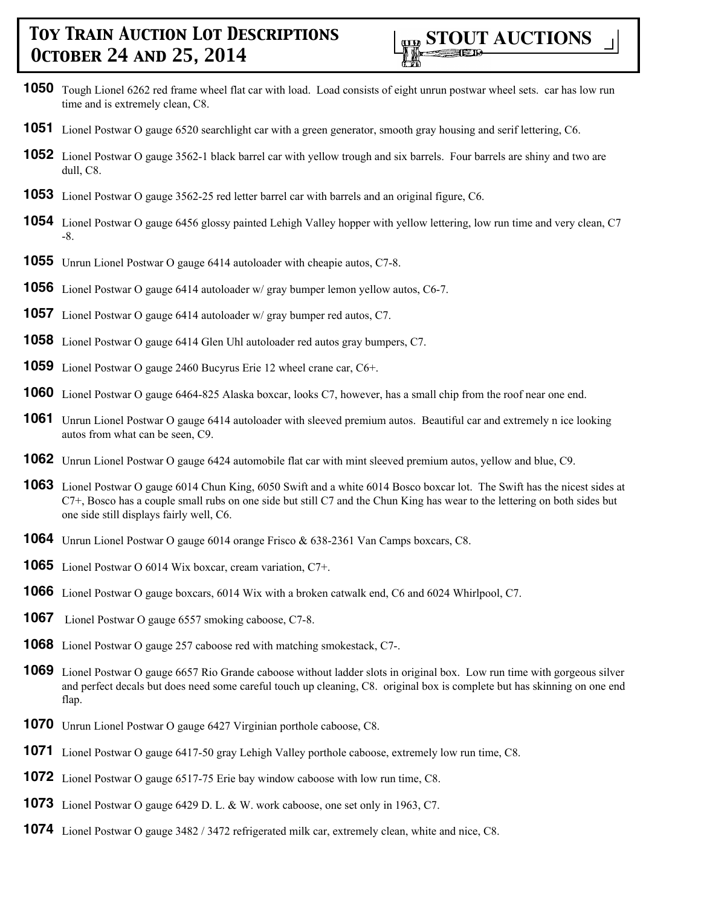**1050** Tough Lionel 6262 red frame wheel flat car with load. Load consists of eight unrun postwar wheel sets. car has low run time and is extremely clean, C8.

**1051** Lionel Postwar O gauge 6520 searchlight car with a green generator, smooth gray housing and serif lettering, C6.

**1052** Lionel Postwar O gauge 3562-1 black barrel car with yellow trough and six barrels. Four barrels are shiny and two are dull, C8.

**1053** Lionel Postwar O gauge 3562-25 red letter barrel car with barrels and an original figure, C6.

**1054** Lionel Postwar O gauge 6456 glossy painted Lehigh Valley hopper with yellow lettering, low run time and very clean, C7-8.

**1055** Unrun Lionel Postwar O gauge 6414 autoloader with cheapie autos, C7-8.

**1056** Lionel Postwar O gauge 6414 autoloader w/ gray bumper lemon yellow autos, C6-7.

**1057** Lionel Postwar O gauge 6414 autoloader w/ gray bumper red autos, C7.

**1058** Lionel Postwar O gauge 6414 Glen Uhl autoloader red autos gray bumpers, C7.

**1059** Lionel Postwar O gauge 2460 Bucyrus Erie 12 wheel crane car, C6+.

**1060** Lionel Postwar O gauge 6464-825 Alaska boxcar, looks C7, however, has a small chip from the roof near one end.

**1061** Unrun Lionel Postwar O gauge 6414 autoloader with sleeved premium autos. Beautiful car and extremely n ice looking autos from what can be seen, C9.

**1062** Unrun Lionel Postwar O gauge 6424 automobile flat car with mint sleeved premium autos, yellow and blue, C9.

**1063** Lionel Postwar O gauge 6014 Chun King, 6050 Swift and a white 6014 Bosco boxcar lot. The Swift has the nicest sides at C7+, Bosco has a couple small rubs on one side but still C7 and the Chun King has wear to the lettering on both sides but one side still displays fairly well, C6.

**1064** Unrun Lionel Postwar O gauge 6014 orange Frisco & 638-2361 Van Camps boxcars, C8.

**1065** Lionel Postwar O 6014 Wix boxcar, cream variation, C7+.

**1066** Lionel Postwar O gauge boxcars, 6014 Wix with a broken catwalk end, C6 and 6024 Whirlpool, C7.

**1067** Lionel Postwar O gauge 6557 smoking caboose, C7-8.

**1068** Lionel Postwar O gauge 257 caboose red with matching smokestack, C7-.

**1069** Lionel Postwar O gauge 6657 Rio Grande caboose without ladder slots in original box. Low run time with gorgeous silver and perfect decals but does need some careful touch up cleaning, C8. original box is complete but has skinning on one end flap.

**1070** Unrun Lionel Postwar O gauge 6427 Virginian porthole caboose, C8.

**1071** Lionel Postwar O gauge 6417-50 gray Lehigh Valley porthole caboose, extremely low run time, C8.

**1072** Lionel Postwar O gauge 6517-75 Erie bay window caboose with low run time, C8.

**1073** Lionel Postwar O gauge 6429 D. L. & W. work caboose, one set only in 1963, C7.

**1074** Lionel Postwar O gauge 3482 / 3472 refrigerated milk car, extremely clean, white and nice, C8.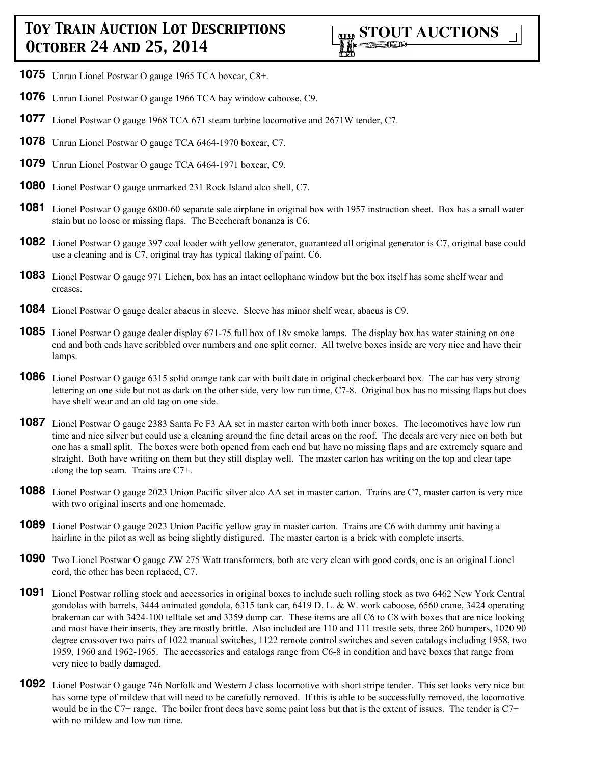**1075** Unrun Lionel Postwar O gauge 1965 TCA boxcar, C8+.

**1076** Unrun Lionel Postwar O gauge 1966 TCA bay window caboose, C9.

**1077** Lionel Postwar O gauge 1968 TCA 671 steam turbine locomotive and 2671W tender, C7.

**1078** Unrun Lionel Postwar O gauge TCA 6464-1970 boxcar, C7.

**1079** Unrun Lionel Postwar O gauge TCA 6464-1971 boxcar, C9.

**1080** Lionel Postwar O gauge unmarked 231 Rock Island alco shell, C7.

**1081** Lionel Postwar O gauge 6800-60 separate sale airplane in original box with 1957 instruction sheet. Box has a small water stain but no loose or missing flaps. The Beechcraft bonanza is C6.

**1082** Lionel Postwar O gauge 397 coal loader with yellow generator, guaranteed all original generator is C7, original base could use a cleaning and is C7, original tray has typical flaking of paint, C6.

**1083** Lionel Postwar O gauge 971 Lichen, box has an intact cellophane window but the box itself has some shelf wear and creases.

**1084** Lionel Postwar O gauge dealer abacus in sleeve. Sleeve has minor shelf wear, abacus is C9.

**1085** Lionel Postwar O gauge dealer display 671-75 full box of 18v smoke lamps. The display box has water staining on one end and both ends have scribbled over numbers and one split corner. All twelve boxes inside are very nice and have their lamps.

**1086** Lionel Postwar O gauge 6315 solid orange tank car with built date in original checkerboard box. The car has very strong lettering on one side but not as dark on the other side, very low run time, C7-8. Original box has no missing flaps but does have shelf wear and an old tag on one side.

**1087** Lionel Postwar O gauge 2383 Santa Fe F3 AA set in master carton with both inner boxes. The locomotives have low run time and nice silver but could use a cleaning around the fine detail areas on the roof. The decals are very nice on both but one has a small split. The boxes were both opened from each end but have no missing flaps and are extremely square and straight. Both have writing on them but they still display well. The master carton has writing on the top and clear tape along the top seam. Trains are C7+.

**1088** Lionel Postwar O gauge 2023 Union Pacific silver alco AA set in master carton. Trains are C7, master carton is very nice with two original inserts and one homemade.

**1089** Lionel Postwar O gauge 2023 Union Pacific yellow gray in master carton. Trains are C6 with dummy unit having a hairline in the pilot as well as being slightly disfigured. The master carton is a brick with complete inserts.

**1090** Two Lionel Postwar O gauge ZW 275 Watt transformers, both are very clean with good cords, one is an original Lionel cord, the other has been replaced, C7.

**1091** Lionel Postwar rolling stock and accessories in original boxes to include such rolling stock as two 6462 New York Central gondolas with barrels, 3444 animated gondola, 6315 tank car, 6419 D. L. & W. work caboose, 6560 crane, 3424 operating brakeman car with 3424-100 telltale set and 3359 dump car. These items are all C6 to C8 with boxes that are nice looking and most have their inserts, they are mostly brittle. Also included are 110 and 111 trestle sets, three 260 bumpers, 1020 90 degree crossover two pairs of 1022 manual switches, 1122 remote control switches and seven catalogs including 1958, two 1959, 1960 and 1962-1965. The accessories and catalogs range from C6-8 in condition and have boxes that range from very nice to badly damaged.

**1092** Lionel Postwar O gauge 746 Norfolk and Western J class locomotive with short stripe tender. This set looks very nice but has some type of mildew that will need to be carefully removed. If this is able to be successfully removed, the locomotive would be in the C7+ range. The boiler front does have some paint loss but that is the extent of issues. The tender is C7+ with no mildew and low run time.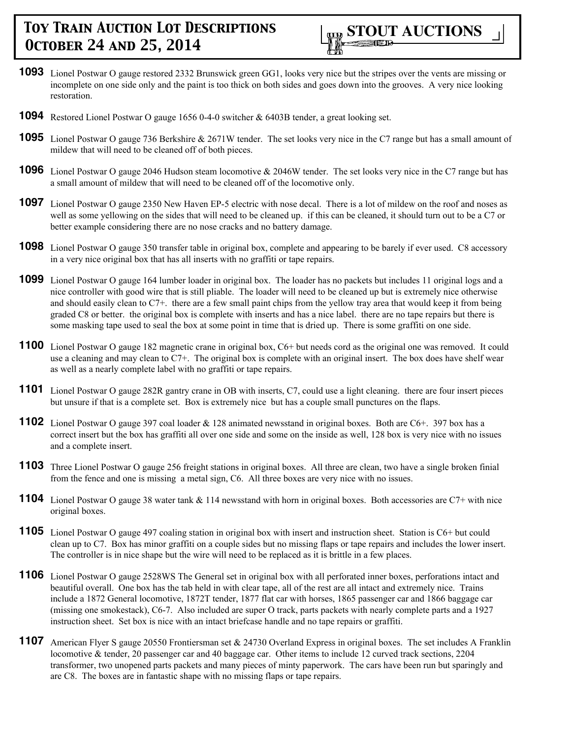**1093** Lionel Postwar O gauge restored 2332 Brunswick green GG1, looks very nice but the stripes over the vents are missing or incomplete on one side only and the paint is too thick on both sides and goes down into the grooves. A very nice looking restoration.

**1094** Restored Lionel Postwar O gauge 1656 0-4-0 switcher & 6403B tender, a great looking set.

**1095** Lionel Postwar O gauge 736 Berkshire & 2671W tender. The set looks very nice in the C7 range but has a small amount of mildew that will need to be cleaned off of both pieces.

**1096** Lionel Postwar O gauge 2046 Hudson steam locomotive & 2046W tender. The set looks very nice in the C7 range but has a small amount of mildew that will need to be cleaned off of the locomotive only.

**1097** Lionel Postwar O gauge 2350 New Haven EP-5 electric with nose decal. There is a lot of mildew on the roof and noses as well as some yellowing on the sides that will need to be cleaned up. if this can be cleaned, it should turn out to be a C7 or better example considering there are no nose cracks and no battery damage.

**1098** Lionel Postwar O gauge 350 transfer table in original box, complete and appearing to be barely if ever used. C8 accessory in a very nice original box that has all inserts with no graffiti or tape repairs.

**1099** Lionel Postwar O gauge 164 lumber loader in original box. The loader has no packets but includes 11 original logs and a nice controller with good wire that is still pliable. The loader will need to be cleaned up but is extremely nice otherwise and should easily clean to C7+. there are a few small paint chips from the yellow tray area that would keep it from being graded C8 or better. the original box is complete with inserts and has a nice label. there are no tape repairs but there is some masking tape used to seal the box at some point in time that is dried up. There is some graffiti on one side.

**1100** Lionel Postwar O gauge 182 magnetic crane in original box, C6+ but needs cord as the original one was removed. It could use a cleaning and may clean to C7+. The original box is complete with an original insert. The box does have shelf wear as well as a nearly complete label with no graffiti or tape repairs.

**1101** Lionel Postwar O gauge 282R gantry crane in OB with inserts, C7, could use a light cleaning. there are four insert pieces but unsure if that is a complete set. Box is extremely nice but has a couple small punctures on the flaps.

**1102** Lionel Postwar O gauge 397 coal loader & 128 animated newsstand in original boxes. Both are C6+. 397 box has a correct insert but the box has graffiti all over one side and some on the inside as well, 128 box is very nice with no issues and a complete insert.

**1103** Three Lionel Postwar O gauge 256 freight stations in original boxes. All three are clean, two have a single broken finial from the fence and one is missing a metal sign, C6. All three boxes are very nice with no issues.

**1104** Lionel Postwar O gauge 38 water tank & 114 newsstand with horn in original boxes. Both accessories are C7+ with nice original boxes.

**1105** Lionel Postwar O gauge 497 coaling station in original box with insert and instruction sheet. Station is C6+ but could clean up to C7. Box has minor graffiti on a couple sides but no missing flaps or tape repairs and includes the lower insert. The controller is in nice shape but the wire will need to be replaced as it is brittle in a few places.

**1106** Lionel Postwar O gauge 2528WS The General set in original box with all perforated inner boxes, perforations intact and beautiful overall. One box has the tab held in with clear tape, all of the rest are all intact and extremely nice. Trains include a 1872 General locomotive, 1872T tender, 1877 flat car with horses, 1865 passenger car and 1866 baggage car (missing one smokestack), C6-7. Also included are super O track, parts packets with nearly complete parts and a 1927 instruction sheet. Set box is nice with an intact briefcase handle and no tape repairs or graffiti.

**1107** American Flyer S gauge 20550 Frontiersman set & 24730 Overland Express in original boxes. The set includes A Franklin locomotive & tender, 20 passenger car and 40 baggage car. Other items to include 12 curved track sections, 2204 transformer, two unopened parts packets and many pieces of minty paperwork. The cars have been run but sparingly and are C8. The boxes are in fantastic shape with no missing flaps or tape repairs.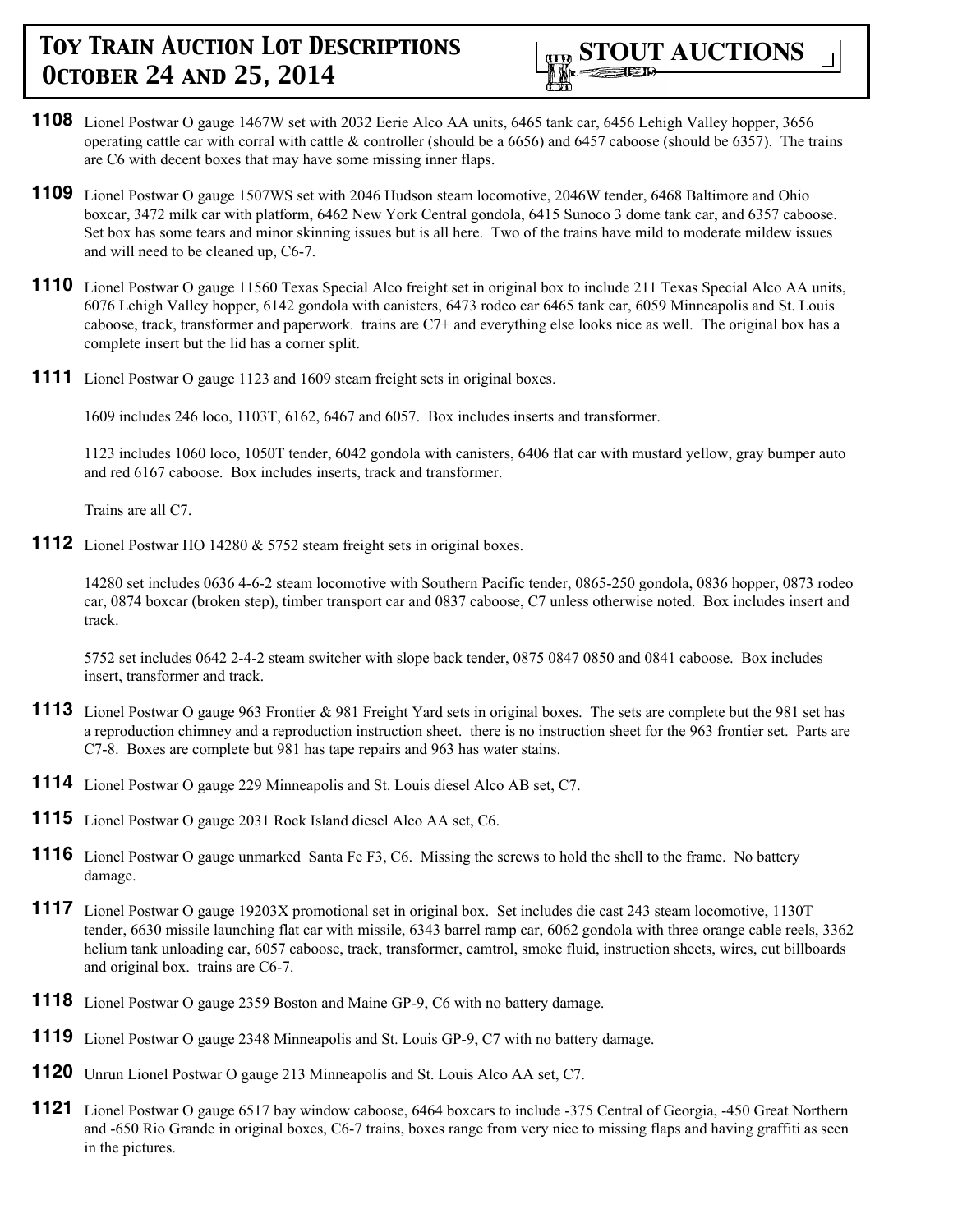**1108** Lionel Postwar O gauge 1467W set with 2032 Eerie Alco AA units, 6465 tank car, 6456 Lehigh Valley hopper, 3656 operating cattle car with corral with cattle & controller (should be a 6656) and 6457 caboose (should be 6357). The trains are C6 with decent boxes that may have some missing inner flaps.

**1109** Lionel Postwar O gauge 1507WS set with 2046 Hudson steam locomotive, 2046W tender, 6468 Baltimore and Ohio boxcar, 3472 milk car with platform, 6462 New York Central gondola, 6415 Sunoco 3 dome tank car, and 6357 caboose. Set box has some tears and minor skinning issues but is all here. Two of the trains have mild to moderate mildew issues and will need to be cleaned up, C6-7.

**1110** Lionel Postwar O gauge 11560 Texas Special Alco freight set in original box to include 211 Texas Special Alco AA units, 6076 Lehigh Valley hopper, 6142 gondola with canisters, 6473 rodeo car 6465 tank car, 6059 Minneapolis and St. Louis caboose, track, transformer and paperwork. trains are C7+ and everything else looks nice as well. The original box has a complete insert but the lid has a corner split.

**1111** Lionel Postwar O gauge 1123 and 1609 steam freight sets in original boxes.

1609 includes 246 loco, 1103T, 6162, 6467 and 6057. Box includes inserts and transformer.

1123 includes 1060 loco, 1050T tender, 6042 gondola with canisters, 6406 flat car with mustard yellow, gray bumper auto and red 6167 caboose. Box includes inserts, track and transformer.

Trains are all C7.

**1112** Lionel Postwar HO 14280 & 5752 steam freight sets in original boxes.

14280 set includes 0636 4-6-2 steam locomotive with Southern Pacific tender, 0865-250 gondola, 0836 hopper, 0873 rodeo car, 0874 boxcar (broken step), timber transport car and 0837 caboose, C7 unless otherwise noted. Box includes insert and track.

5752 set includes 0642 2-4-2 steam switcher with slope back tender, 0875 0847 0850 and 0841 caboose. Box includes insert, transformer and track.

**1113** Lionel Postwar O gauge 963 Frontier & 981 Freight Yard sets in original boxes. The sets are complete but the 981 set has a reproduction chimney and a reproduction instruction sheet. there is no instruction sheet for the 963 frontier set. Parts are C7-8. Boxes are complete but 981 has tape repairs and 963 has water stains.

**1114** Lionel Postwar O gauge 229 Minneapolis and St. Louis diesel Alco AB set, C7.

**1115** Lionel Postwar O gauge 2031 Rock Island diesel Alco AA set, C6.

**1116** Lionel Postwar O gauge unmarked Santa Fe F3, C6. Missing the screws to hold the shell to the frame. No battery damage.

**1117** Lionel Postwar O gauge 19203X promotional set in original box. Set includes die cast 243 steam locomotive, 1130T tender, 6630 missile launching flat car with missile, 6343 barrel ramp car, 6062 gondola with three orange cable reels, 3362 helium tank unloading car, 6057 caboose, track, transformer, camtrol, smoke fluid, instruction sheets, wires, cut billboards and original box. trains are C6-7.

**1118** Lionel Postwar O gauge 2359 Boston and Maine GP-9, C6 with no battery damage.

**1119** Lionel Postwar O gauge 2348 Minneapolis and St. Louis GP-9, C7 with no battery damage.

**1120** Unrun Lionel Postwar O gauge 213 Minneapolis and St. Louis Alco AA set, C7.

**1121** Lionel Postwar O gauge 6517 bay window caboose, 6464 boxcars to include -375 Central of Georgia, -450 Great Northern and -650 Rio Grande in original boxes, C6-7 trains, boxes range from very nice to missing flaps and having graffiti as seen in the pictures.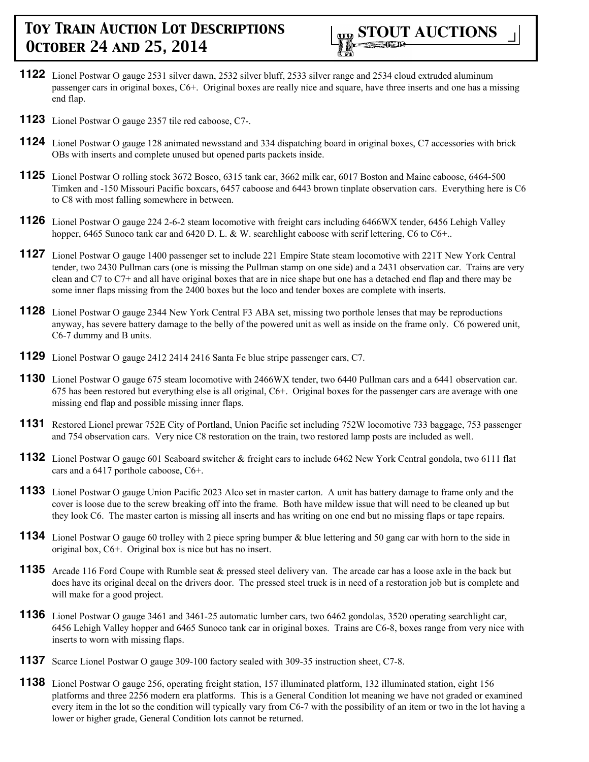**1122** Lionel Postwar O gauge 2531 silver dawn, 2532 silver bluff, 2533 silver range and 2534 cloud extruded aluminum passenger cars in original boxes, C6+. Original boxes are really nice and square, have three inserts and one has a missing end flap.

**1123** Lionel Postwar O gauge 2357 tile red caboose, C7-.

**1124** Lionel Postwar O gauge 128 animated newsstand and 334 dispatching board in original boxes, C7 accessories with brick OBs with inserts and complete unused but opened parts packets inside.

**1125** Lionel Postwar O rolling stock 3672 Bosco, 6315 tank car, 3662 milk car, 6017 Boston and Maine caboose, 6464-500 Timken and -150 Missouri Pacific boxcars, 6457 caboose and 6443 brown tinplate observation cars. Everything here is C6 to C8 with most falling somewhere in between.

**1126** Lionel Postwar O gauge 224 2-6-2 steam locomotive with freight cars including 6466WX tender, 6456 Lehigh Valley hopper, 6465 Sunoco tank car and 6420 D. L. & W. searchlight caboose with serif lettering, C6 to C6+..

**1127** Lionel Postwar O gauge 1400 passenger set to include 221 Empire State steam locomotive with 221T New York Central tender, two 2430 Pullman cars (one is missing the Pullman stamp on one side) and a 2431 observation car. Trains are very clean and C7 to C7+ and all have original boxes that are in nice shape but one has a detached end flap and there may be some inner flaps missing from the 2400 boxes but the loco and tender boxes are complete with inserts.

**1128** Lionel Postwar O gauge 2344 New York Central F3 ABA set, missing two porthole lenses that may be reproductions anyway, has severe battery damage to the belly of the powered unit as well as inside on the frame only. C6 powered unit, C6-7 dummy and B units.

**1129** Lionel Postwar O gauge 2412 2414 2416 Santa Fe blue stripe passenger cars, C7.

**1130** Lionel Postwar O gauge 675 steam locomotive with 2466WX tender, two 6440 Pullman cars and a 6441 observation car. 675 has been restored but everything else is all original, C6+. Original boxes for the passenger cars are average with one missing end flap and possible missing inner flaps.

**1131** Restored Lionel prewar 752E City of Portland, Union Pacific set including 752W locomotive 733 baggage, 753 passenger and 754 observation cars. Very nice C8 restoration on the train, two restored lamp posts are included as well.

**1132** Lionel Postwar O gauge 601 Seaboard switcher & freight cars to include 6462 New York Central gondola, two 6111 flat cars and a 6417 porthole caboose, C6+.

**1133** Lionel Postwar O gauge Union Pacific 2023 Alco set in master carton. A unit has battery damage to frame only and the cover is loose due to the screw breaking off into the frame. Both have mildew issue that will need to be cleaned up but they look C6. The master carton is missing all inserts and has writing on one end but no missing flaps or tape repairs.

**1134** Lionel Postwar O gauge 60 trolley with 2 piece spring bumper & blue lettering and 50 gang car with horn to the side in original box, C6+. Original box is nice but has no insert.

**1135** Arcade 116 Ford Coupe with Rumble seat & pressed steel delivery van. The arcade car has a loose axle in the back but does have its original decal on the drivers door. The pressed steel truck is in need of a restoration job but is complete and will make for a good project.

**1136** Lionel Postwar O gauge 3461 and 3461-25 automatic lumber cars, two 6462 gondolas, 3520 operating searchlight car, 6456 Lehigh Valley hopper and 6465 Sunoco tank car in original boxes. Trains are C6-8, boxes range from very nice with inserts to worn with missing flaps.

**1137** Scarce Lionel Postwar O gauge 309-100 factory sealed with 309-35 instruction sheet, C7-8.

**1138** Lionel Postwar O gauge 256, operating freight station, 157 illuminated platform, 132 illuminated station, eight 156 platforms and three 2256 modern era platforms. This is a General Condition lot meaning we have not graded or examined every item in the lot so the condition will typically vary from C6-7 with the possibility of an item or two in the lot having a lower or higher grade, General Condition lots cannot be returned.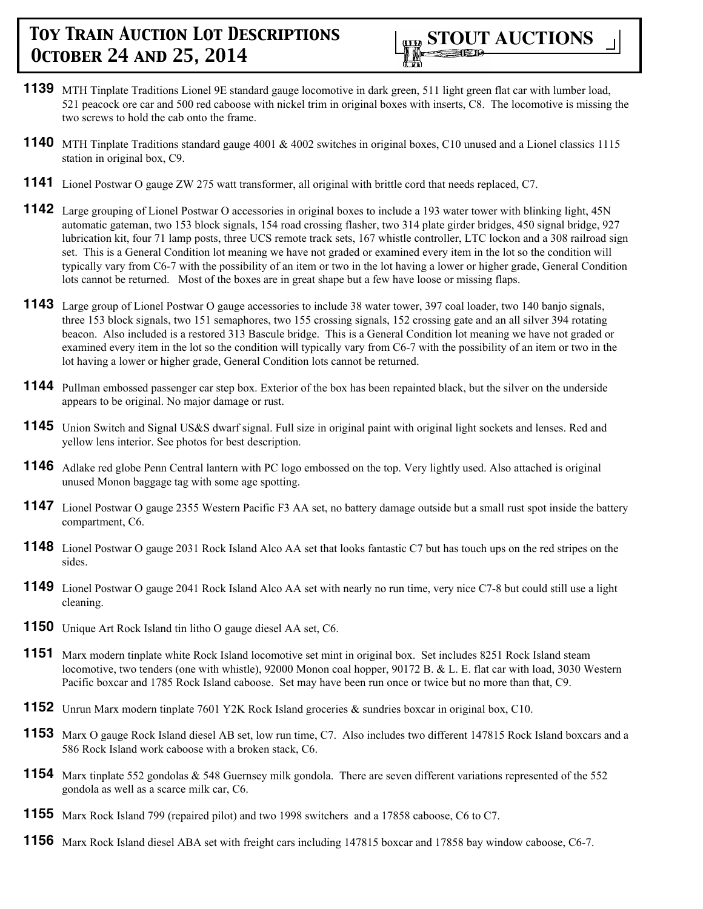**1139** MTH Tinplate Traditions Lionel 9E standard gauge locomotive in dark green, 511 light green flat car with lumber load, 521 peacock ore car and 500 red caboose with nickel trim in original boxes with inserts, C8. The locomotive is missing the two screws to hold the cab onto the frame.

**1140** MTH Tinplate Traditions standard gauge 4001 & 4002 switches in original boxes, C10 unused and a Lionel classics 1115 station in original box, C9.

**1141** Lionel Postwar O gauge ZW 275 watt transformer, all original with brittle cord that needs replaced, C7.

**1142** Large grouping of Lionel Postwar O accessories in original boxes to include a 193 water tower with blinking light, 45N automatic gateman, two 153 block signals, 154 road crossing flasher, two 314 plate girder bridges, 450 signal bridge, 927 lubrication kit, four 71 lamp posts, three UCS remote track sets, 167 whistle controller, LTC lockon and a 308 railroad sign set. This is a General Condition lot meaning we have not graded or examined every item in the lot so the condition will typically vary from C6-7 with the possibility of an item or two in the lot having a lower or higher grade, General Condition lots cannot be returned. Most of the boxes are in great shape but a few have loose or missing flaps.

**1143** Large group of Lionel Postwar O gauge accessories to include 38 water tower, 397 coal loader, two 140 banjo signals, three 153 block signals, two 151 semaphores, two 155 crossing signals, 152 crossing gate and an all silver 394 rotating beacon. Also included is a restored 313 Bascule bridge. This is a General Condition lot meaning we have not graded or examined every item in the lot so the condition will typically vary from C6-7 with the possibility of an item or two in the lot having a lower or higher grade, General Condition lots cannot be returned.

**1144** Pullman embossed passenger car step box. Exterior of the box has been repainted black, but the silver on the underside appears to be original. No major damage or rust.

**1145** Union Switch and Signal US&S dwarf signal. Full size in original paint with original light sockets and lenses. Red and yellow lens interior. See photos for best description.

**1146** Adlake red globe Penn Central lantern with PC logo embossed on the top. Very lightly used. Also attached is original unused Monon baggage tag with some age spotting.

**1147** Lionel Postwar O gauge 2355 Western Pacific F3 AA set, no battery damage outside but a small rust spot inside the battery compartment, C6.

**1148** Lionel Postwar O gauge 2031 Rock Island Alco AA set that looks fantastic C7 but has touch ups on the red stripes on the sides.

**1149** Lionel Postwar O gauge 2041 Rock Island Alco AA set with nearly no run time, very nice C7-8 but could still use a light cleaning.

**1150** Unique Art Rock Island tin litho O gauge diesel AA set, C6.

**1151** Marx modern tinplate white Rock Island locomotive set mint in original box. Set includes 8251 Rock Island steam locomotive, two tenders (one with whistle), 92000 Monon coal hopper, 90172 B. & L. E. flat car with load, 3030 Western Pacific boxcar and 1785 Rock Island caboose. Set may have been run once or twice but no more than that, C9.

**1152** Unrun Marx modern tinplate 7601 Y2K Rock Island groceries & sundries boxcar in original box, C10.

**1153** Marx O gauge Rock Island diesel AB set, low run time, C7. Also includes two different 147815 Rock Island boxcars and a 586 Rock Island work caboose with a broken stack, C6.

**1154** Marx tinplate 552 gondolas & 548 Guernsey milk gondola. There are seven different variations represented of the 552 gondola as well as a scarce milk car, C6.

**1155** Marx Rock Island 799 (repaired pilot) and two 1998 switchers and a 17858 caboose, C6 to C7.

**1156** Marx Rock Island diesel ABA set with freight cars including 147815 boxcar and 17858 bay window caboose, C6-7.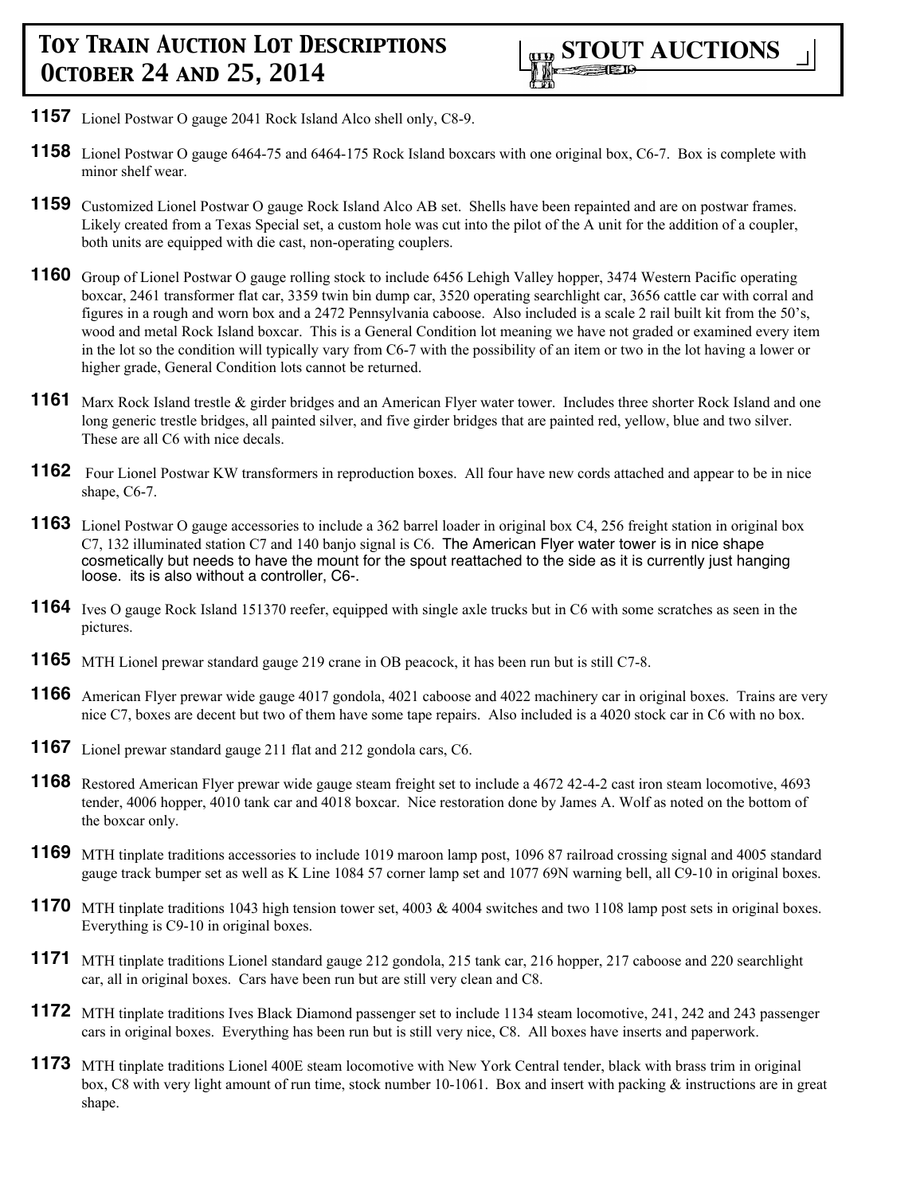**1157** Lionel Postwar O gauge 2041 Rock Island Alco shell only, C8-9.

**1158** Lionel Postwar O gauge 6464-75 and 6464-175 Rock Island boxcars with one original box, C6-7. Box is complete with minor shelf wear.

**1159** Customized Lionel Postwar O gauge Rock Island Alco AB set. Shells have been repainted and are on postwar frames. Likely created from a Texas Special set, a custom hole was cut into the pilot of the A unit for the addition of a coupler, both units are equipped with die cast, non-operating couplers.

**1160** Group of Lionel Postwar O gauge rolling stock to include 6456 Lehigh Valley hopper, 3474 Western Pacific operating boxcar, 2461 transformer flat car, 3359 twin bin dump car, 3520 operating searchlight car, 3656 cattle car with corral and figures in a rough and worn box and a 2472 Pennsylvania caboose. Also included is a scale 2 rail built kit from the 50's, wood and metal Rock Island boxcar. This is a General Condition lot meaning we have not graded or examined every item in the lot so the condition will typically vary from C6-7 with the possibility of an item or two in the lot having a lower or higher grade, General Condition lots cannot be returned.

**1161** Marx Rock Island trestle & girder bridges and an American Flyer water tower. Includes three shorter Rock Island and one long generic trestle bridges, all painted silver, and five girder bridges that are painted red, yellow, blue and two silver. These are all C6 with nice decals.

**1162** Four Lionel Postwar KW transformers in reproduction boxes. All four have new cords attached and appear to be in nice shape, C6-7.

**1163** Lionel Postwar O gauge accessories to include a 362 barrel loader in original box C4, 256 freight station in original box C7, 132 illuminated station C7 and 140 banjo signal is C6. The American Flyer water tower is in nice shape cosmetically but needs to have the mount for the spout reattached to the side as it is currently just hanging loose. its is also without a controller, C6-.

**1164** Ives O gauge Rock Island 151370 reefer, equipped with single axle trucks but in C6 with some scratches as seen in the pictures.

**1165** MTH Lionel prewar standard gauge 219 crane in OB peacock, it has been run but is still C7-8.

**1166** American Flyer prewar wide gauge 4017 gondola, 4021 caboose and 4022 machinery car in original boxes. Trains are very nice C7, boxes are decent but two of them have some tape repairs. Also included is a 4020 stock car in C6 with no box.

**1167** Lionel prewar standard gauge 211 flat and 212 gondola cars, C6.

**1168** Restored American Flyer prewar wide gauge steam freight set to include a 4672 42-4-2 cast iron steam locomotive, 4693 tender, 4006 hopper, 4010 tank car and 4018 boxcar. Nice restoration done by James A. Wolf as noted on the bottom of the boxcar only.

**1169** MTH tinplate traditions accessories to include 1019 maroon lamp post, 1096 87 railroad crossing signal and 4005 standard gauge track bumper set as well as K Line 1084 57 corner lamp set and 1077 69N warning bell, all C9-10 in original boxes.

**1170** MTH tinplate traditions 1043 high tension tower set, 4003 & 4004 switches and two 1108 lamp post sets in original boxes. Everything is C9-10 in original boxes.

**1171** MTH tinplate traditions Lionel standard gauge 212 gondola, 215 tank car, 216 hopper, 217 caboose and 220 searchlight car, all in original boxes. Cars have been run but are still very clean and C8.

**1172** MTH tinplate traditions Ives Black Diamond passenger set to include 1134 steam locomotive, 241, 242 and 243 passenger cars in original boxes. Everything has been run but is still very nice, C8. All boxes have inserts and paperwork.

**1173** MTH tinplate traditions Lionel 400E steam locomotive with New York Central tender, black with brass trim in original box, C8 with very light amount of run time, stock number 10-1061. Box and insert with packing & instructions are in great shape.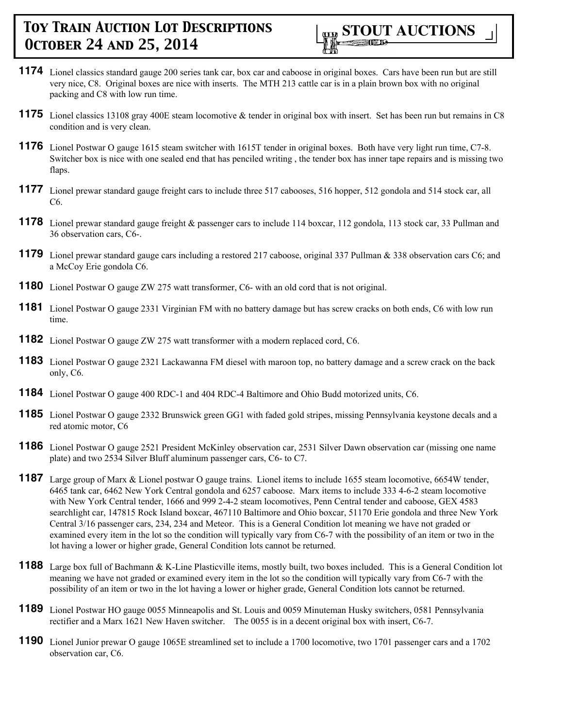**1174** Lionel classics standard gauge 200 series tank car, box car and caboose in original boxes. Cars have been run but are still very nice, C8. Original boxes are nice with inserts. The MTH 213 cattle car is in a plain brown box with no original packing and C8 with low run time.

**1175** Lionel classics 13108 gray 400E steam locomotive & tender in original box with insert. Set has been run but remains in C8 condition and is very clean.

**1176** Lionel Postwar O gauge 1615 steam switcher with 1615T tender in original boxes. Both have very light run time, C7-8. Switcher box is nice with one sealed end that has penciled writing , the tender box has inner tape repairs and is missing two flaps.

**1177** Lionel prewar standard gauge freight cars to include three 517 cabooses, 516 hopper, 512 gondola and 514 stock car, all C6.

**1178** Lionel prewar standard gauge freight & passenger cars to include 114 boxcar, 112 gondola, 113 stock car, 33 Pullman and 36 observation cars, C6-.

**1179** Lionel prewar standard gauge cars including a restored 217 caboose, original 337 Pullman & 338 observation cars C6; and a McCoy Erie gondola C6.

**1180** Lionel Postwar O gauge ZW 275 watt transformer, C6- with an old cord that is not original.

**1181** Lionel Postwar O gauge 2331 Virginian FM with no battery damage but has screw cracks on both ends, C6 with low run time.

**1182** Lionel Postwar O gauge ZW 275 watt transformer with a modern replaced cord, C6.

**1183** Lionel Postwar O gauge 2321 Lackawanna FM diesel with maroon top, no battery damage and a screw crack on the back only, C6.

**1184** Lionel Postwar O gauge 400 RDC-1 and 404 RDC-4 Baltimore and Ohio Budd motorized units, C6.

**1185** Lionel Postwar O gauge 2332 Brunswick green GG1 with faded gold stripes, missing Pennsylvania keystone decals and a red atomic motor, C6

**1186** Lionel Postwar O gauge 2521 President McKinley observation car, 2531 Silver Dawn observation car (missing one name plate) and two 2534 Silver Bluff aluminum passenger cars, C6- to C7.

**1187** Large group of Marx & Lionel postwar O gauge trains. Lionel items to include 1655 steam locomotive, 6654W tender, 6465 tank car, 6462 New York Central gondola and 6257 caboose. Marx items to include 333 4-6-2 steam locomotive with New York Central tender, 1666 and 999 2-4-2 steam locomotives, Penn Central tender and caboose, GEX 4583 searchlight car, 147815 Rock Island boxcar, 467110 Baltimore and Ohio boxcar, 51170 Erie gondola and three New York Central 3/16 passenger cars, 234, 234 and Meteor. This is a General Condition lot meaning we have not graded or examined every item in the lot so the condition will typically vary from C6-7 with the possibility of an item or two in the lot having a lower or higher grade, General Condition lots cannot be returned.

**1188** Large box full of Bachmann & K-Line Plasticville items, mostly built, two boxes included. This is a General Condition lot meaning we have not graded or examined every item in the lot so the condition will typically vary from C6-7 with the possibility of an item or two in the lot having a lower or higher grade, General Condition lots cannot be returned.

**1189** Lionel Postwar HO gauge 0055 Minneapolis and St. Louis and 0059 Minuteman Husky switchers, 0581 Pennsylvania rectifier and a Marx 1621 New Haven switcher. The 0055 is in a decent original box with insert, C6-7.

**1190** Lionel Junior prewar O gauge 1065E streamlined set to include a 1700 locomotive, two 1701 passenger cars and a 1702 observation car, C6.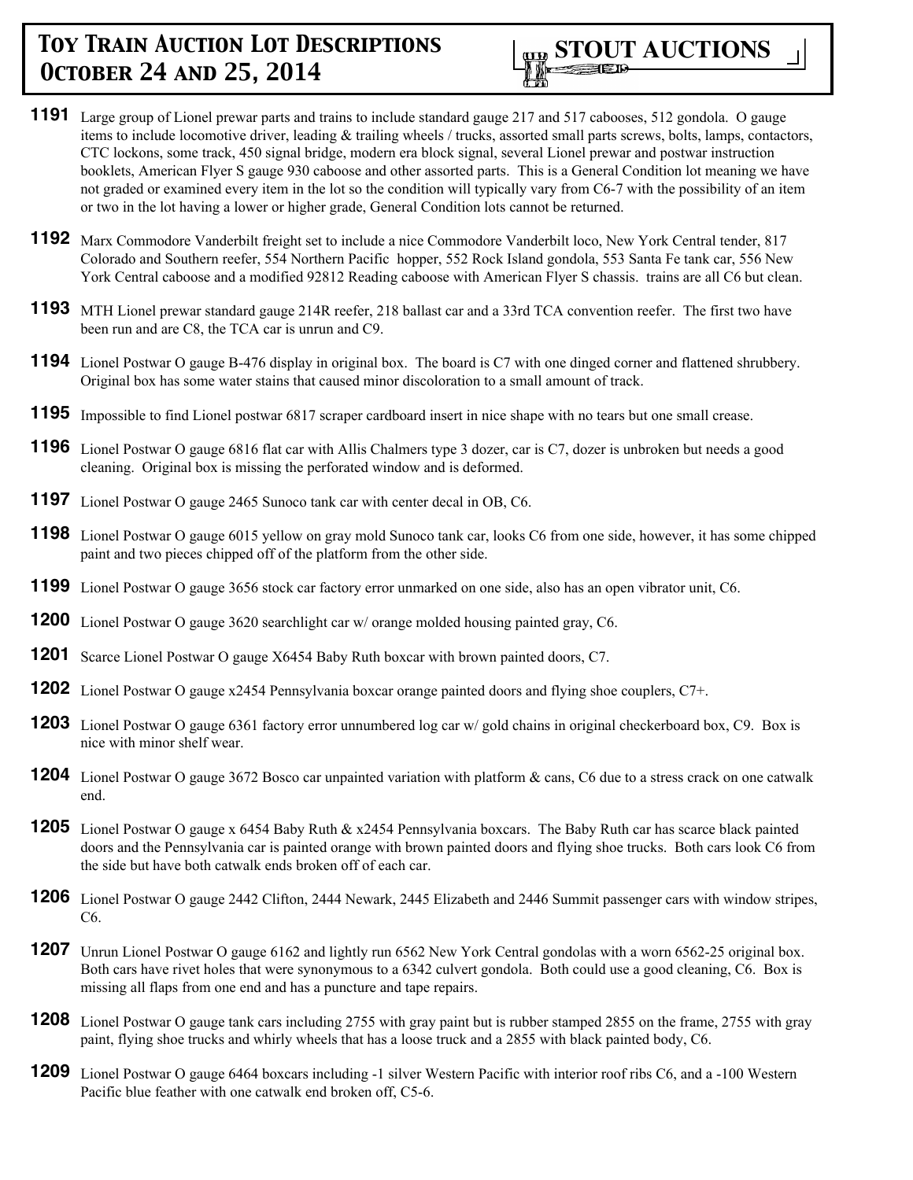**1191** Large group of Lionel prewar parts and trains to include standard gauge 217 and 517 cabooses, 512 gondola. O gauge items to include locomotive driver, leading & trailing wheels / trucks, assorted small parts screws, bolts, lamps, contactors, CTC lockons, some track, 450 signal bridge, modern era block signal, several Lionel prewar and postwar instruction booklets, American Flyer S gauge 930 caboose and other assorted parts. This is a General Condition lot meaning we have not graded or examined every item in the lot so the condition will typically vary from C6-7 with the possibility of an item or two in the lot having a lower or higher grade, General Condition lots cannot be returned.

**1192** Marx Commodore Vanderbilt freight set to include a nice Commodore Vanderbilt loco, New York Central tender, 817 Colorado and Southern reefer, 554 Northern Pacific hopper, 552 Rock Island gondola, 553 Santa Fe tank car, 556 New York Central caboose and a modified 92812 Reading caboose with American Flyer S chassis. trains are all C6 but clean.

**1193** MTH Lionel prewar standard gauge 214R reefer, 218 ballast car and a 33rd TCA convention reefer. The first two have been run and are C8, the TCA car is unrun and C9.

**1194** Lionel Postwar O gauge B-476 display in original box. The board is C7 with one dinged corner and flattened shrubbery. Original box has some water stains that caused minor discoloration to a small amount of track.

**1195** Impossible to find Lionel postwar 6817 scraper cardboard insert in nice shape with no tears but one small crease.

**1196** Lionel Postwar O gauge 6816 flat car with Allis Chalmers type 3 dozer, car is C7, dozer is unbroken but needs a good cleaning. Original box is missing the perforated window and is deformed.

**1197** Lionel Postwar O gauge 2465 Sunoco tank car with center decal in OB, C6.

**1198** Lionel Postwar O gauge 6015 yellow on gray mold Sunoco tank car, looks C6 from one side, however, it has some chipped paint and two pieces chipped off of the platform from the other side.

**1199** Lionel Postwar O gauge 3656 stock car factory error unmarked on one side, also has an open vibrator unit, C6.

**1200** Lionel Postwar O gauge 3620 searchlight car w/ orange molded housing painted gray, C6.

**1201** Scarce Lionel Postwar O gauge X6454 Baby Ruth boxcar with brown painted doors, C7.

**1202** Lionel Postwar O gauge x2454 Pennsylvania boxcar orange painted doors and flying shoe couplers, C7+.

**1203** Lionel Postwar O gauge 6361 factory error unnumbered log car w/ gold chains in original checkerboard box, C9. Box is nice with minor shelf wear.

**1204** Lionel Postwar O gauge 3672 Bosco car unpainted variation with platform & cans, C6 due to a stress crack on one catwalk end.

**1205** Lionel Postwar O gauge x 6454 Baby Ruth & x2454 Pennsylvania boxcars. The Baby Ruth car has scarce black painted doors and the Pennsylvania car is painted orange with brown painted doors and flying shoe trucks. Both cars look C6 from the side but have both catwalk ends broken off of each car.

**1206** Lionel Postwar O gauge 2442 Clifton, 2444 Newark, 2445 Elizabeth and 2446 Summit passenger cars with window stripes, C6.

**1207** Unrun Lionel Postwar O gauge 6162 and lightly run 6562 New York Central gondolas with a worn 6562-25 original box. Both cars have rivet holes that were synonymous to a 6342 culvert gondola. Both could use a good cleaning, C6. Box is missing all flaps from one end and has a puncture and tape repairs.

**1208** Lionel Postwar O gauge tank cars including 2755 with gray paint but is rubber stamped 2855 on the frame, 2755 with gray paint, flying shoe trucks and whirly wheels that has a loose truck and a 2855 with black painted body, C6.

**1209** Lionel Postwar O gauge 6464 boxcars including -1 silver Western Pacific with interior roof ribs C6, and a -100 Western Pacific blue feather with one catwalk end broken off, C5-6.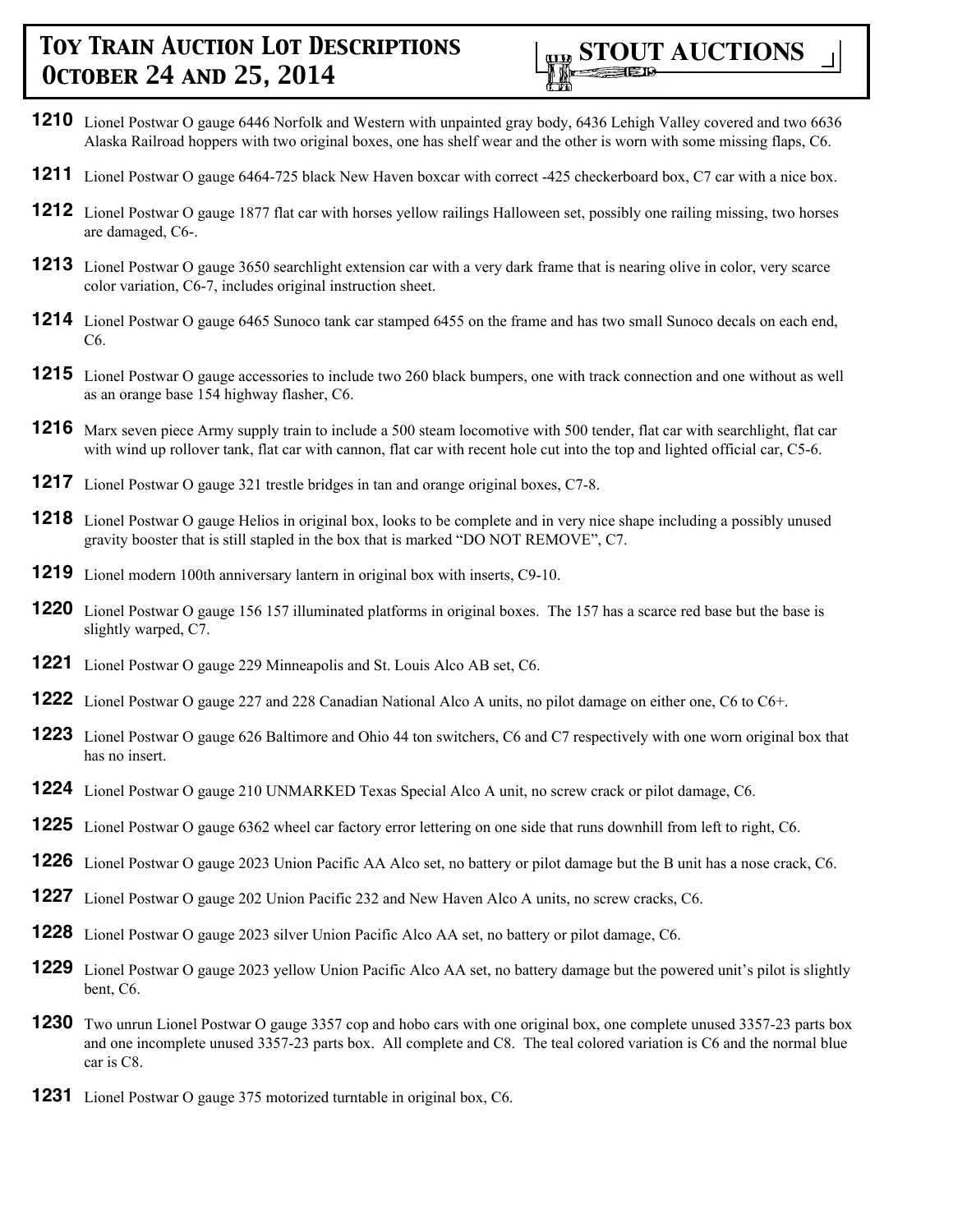**1210** Lionel Postwar O gauge 6446 Norfolk and Western with unpainted gray body, 6436 Lehigh Valley covered and two 6636 Alaska Railroad hoppers with two original boxes, one has shelf wear and the other is worn with some missing flaps, C6.

**1211** Lionel Postwar O gauge 6464-725 black New Haven boxcar with correct -425 checkerboard box, C7 car with a nice box.

**1212** Lionel Postwar O gauge 1877 flat car with horses yellow railings Halloween set, possibly one railing missing, two horses are damaged, C6-.

**1213** Lionel Postwar O gauge 3650 searchlight extension car with a very dark frame that is nearing olive in color, very scarce color variation, C6-7, includes original instruction sheet.

**1214** Lionel Postwar O gauge 6465 Sunoco tank car stamped 6455 on the frame and has two small Sunoco decals on each end, C6.

**1215** Lionel Postwar O gauge accessories to include two 260 black bumpers, one with track connection and one without as well as an orange base 154 highway flasher, C6.

**1216** Marx seven piece Army supply train to include a 500 steam locomotive with 500 tender, flat car with searchlight, flat car with wind up rollover tank, flat car with cannon, flat car with recent hole cut into the top and lighted official car, C5-6.

**1217** Lionel Postwar O gauge 321 trestle bridges in tan and orange original boxes, C7-8.

**1218** Lionel Postwar O gauge Helios in original box, looks to be complete and in very nice shape including a possibly unused gravity booster that is still stapled in the box that is marked "DO NOT REMOVE", C7.

**1219** Lionel modern 100th anniversary lantern in original box with inserts, C9-10.

**1220** Lionel Postwar O gauge 156 157 illuminated platforms in original boxes. The 157 has a scarce red base but the base is slightly warped, C7.

**1221** Lionel Postwar O gauge 229 Minneapolis and St. Louis Alco AB set, C6.

**1222** Lionel Postwar O gauge 227 and 228 Canadian National Alco A units, no pilot damage on either one, C6 to C6+.

**1223** Lionel Postwar O gauge 626 Baltimore and Ohio 44 ton switchers, C6 and C7 respectively with one worn original box that has no insert.

**1224** Lionel Postwar O gauge 210 UNMARKED Texas Special Alco A unit, no screw crack or pilot damage, C6.

**1225** Lionel Postwar O gauge 6362 wheel car factory error lettering on one side that runs downhill from left to right, C6.

**1226** Lionel Postwar O gauge 2023 Union Pacific AA Alco set, no battery or pilot damage but the B unit has a nose crack, C6.

**1227** Lionel Postwar O gauge 202 Union Pacific 232 and New Haven Alco A units, no screw cracks, C6.

**1228** Lionel Postwar O gauge 2023 silver Union Pacific Alco AA set, no battery or pilot damage, C6.

**1229** Lionel Postwar O gauge 2023 yellow Union Pacific Alco AA set, no battery damage but the powered unit's pilot is slightly bent, C6.

**1230** Two unrun Lionel Postwar O gauge 3357 cop and hobo cars with one original box, one complete unused 3357-23 parts box and one incomplete unused 3357-23 parts box. All complete and C8. The teal colored variation is C6 and the normal blue car is C8.

**1231** Lionel Postwar O gauge 375 motorized turntable in original box, C6.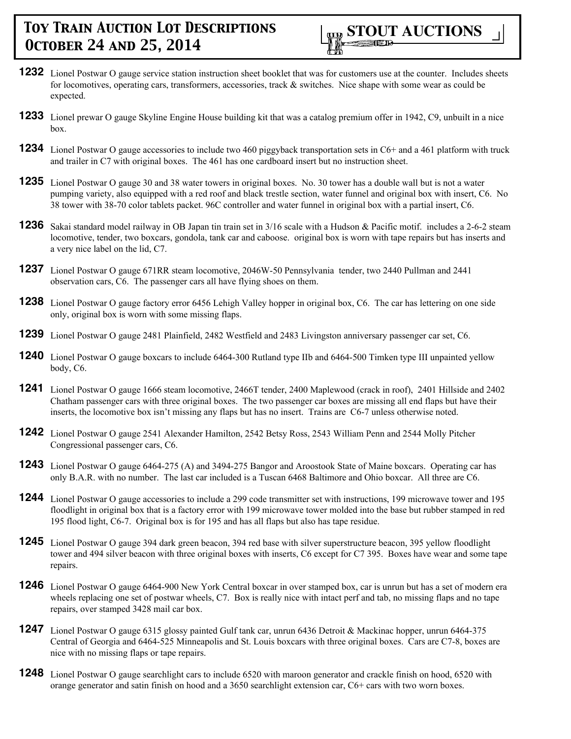**1232** Lionel Postwar O gauge service station instruction sheet booklet that was for customers use at the counter. Includes sheets for locomotives, operating cars, transformers, accessories, track & switches. Nice shape with some wear as could be expected.

**1233** Lionel prewar O gauge Skyline Engine House building kit that was a catalog premium offer in 1942, C9, unbuilt in a nice box.

**1234** Lionel Postwar O gauge accessories to include two 460 piggyback transportation sets in C6+ and a 461 platform with truck and trailer in C7 with original boxes. The 461 has one cardboard insert but no instruction sheet.

**1235** Lionel Postwar O gauge 30 and 38 water towers in original boxes. No. 30 tower has a double wall but is not a water pumping variety, also equipped with a red roof and black trestle section, water funnel and original box with insert, C6. No 38 tower with 38-70 color tablets packet. 96C controller and water funnel in original box with a partial insert, C6.

**1236** Sakai standard model railway in OB Japan tin train set in 3/16 scale with a Hudson & Pacific motif. includes a 2-6-2 steam locomotive, tender, two boxcars, gondola, tank car and caboose. original box is worn with tape repairs but has inserts and a very nice label on the lid, C7.

**1237** Lionel Postwar O gauge 671RR steam locomotive, 2046W-50 Pennsylvania tender, two 2440 Pullman and 2441 observation cars, C6. The passenger cars all have flying shoes on them.

**1238** Lionel Postwar O gauge factory error 6456 Lehigh Valley hopper in original box, C6. The car has lettering on one side only, original box is worn with some missing flaps.

**1239** Lionel Postwar O gauge 2481 Plainfield, 2482 Westfield and 2483 Livingston anniversary passenger car set, C6.

**1240** Lionel Postwar O gauge boxcars to include 6464-300 Rutland type IIb and 6464-500 Timken type III unpainted yellow body, C6.

**1241** Lionel Postwar O gauge 1666 steam locomotive, 2466T tender, 2400 Maplewood (crack in roof), 2401 Hillside and 2402 Chatham passenger cars with three original boxes. The two passenger car boxes are missing all end flaps but have their inserts, the locomotive box isn't missing any flaps but has no insert. Trains are C6-7 unless otherwise noted.

**1242** Lionel Postwar O gauge 2541 Alexander Hamilton, 2542 Betsy Ross, 2543 William Penn and 2544 Molly Pitcher Congressional passenger cars, C6.

**1243** Lionel Postwar O gauge 6464-275 (A) and 3494-275 Bangor and Aroostook State of Maine boxcars. Operating car has only B.A.R. with no number. The last car included is a Tuscan 6468 Baltimore and Ohio boxcar. All three are C6.

**1244** Lionel Postwar O gauge accessories to include a 299 code transmitter set with instructions, 199 microwave tower and 195 floodlight in original box that is a factory error with 199 microwave tower molded into the base but rubber stamped in red 195 flood light, C6-7. Original box is for 195 and has all flaps but also has tape residue.

**1245** Lionel Postwar O gauge 394 dark green beacon, 394 red base with silver superstructure beacon, 395 yellow floodlight tower and 494 silver beacon with three original boxes with inserts, C6 except for C7 395. Boxes have wear and some tape repairs.

**1246** Lionel Postwar O gauge 6464-900 New York Central boxcar in over stamped box, car is unrun but has a set of modern era wheels replacing one set of postwar wheels, C7. Box is really nice with intact perf and tab, no missing flaps and no tape repairs, over stamped 3428 mail car box.

**1247** Lionel Postwar O gauge 6315 glossy painted Gulf tank car, unrun 6436 Detroit & Mackinac hopper, unrun 6464-375 Central of Georgia and 6464-525 Minneapolis and St. Louis boxcars with three original boxes. Cars are C7-8, boxes are nice with no missing flaps or tape repairs.

**1248** Lionel Postwar O gauge searchlight cars to include 6520 with maroon generator and crackle finish on hood, 6520 with orange generator and satin finish on hood and a 3650 searchlight extension car, C6+ cars with two worn boxes.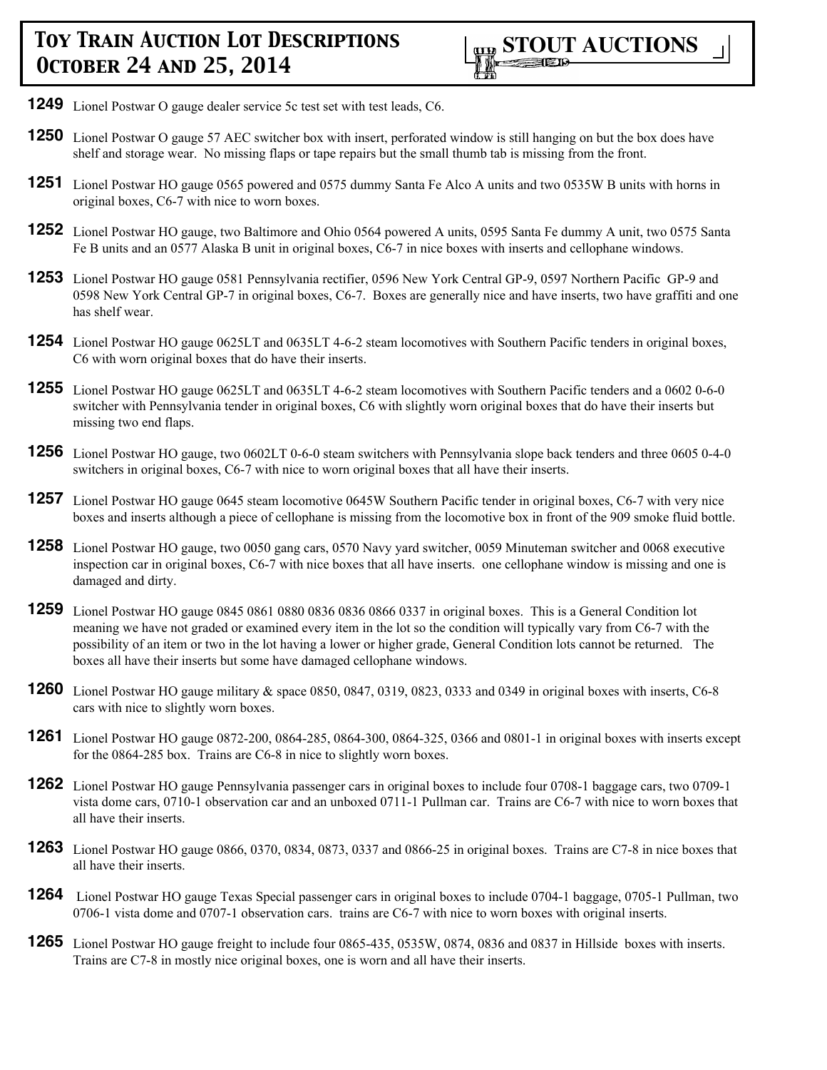**1249** Lionel Postwar O gauge dealer service 5c test set with test leads, C6.

**1250** Lionel Postwar O gauge 57 AEC switcher box with insert, perforated window is still hanging on but the box does have shelf and storage wear. No missing flaps or tape repairs but the small thumb tab is missing from the front.

**1251** Lionel Postwar HO gauge 0565 powered and 0575 dummy Santa Fe Alco A units and two 0535W B units with horns in original boxes, C6-7 with nice to worn boxes.

**1252** Lionel Postwar HO gauge, two Baltimore and Ohio 0564 powered A units, 0595 Santa Fe dummy A unit, two 0575 Santa Fe B units and an 0577 Alaska B unit in original boxes, C6-7 in nice boxes with inserts and cellophane windows.

**1253** Lionel Postwar HO gauge 0581 Pennsylvania rectifier, 0596 New York Central GP-9, 0597 Northern Pacific GP-9 and 0598 New York Central GP-7 in original boxes, C6-7. Boxes are generally nice and have inserts, two have graffiti and one has shelf wear.

**1254** Lionel Postwar HO gauge 0625LT and 0635LT 4-6-2 steam locomotives with Southern Pacific tenders in original boxes, C6 with worn original boxes that do have their inserts.

**1255** Lionel Postwar HO gauge 0625LT and 0635LT 4-6-2 steam locomotives with Southern Pacific tenders and a 0602 0-6-0 switcher with Pennsylvania tender in original boxes, C6 with slightly worn original boxes that do have their inserts but missing two end flaps.

**1256** Lionel Postwar HO gauge, two 0602LT 0-6-0 steam switchers with Pennsylvania slope back tenders and three 0605 0-4-0 switchers in original boxes, C6-7 with nice to worn original boxes that all have their inserts.

**1257** Lionel Postwar HO gauge 0645 steam locomotive 0645W Southern Pacific tender in original boxes, C6-7 with very nice boxes and inserts although a piece of cellophane is missing from the locomotive box in front of the 909 smoke fluid bottle.

**1258** Lionel Postwar HO gauge, two 0050 gang cars, 0570 Navy yard switcher, 0059 Minuteman switcher and 0068 executive inspection car in original boxes, C6-7 with nice boxes that all have inserts. one cellophane window is missing and one is damaged and dirty.

**1259** Lionel Postwar HO gauge 0845 0861 0880 0836 0836 0866 0337 in original boxes. This is a General Condition lot meaning we have not graded or examined every item in the lot so the condition will typically vary from C6-7 with the possibility of an item or two in the lot having a lower or higher grade, General Condition lots cannot be returned. The boxes all have their inserts but some have damaged cellophane windows.

**1260** Lionel Postwar HO gauge military & space 0850, 0847, 0319, 0823, 0333 and 0349 in original boxes with inserts, C6-8 cars with nice to slightly worn boxes.

**1261** Lionel Postwar HO gauge 0872-200, 0864-285, 0864-300, 0864-325, 0366 and 0801-1 in original boxes with inserts except for the 0864-285 box. Trains are C6-8 in nice to slightly worn boxes.

**1262** Lionel Postwar HO gauge Pennsylvania passenger cars in original boxes to include four 0708-1 baggage cars, two 0709-1 vista dome cars, 0710-1 observation car and an unboxed 0711-1 Pullman car. Trains are C6-7 with nice to worn boxes that all have their inserts.

**1263** Lionel Postwar HO gauge 0866, 0370, 0834, 0873, 0337 and 0866-25 in original boxes. Trains are C7-8 in nice boxes that all have their inserts.

**1264** Lionel Postwar HO gauge Texas Special passenger cars in original boxes to include 0704-1 baggage, 0705-1 Pullman, two 0706-1 vista dome and 0707-1 observation cars. trains are C6-7 with nice to worn boxes with original inserts.

**1265** Lionel Postwar HO gauge freight to include four 0865-435, 0535W, 0874, 0836 and 0837 in Hillside boxes with inserts. Trains are C7-8 in mostly nice original boxes, one is worn and all have their inserts.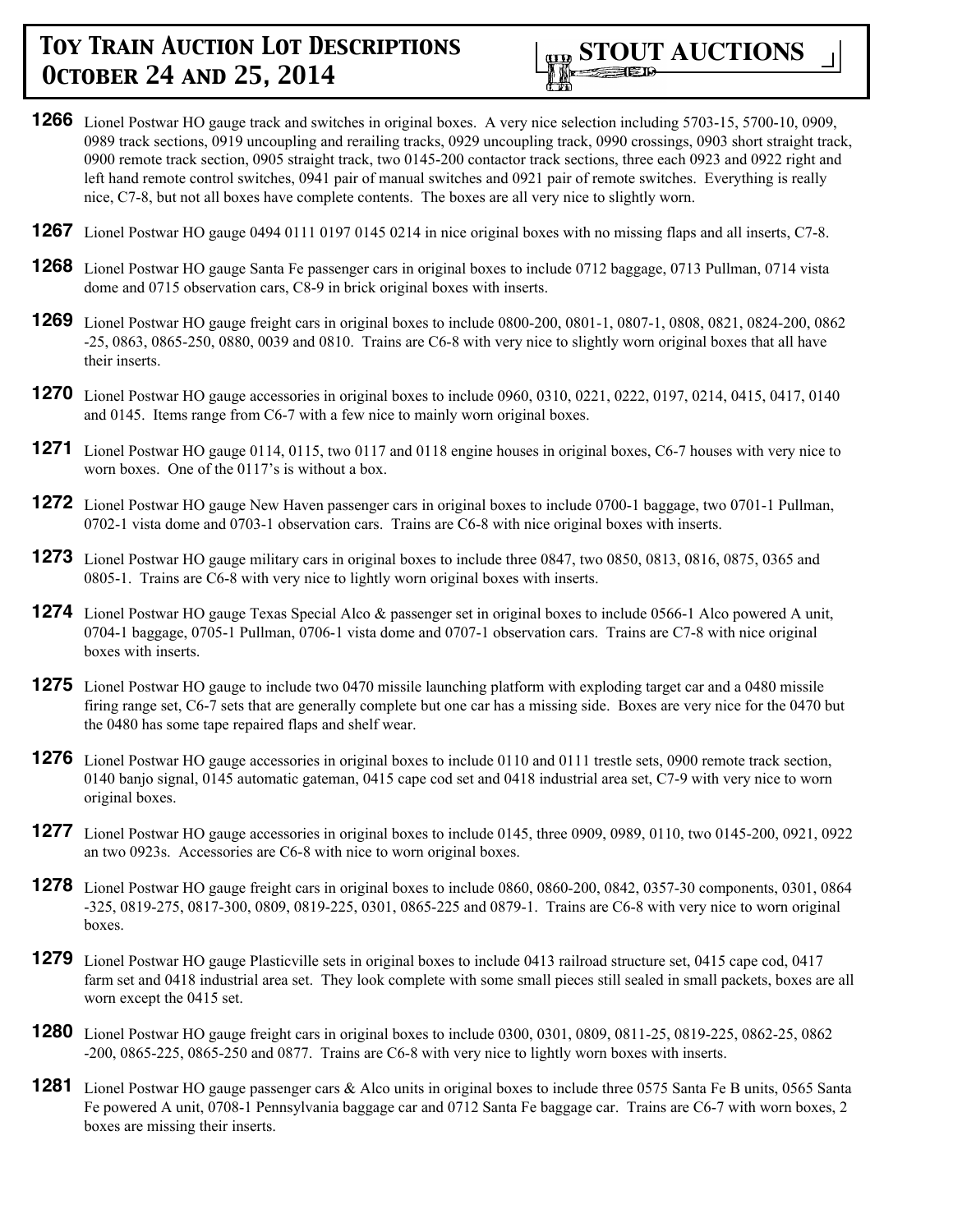**1266** Lionel Postwar HO gauge track and switches in original boxes. A very nice selection including 5703-15, 5700-10, 0909, 0989 track sections, 0919 uncoupling and rerailing tracks, 0929 uncoupling track, 0990 crossings, 0903 short straight track, 0900 remote track section, 0905 straight track, two 0145-200 contactor track sections, three each 0923 and 0922 right and left hand remote control switches, 0941 pair of manual switches and 0921 pair of remote switches. Everything is really nice, C7-8, but not all boxes have complete contents. The boxes are all very nice to slightly worn.

**1267** Lionel Postwar HO gauge 0494 0111 0197 0145 0214 in nice original boxes with no missing flaps and all inserts, C7-8.

**1268** Lionel Postwar HO gauge Santa Fe passenger cars in original boxes to include 0712 baggage, 0713 Pullman, 0714 vista dome and 0715 observation cars, C8-9 in brick original boxes with inserts.

**1269** Lionel Postwar HO gauge freight cars in original boxes to include 0800-200, 0801-1, 0807-1, 0808, 0821, 0824-200, 0862-25, 0863, 0865-250, 0880, 0039 and 0810. Trains are C6-8 with very nice to slightly worn original boxes that all have their inserts.

**1270** Lionel Postwar HO gauge accessories in original boxes to include 0960, 0310, 0221, 0222, 0197, 0214, 0415, 0417, 0140 and 0145. Items range from C6-7 with a few nice to mainly worn original boxes.

**1271** Lionel Postwar HO gauge 0114, 0115, two 0117 and 0118 engine houses in original boxes, C6-7 houses with very nice to worn boxes. One of the 0117's is without a box.

**1272** Lionel Postwar HO gauge New Haven passenger cars in original boxes to include 0700-1 baggage, two 0701-1 Pullman, 0702-1 vista dome and 0703-1 observation cars. Trains are C6-8 with nice original boxes with inserts.

**1273** Lionel Postwar HO gauge military cars in original boxes to include three 0847, two 0850, 0813, 0816, 0875, 0365 and 0805-1. Trains are C6-8 with very nice to lightly worn original boxes with inserts.

**1274** Lionel Postwar HO gauge Texas Special Alco & passenger set in original boxes to include 0566-1 Alco powered A unit, 0704-1 baggage, 0705-1 Pullman, 0706-1 vista dome and 0707-1 observation cars. Trains are C7-8 with nice original boxes with inserts.

**1275** Lionel Postwar HO gauge to include two 0470 missile launching platform with exploding target car and a 0480 missile firing range set, C6-7 sets that are generally complete but one car has a missing side. Boxes are very nice for the 0470 but the 0480 has some tape repaired flaps and shelf wear.

**1276** Lionel Postwar HO gauge accessories in original boxes to include 0110 and 0111 trestle sets, 0900 remote track section, 0140 banjo signal, 0145 automatic gateman, 0415 cape cod set and 0418 industrial area set, C7-9 with very nice to worn original boxes.

**1277** Lionel Postwar HO gauge accessories in original boxes to include 0145, three 0909, 0989, 0110, two 0145-200, 0921, 0922 an two 0923s. Accessories are C6-8 with nice to worn original boxes.

**1278** Lionel Postwar HO gauge freight cars in original boxes to include 0860, 0860-200, 0842, 0357-30 components, 0301, 0864-325, 0819-275, 0817-300, 0809, 0819-225, 0301, 0865-225 and 0879-1. Trains are C6-8 with very nice to worn original boxes.

**1279** Lionel Postwar HO gauge Plasticville sets in original boxes to include 0413 railroad structure set, 0415 cape cod, 0417 farm set and 0418 industrial area set. They look complete with some small pieces still sealed in small packets, boxes are all worn except the 0415 set.

**1280** Lionel Postwar HO gauge freight cars in original boxes to include 0300, 0301, 0809, 0811-25, 0819-225, 0862-25, 0862-200, 0865-225, 0865-250 and 0877. Trains are C6-8 with very nice to lightly worn boxes with inserts.

**1281** Lionel Postwar HO gauge passenger cars & Alco units in original boxes to include three 0575 Santa Fe B units, 0565 Santa Fe powered A unit, 0708-1 Pennsylvania baggage car and 0712 Santa Fe baggage car. Trains are C6-7 with worn boxes, 2 boxes are missing their inserts.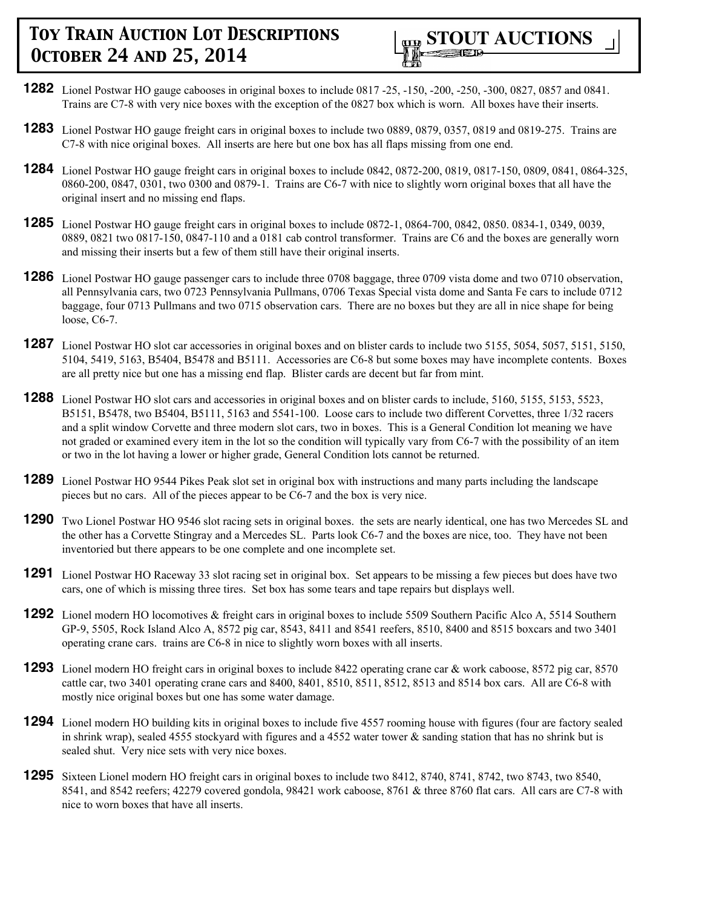**1282** Lionel Postwar HO gauge cabooses in original boxes to include 0817 -25, -150, -200, -250, -300, 0827, 0857 and 0841. Trains are C7-8 with very nice boxes with the exception of the 0827 box which is worn. All boxes have their inserts.

**1283** Lionel Postwar HO gauge freight cars in original boxes to include two 0889, 0879, 0357, 0819 and 0819-275. Trains are C7-8 with nice original boxes. All inserts are here but one box has all flaps missing from one end.

**1284** Lionel Postwar HO gauge freight cars in original boxes to include 0842, 0872-200, 0819, 0817-150, 0809, 0841, 0864-325, 0860-200, 0847, 0301, two 0300 and 0879-1. Trains are C6-7 with nice to slightly worn original boxes that all have the original insert and no missing end flaps.

**1285** Lionel Postwar HO gauge freight cars in original boxes to include 0872-1, 0864-700, 0842, 0850. 0834-1, 0349, 0039, 0889, 0821 two 0817-150, 0847-110 and a 0181 cab control transformer. Trains are C6 and the boxes are generally worn and missing their inserts but a few of them still have their original inserts.

**1286** Lionel Postwar HO gauge passenger cars to include three 0708 baggage, three 0709 vista dome and two 0710 observation, all Pennsylvania cars, two 0723 Pennsylvania Pullmans, 0706 Texas Special vista dome and Santa Fe cars to include 0712 baggage, four 0713 Pullmans and two 0715 observation cars. There are no boxes but they are all in nice shape for being loose, C6-7.

**1287** Lionel Postwar HO slot car accessories in original boxes and on blister cards to include two 5155, 5054, 5057, 5151, 5150, 5104, 5419, 5163, B5404, B5478 and B5111. Accessories are C6-8 but some boxes may have incomplete contents. Boxes are all pretty nice but one has a missing end flap. Blister cards are decent but far from mint.

**1288** Lionel Postwar HO slot cars and accessories in original boxes and on blister cards to include, 5160, 5155, 5153, 5523, B5151, B5478, two B5404, B5111, 5163 and 5541-100. Loose cars to include two different Corvettes, three 1/32 racers and a split window Corvette and three modern slot cars, two in boxes. This is a General Condition lot meaning we have not graded or examined every item in the lot so the condition will typically vary from C6-7 with the possibility of an item or two in the lot having a lower or higher grade, General Condition lots cannot be returned.

**1289** Lionel Postwar HO 9544 Pikes Peak slot set in original box with instructions and many parts including the landscape pieces but no cars. All of the pieces appear to be C6-7 and the box is very nice.

**1290** Two Lionel Postwar HO 9546 slot racing sets in original boxes. the sets are nearly identical, one has two Mercedes SL and the other has a Corvette Stingray and a Mercedes SL. Parts look C6-7 and the boxes are nice, too. They have not been inventoried but there appears to be one complete and one incomplete set.

**1291** Lionel Postwar HO Raceway 33 slot racing set in original box. Set appears to be missing a few pieces but does have two cars, one of which is missing three tires. Set box has some tears and tape repairs but displays well.

**1292** Lionel modern HO locomotives & freight cars in original boxes to include 5509 Southern Pacific Alco A, 5514 Southern GP-9, 5505, Rock Island Alco A, 8572 pig car, 8543, 8411 and 8541 reefers, 8510, 8400 and 8515 boxcars and two 3401 operating crane cars. trains are C6-8 in nice to slightly worn boxes with all inserts.

**1293** Lionel modern HO freight cars in original boxes to include 8422 operating crane car & work caboose, 8572 pig car, 8570 cattle car, two 3401 operating crane cars and 8400, 8401, 8510, 8511, 8512, 8513 and 8514 box cars. All are C6-8 with mostly nice original boxes but one has some water damage.

**1294** Lionel modern HO building kits in original boxes to include five 4557 rooming house with figures (four are factory sealed in shrink wrap), sealed 4555 stockyard with figures and a 4552 water tower & sanding station that has no shrink but is sealed shut. Very nice sets with very nice boxes.

**1295** Sixteen Lionel modern HO freight cars in original boxes to include two 8412, 8740, 8741, 8742, two 8743, two 8540, 8541, and 8542 reefers; 42279 covered gondola, 98421 work caboose, 8761 & three 8760 flat cars. All cars are C7-8 with nice to worn boxes that have all inserts.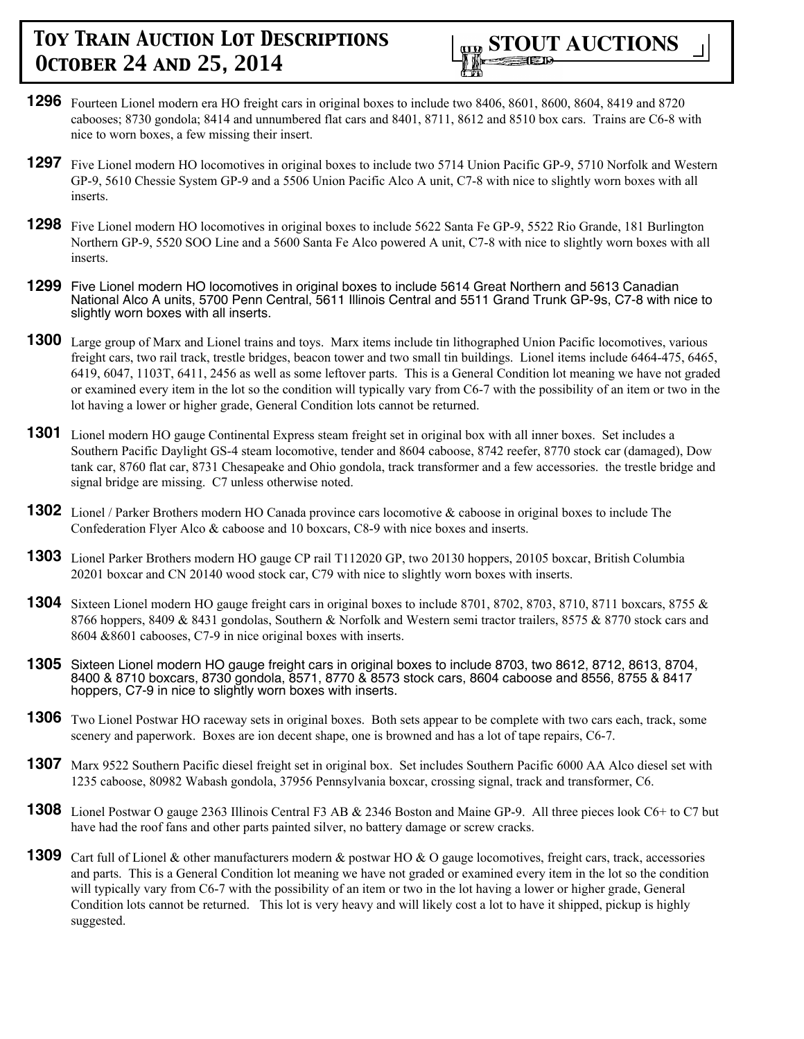**1296** Fourteen Lionel modern era HO freight cars in original boxes to include two 8406, 8601, 8600, 8604, 8419 and 8720 cabooses; 8730 gondola; 8414 and unnumbered flat cars and 8401, 8711, 8612 and 8510 box cars. Trains are C6-8 with nice to worn boxes, a few missing their insert.

**1297** Five Lionel modern HO locomotives in original boxes to include two 5714 Union Pacific GP-9, 5710 Norfolk and Western GP-9, 5610 Chessie System GP-9 and a 5506 Union Pacific Alco A unit, C7-8 with nice to slightly worn boxes with all inserts.

**1298** Five Lionel modern HO locomotives in original boxes to include 5622 Santa Fe GP-9, 5522 Rio Grande, 181 Burlington Northern GP-9, 5520 SOO Line and a 5600 Santa Fe Alco powered A unit, C7-8 with nice to slightly worn boxes with all inserts.

**1299** Five Lionel modern HO locomotives in original boxes to include 5614 Great Northern and 5613 Canadian National Alco A units, 5700 Penn Central, 5611 Illinois Central and 5511 Grand Trunk GP-9s, C7-8 with nice to slightly worn boxes with all inserts.

**1300** Large group of Marx and Lionel trains and toys. Marx items include tin lithographed Union Pacific locomotives, various freight cars, two rail track, trestle bridges, beacon tower and two small tin buildings. Lionel items include 6464-475, 6465, 6419, 6047, 1103T, 6411, 2456 as well as some leftover parts. This is a General Condition lot meaning we have not graded or examined every item in the lot so the condition will typically vary from C6-7 with the possibility of an item or two in the lot having a lower or higher grade, General Condition lots cannot be returned.

**1301** Lionel modern HO gauge Continental Express steam freight set in original box with all inner boxes. Set includes a Southern Pacific Daylight GS-4 steam locomotive, tender and 8604 caboose, 8742 reefer, 8770 stock car (damaged), Dow tank car, 8760 flat car, 8731 Chesapeake and Ohio gondola, track transformer and a few accessories. the trestle bridge and signal bridge are missing. C7 unless otherwise noted.

**1302** Lionel / Parker Brothers modern HO Canada province cars locomotive & caboose in original boxes to include The Confederation Flyer Alco & caboose and 10 boxcars, C8-9 with nice boxes and inserts.

**1303** Lionel Parker Brothers modern HO gauge CP rail T112020 GP, two 20130 hoppers, 20105 boxcar, British Columbia 20201 boxcar and CN 20140 wood stock car, C79 with nice to slightly worn boxes with inserts.

**1304** Sixteen Lionel modern HO gauge freight cars in original boxes to include 8701, 8702, 8703, 8710, 8711 boxcars, 8755 & 8766 hoppers, 8409 & 8431 gondolas, Southern & Norfolk and Western semi tractor trailers, 8575 & 8770 stock cars and 8604 &8601 cabooses, C7-9 in nice original boxes with inserts.

**1305** Sixteen Lionel modern HO gauge freight cars in original boxes to include 8703, two 8612, 8712, 8613, 8704, 8400 & 8710 boxcars, 8730 gondola, 8571, 8770 & 8573 stock cars, 8604 caboose and 8556, 8755 & 8417 hoppers, C7-9 in nice to slightly worn boxes with inserts.

**1306** Two Lionel Postwar HO raceway sets in original boxes. Both sets appear to be complete with two cars each, track, some scenery and paperwork. Boxes are ion decent shape, one is browned and has a lot of tape repairs, C6-7.

**1307** Marx 9522 Southern Pacific diesel freight set in original box. Set includes Southern Pacific 6000 AA Alco diesel set with 1235 caboose, 80982 Wabash gondola, 37956 Pennsylvania boxcar, crossing signal, track and transformer, C6.

**1308** Lionel Postwar O gauge 2363 Illinois Central F3 AB & 2346 Boston and Maine GP-9. All three pieces look C6+ to C7 but have had the roof fans and other parts painted silver, no battery damage or screw cracks.

**1309** Cart full of Lionel & other manufacturers modern & postwar HO & O gauge locomotives, freight cars, track, accessories and parts. This is a General Condition lot meaning we have not graded or examined every item in the lot so the condition will typically vary from C6-7 with the possibility of an item or two in the lot having a lower or higher grade, General Condition lots cannot be returned. This lot is very heavy and will likely cost a lot to have it shipped, pickup is highly suggested.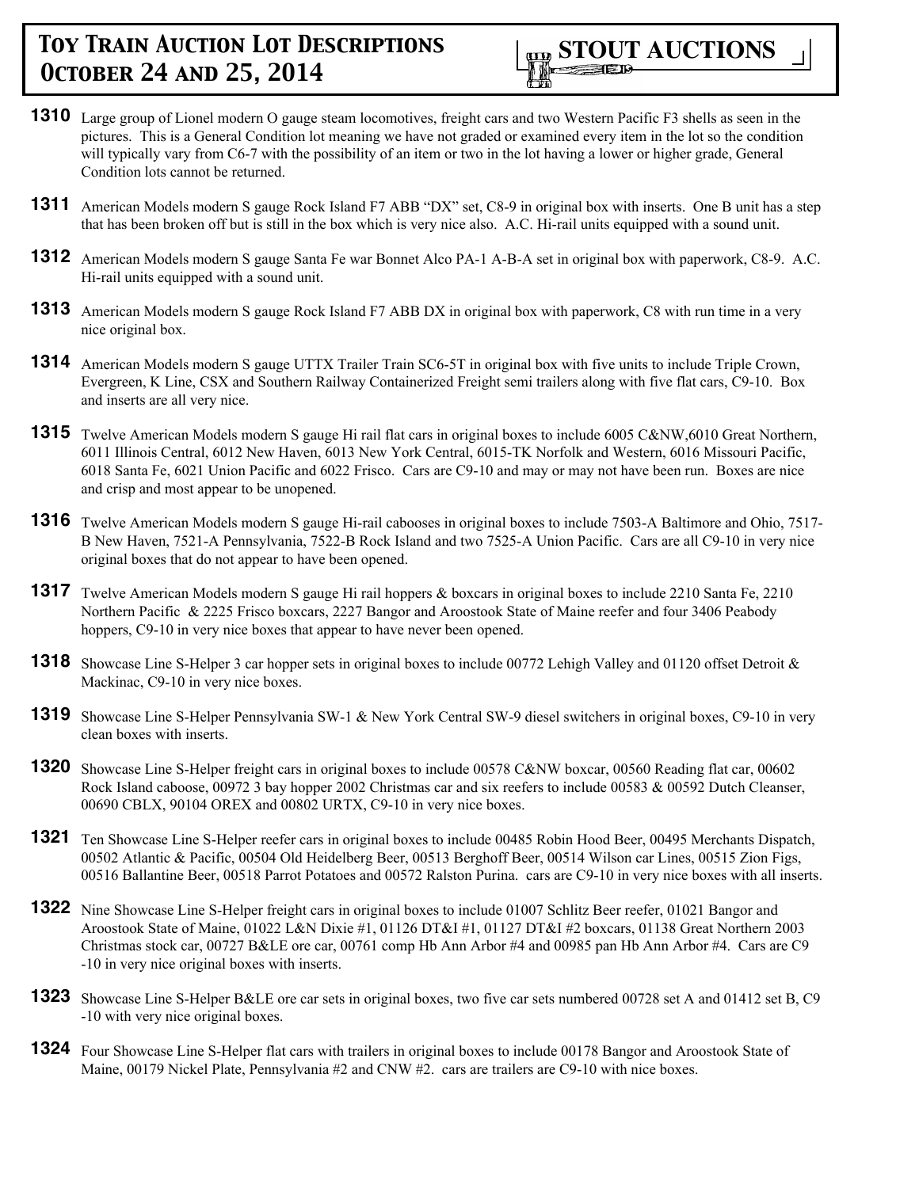# Toy Train Auction Lot Descriptions October 24 and 25, 2014

**STOUT AUCTIONS**

**1310** Large group of Lionel modern O gauge steam locomotives, freight cars and two Western Pacific F3 shells as seen in the pictures. This is a General Condition lot meaning we have not graded or examined every item in the lot so the condition will typically vary from C6-7 with the possibility of an item or two in the lot having a lower or higher grade, General Condition lots cannot be returned.

**1311** American Models modern S gauge Rock Island F7 ABB "DX" set, C8-9 in original box with inserts. One B unit has a step that has been broken off but is still in the box which is very nice also. A.C. Hi-rail units equipped with a sound unit.

**1312** American Models modern S gauge Santa Fe war Bonnet Alco PA-1 A-B-A set in original box with paperwork, C8-9. A.C. Hi-rail units equipped with a sound unit.

**1313** American Models modern S gauge Rock Island F7 ABB DX in original box with paperwork, C8 with run time in a very nice original box.

**1314** American Models modern S gauge UTTX Trailer Train SC6-5T in original box with five units to include Triple Crown, Evergreen, K Line, CSX and Southern Railway Containerized Freight semi trailers along with five flat cars, C9-10. Box and inserts are all very nice.

**1315** Twelve American Models modern S gauge Hi rail flat cars in original boxes to include 6005 C&NW,6010 Great Northern, 6011 Illinois Central, 6012 New Haven, 6013 New York Central, 6015-TK Norfolk and Western, 6016 Missouri Pacific, 6018 Santa Fe, 6021 Union Pacific and 6022 Frisco. Cars are C9-10 and may or may not have been run. Boxes are nice and crisp and most appear to be unopened.

**1316** Twelve American Models modern S gauge Hi-rail cabooses in original boxes to include 7503-A Baltimore and Ohio, 7517-B New Haven, 7521-A Pennsylvania, 7522-B Rock Island and two 7525-A Union Pacific. Cars are all C9-10 in very nice original boxes that do not appear to have been opened.

**1317** Twelve American Models modern S gauge Hi rail hoppers & boxcars in original boxes to include 2210 Santa Fe, 2210 Northern Pacific & 2225 Frisco boxcars, 2227 Bangor and Aroostook State of Maine reefer and four 3406 Peabody hoppers, C9-10 in very nice boxes that appear to have never been opened.

**1318** Showcase Line S-Helper 3 car hopper sets in original boxes to include 00772 Lehigh Valley and 01120 offset Detroit & Mackinac, C9-10 in very nice boxes.

**1319** Showcase Line S-Helper Pennsylvania SW-1 & New York Central SW-9 diesel switchers in original boxes, C9-10 in very clean boxes with inserts.

**1320** Showcase Line S-Helper freight cars in original boxes to include 00578 C&NW boxcar, 00560 Reading flat car, 00602 Rock Island caboose, 00972 3 bay hopper 2002 Christmas car and six reefers to include 00583 & 00592 Dutch Cleanser, 00690 CBLX, 90104 OREX and 00802 URTX, C9-10 in very nice boxes.

**1321** Ten Showcase Line S-Helper reefer cars in original boxes to include 00485 Robin Hood Beer, 00495 Merchants Dispatch, 00502 Atlantic & Pacific, 00504 Old Heidelberg Beer, 00513 Berghoff Beer, 00514 Wilson car Lines, 00515 Zion Figs, 00516 Ballantine Beer, 00518 Parrot Potatoes and 00572 Ralston Purina. cars are C9-10 in very nice boxes with all inserts.

**1322** Nine Showcase Line S-Helper freight cars in original boxes to include 01007 Schlitz Beer reefer, 01021 Bangor and Aroostook State of Maine, 01022 L&N Dixie #1, 01126 DT&I #1, 01127 DT&I #2 boxcars, 01138 Great Northern 2003 Christmas stock car, 00727 B&LE ore car, 00761 comp Hb Ann Arbor #4 and 00985 pan Hb Ann Arbor #4. Cars are C9 -10 in very nice original boxes with inserts.

**1323** Showcase Line S-Helper B&LE ore car sets in original boxes, two five car sets numbered 00728 set A and 01412 set B, C9 -10 with very nice original boxes.

**1324** Four Showcase Line S-Helper flat cars with trailers in original boxes to include 00178 Bangor and Aroostook State of Maine, 00179 Nickel Plate, Pennsylvania #2 and CNW #2. cars are trailers are C9-10 with nice boxes.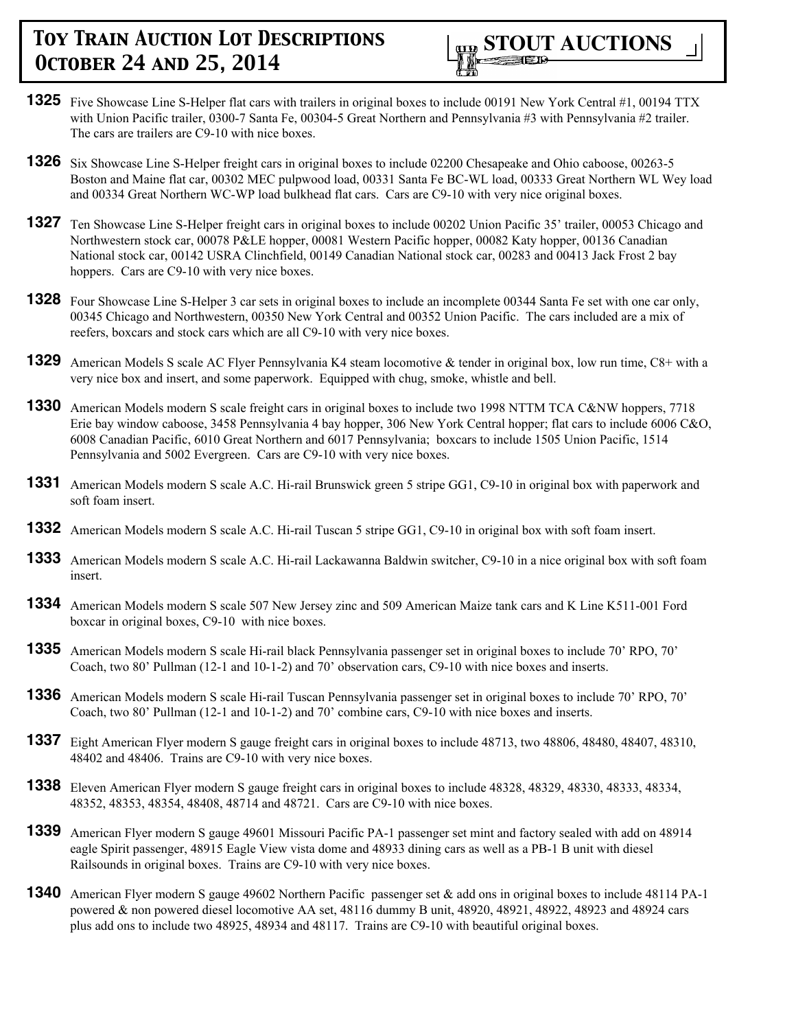**1325** Five Showcase Line S-Helper flat cars with trailers in original boxes to include 00191 New York Central #1, 00194 TTX with Union Pacific trailer, 0300-7 Santa Fe, 00304-5 Great Northern and Pennsylvania #3 with Pennsylvania #2 trailer. The cars are trailers are C9-10 with nice boxes.

**1326** Six Showcase Line S-Helper freight cars in original boxes to include 02200 Chesapeake and Ohio caboose, 00263-5 Boston and Maine flat car, 00302 MEC pulpwood load, 00331 Santa Fe BC-WL load, 00333 Great Northern WL Wey load and 00334 Great Northern WC-WP load bulkhead flat cars. Cars are C9-10 with very nice original boxes.

**1327** Ten Showcase Line S-Helper freight cars in original boxes to include 00202 Union Pacific 35' trailer, 00053 Chicago and Northwestern stock car, 00078 P&LE hopper, 00081 Western Pacific hopper, 00082 Katy hopper, 00136 Canadian National stock car, 00142 USRA Clinchfield, 00149 Canadian National stock car, 00283 and 00413 Jack Frost 2 bay hoppers. Cars are C9-10 with very nice boxes.

**1328** Four Showcase Line S-Helper 3 car sets in original boxes to include an incomplete 00344 Santa Fe set with one car only, 00345 Chicago and Northwestern, 00350 New York Central and 00352 Union Pacific. The cars included are a mix of reefers, boxcars and stock cars which are all C9-10 with very nice boxes.

**1329** American Models S scale AC Flyer Pennsylvania K4 steam locomotive & tender in original box, low run time, C8+ with a very nice box and insert, and some paperwork. Equipped with chug, smoke, whistle and bell.

**1330** American Models modern S scale freight cars in original boxes to include two 1998 NTTM TCA C&NW hoppers, 7718 Erie bay window caboose, 3458 Pennsylvania 4 bay hopper, 306 New York Central hopper; flat cars to include 6006 C&O, 6008 Canadian Pacific, 6010 Great Northern and 6017 Pennsylvania; boxcars to include 1505 Union Pacific, 1514 Pennsylvania and 5002 Evergreen. Cars are C9-10 with very nice boxes.

**1331** American Models modern S scale A.C. Hi-rail Brunswick green 5 stripe GG1, C9-10 in original box with paperwork and soft foam insert.

**1332** American Models modern S scale A.C. Hi-rail Tuscan 5 stripe GG1, C9-10 in original box with soft foam insert.

**1333** American Models modern S scale A.C. Hi-rail Lackawanna Baldwin switcher, C9-10 in a nice original box with soft foam insert.

**1334** American Models modern S scale 507 New Jersey zinc and 509 American Maize tank cars and K Line K511-001 Ford boxcar in original boxes, C9-10 with nice boxes.

**1335** American Models modern S scale Hi-rail black Pennsylvania passenger set in original boxes to include 70' RPO, 70' Coach, two 80' Pullman (12-1 and 10-1-2) and 70' observation cars, C9-10 with nice boxes and inserts.

**1336** American Models modern S scale Hi-rail Tuscan Pennsylvania passenger set in original boxes to include 70' RPO, 70' Coach, two 80' Pullman (12-1 and 10-1-2) and 70' combine cars, C9-10 with nice boxes and inserts.

**1337** Eight American Flyer modern S gauge freight cars in original boxes to include 48713, two 48806, 48480, 48407, 48310, 48402 and 48406. Trains are C9-10 with very nice boxes.

**1338** Eleven American Flyer modern S gauge freight cars in original boxes to include 48328, 48329, 48330, 48333, 48334, 48352, 48353, 48354, 48408, 48714 and 48721. Cars are C9-10 with nice boxes.

**1339** American Flyer modern S gauge 49601 Missouri Pacific PA-1 passenger set mint and factory sealed with add on 48914 eagle Spirit passenger, 48915 Eagle View vista dome and 48933 dining cars as well as a PB-1 B unit with diesel Railsounds in original boxes. Trains are C9-10 with very nice boxes.

**1340** American Flyer modern S gauge 49602 Northern Pacific passenger set & add ons in original boxes to include 48114 PA-1 powered & non powered diesel locomotive AA set, 48116 dummy B unit, 48920, 48921, 48922, 48923 and 48924 cars plus add ons to include two 48925, 48934 and 48117. Trains are C9-10 with beautiful original boxes.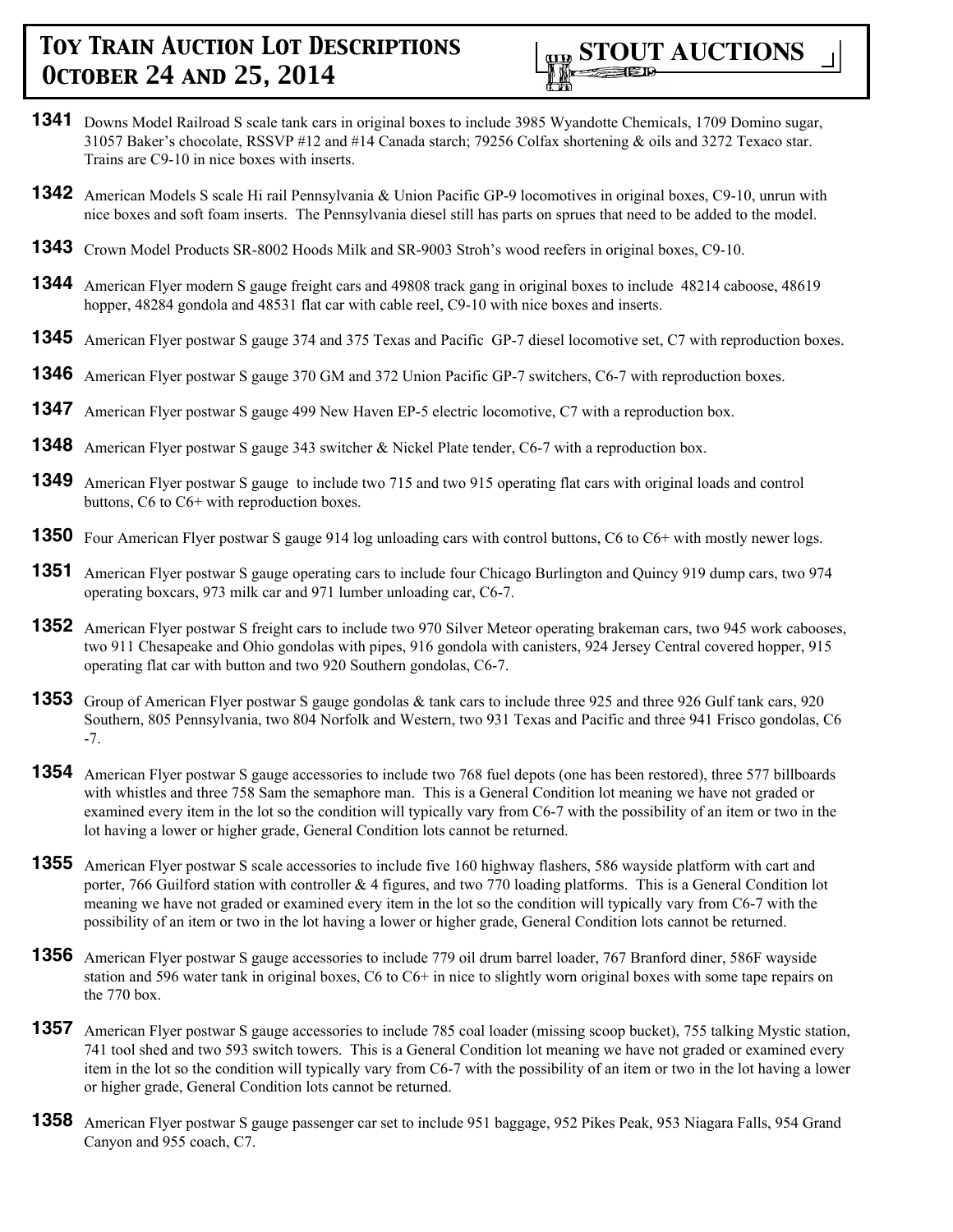**1341** Downs Model Railroad S scale tank cars in original boxes to include 3985 Wyandotte Chemicals, 1709 Domino sugar, 31057 Baker's chocolate, RSSVP #12 and #14 Canada starch; 79256 Colfax shortening & oils and 3272 Texaco star. Trains are C9-10 in nice boxes with inserts.

**1342** American Models S scale Hi rail Pennsylvania & Union Pacific GP-9 locomotives in original boxes, C9-10, unrun with nice boxes and soft foam inserts. The Pennsylvania diesel still has parts on sprues that need to be added to the model.

**1343** Crown Model Products SR-8002 Hoods Milk and SR-9003 Stroh's wood reefers in original boxes, C9-10.

**1344** American Flyer modern S gauge freight cars and 49808 track gang in original boxes to include 48214 caboose, 48619 hopper, 48284 gondola and 48531 flat car with cable reel, C9-10 with nice boxes and inserts.

**1345** American Flyer postwar S gauge 374 and 375 Texas and Pacific GP-7 diesel locomotive set, C7 with reproduction boxes.

**1346** American Flyer postwar S gauge 370 GM and 372 Union Pacific GP-7 switchers, C6-7 with reproduction boxes.

**1347** American Flyer postwar S gauge 499 New Haven EP-5 electric locomotive, C7 with a reproduction box.

**1348** American Flyer postwar S gauge 343 switcher & Nickel Plate tender, C6-7 with a reproduction box.

**1349** American Flyer postwar S gauge to include two 715 and two 915 operating flat cars with original loads and control buttons, C6 to C6+ with reproduction boxes.

**1350** Four American Flyer postwar S gauge 914 log unloading cars with control buttons, C6 to C6+ with mostly newer logs.

**1351** American Flyer postwar S gauge operating cars to include four Chicago Burlington and Quincy 919 dump cars, two 974 operating boxcars, 973 milk car and 971 lumber unloading car, C6-7.

**1352** American Flyer postwar S freight cars to include two 970 Silver Meteor operating brakeman cars, two 945 work cabooses, two 911 Chesapeake and Ohio gondolas with pipes, 916 gondola with canisters, 924 Jersey Central covered hopper, 915 operating flat car with button and two 920 Southern gondolas, C6-7.

**1353** Group of American Flyer postwar S gauge gondolas & tank cars to include three 925 and three 926 Gulf tank cars, 920 Southern, 805 Pennsylvania, two 804 Norfolk and Western, two 931 Texas and Pacific and three 941 Frisco gondolas, C6 -7.

**1354** American Flyer postwar S gauge accessories to include two 768 fuel depots (one has been restored), three 577 billboards with whistles and three 758 Sam the semaphore man. This is a General Condition lot meaning we have not graded or examined every item in the lot so the condition will typically vary from C6-7 with the possibility of an item or two in the lot having a lower or higher grade, General Condition lots cannot be returned.

**1355** American Flyer postwar S scale accessories to include five 160 highway flashers, 586 wayside platform with cart and porter, 766 Guilford station with controller & 4 figures, and two 770 loading platforms. This is a General Condition lot meaning we have not graded or examined every item in the lot so the condition will typically vary from C6-7 with the possibility of an item or two in the lot having a lower or higher grade, General Condition lots cannot be returned.

**1356** American Flyer postwar S gauge accessories to include 779 oil drum barrel loader, 767 Branford diner, 586F wayside station and 596 water tank in original boxes, C6 to C6+ in nice to slightly worn original boxes with some tape repairs on the 770 box.

**1357** American Flyer postwar S gauge accessories to include 785 coal loader (missing scoop bucket), 755 talking Mystic station, 741 tool shed and two 593 switch towers. This is a General Condition lot meaning we have not graded or examined every item in the lot so the condition will typically vary from C6-7 with the possibility of an item or two in the lot having a lower or higher grade, General Condition lots cannot be returned.

**1358** American Flyer postwar S gauge passenger car set to include 951 baggage, 952 Pikes Peak, 953 Niagara Falls, 954 Grand Canyon and 955 coach, C7.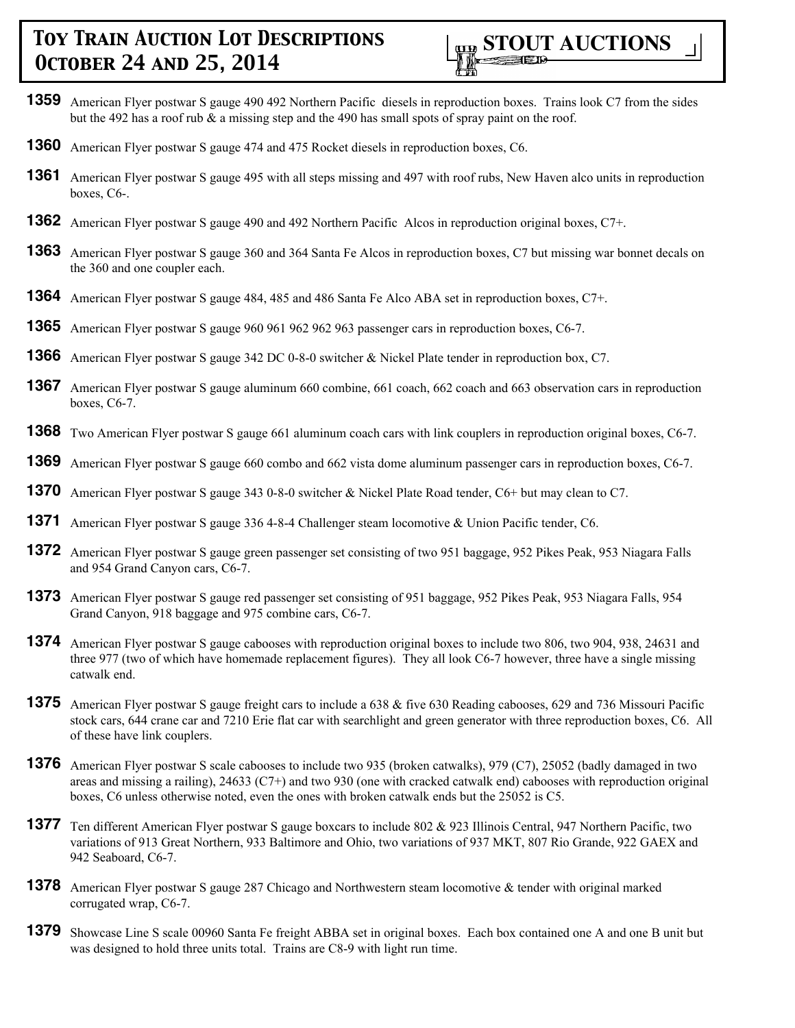**1359** American Flyer postwar S gauge 490 492 Northern Pacific diesels in reproduction boxes. Trains look C7 from the sides but the 492 has a roof rub & a missing step and the 490 has small spots of spray paint on the roof.

**1360** American Flyer postwar S gauge 474 and 475 Rocket diesels in reproduction boxes, C6.

**1361** American Flyer postwar S gauge 495 with all steps missing and 497 with roof rubs, New Haven alco units in reproduction boxes, C6-.

**1362** American Flyer postwar S gauge 490 and 492 Northern Pacific Alcos in reproduction original boxes, C7+.

**1363** American Flyer postwar S gauge 360 and 364 Santa Fe Alcos in reproduction boxes, C7 but missing war bonnet decals on the 360 and one coupler each.

**1364** American Flyer postwar S gauge 484, 485 and 486 Santa Fe Alco ABA set in reproduction boxes, C7+.

**1365** American Flyer postwar S gauge 960 961 962 962 963 passenger cars in reproduction boxes, C6-7.

**1366** American Flyer postwar S gauge 342 DC 0-8-0 switcher & Nickel Plate tender in reproduction box, C7.

**1367** American Flyer postwar S gauge aluminum 660 combine, 661 coach, 662 coach and 663 observation cars in reproduction boxes, C6-7.

**1368** Two American Flyer postwar S gauge 661 aluminum coach cars with link couplers in reproduction original boxes, C6-7.

**1369** American Flyer postwar S gauge 660 combo and 662 vista dome aluminum passenger cars in reproduction boxes, C6-7.

**1370** American Flyer postwar S gauge 343 0-8-0 switcher & Nickel Plate Road tender, C6+ but may clean to C7.

**1371** American Flyer postwar S gauge 336 4-8-4 Challenger steam locomotive & Union Pacific tender, C6.

**1372** American Flyer postwar S gauge green passenger set consisting of two 951 baggage, 952 Pikes Peak, 953 Niagara Falls and 954 Grand Canyon cars, C6-7.

**1373** American Flyer postwar S gauge red passenger set consisting of 951 baggage, 952 Pikes Peak, 953 Niagara Falls, 954 Grand Canyon, 918 baggage and 975 combine cars, C6-7.

**1374** American Flyer postwar S gauge cabooses with reproduction original boxes to include two 806, two 904, 938, 24631 and three 977 (two of which have homemade replacement figures). They all look C6-7 however, three have a single missing catwalk end.

**1375** American Flyer postwar S gauge freight cars to include a 638 & five 630 Reading cabooses, 629 and 736 Missouri Pacific stock cars, 644 crane car and 7210 Erie flat car with searchlight and green generator with three reproduction boxes, C6. All of these have link couplers.

**1376** American Flyer postwar S scale cabooses to include two 935 (broken catwalks), 979 (C7), 25052 (badly damaged in two areas and missing a railing), 24633 (C7+) and two 930 (one with cracked catwalk end) cabooses with reproduction original boxes, C6 unless otherwise noted, even the ones with broken catwalk ends but the 25052 is C5.

**1377** Ten different American Flyer postwar S gauge boxcars to include 802 & 923 Illinois Central, 947 Northern Pacific, two variations of 913 Great Northern, 933 Baltimore and Ohio, two variations of 937 MKT, 807 Rio Grande, 922 GAEX and 942 Seaboard, C6-7.

**1378** American Flyer postwar S gauge 287 Chicago and Northwestern steam locomotive & tender with original marked corrugated wrap, C6-7.

**1379** Showcase Line S scale 00960 Santa Fe freight ABBA set in original boxes. Each box contained one A and one B unit but was designed to hold three units total. Trains are C8-9 with light run time.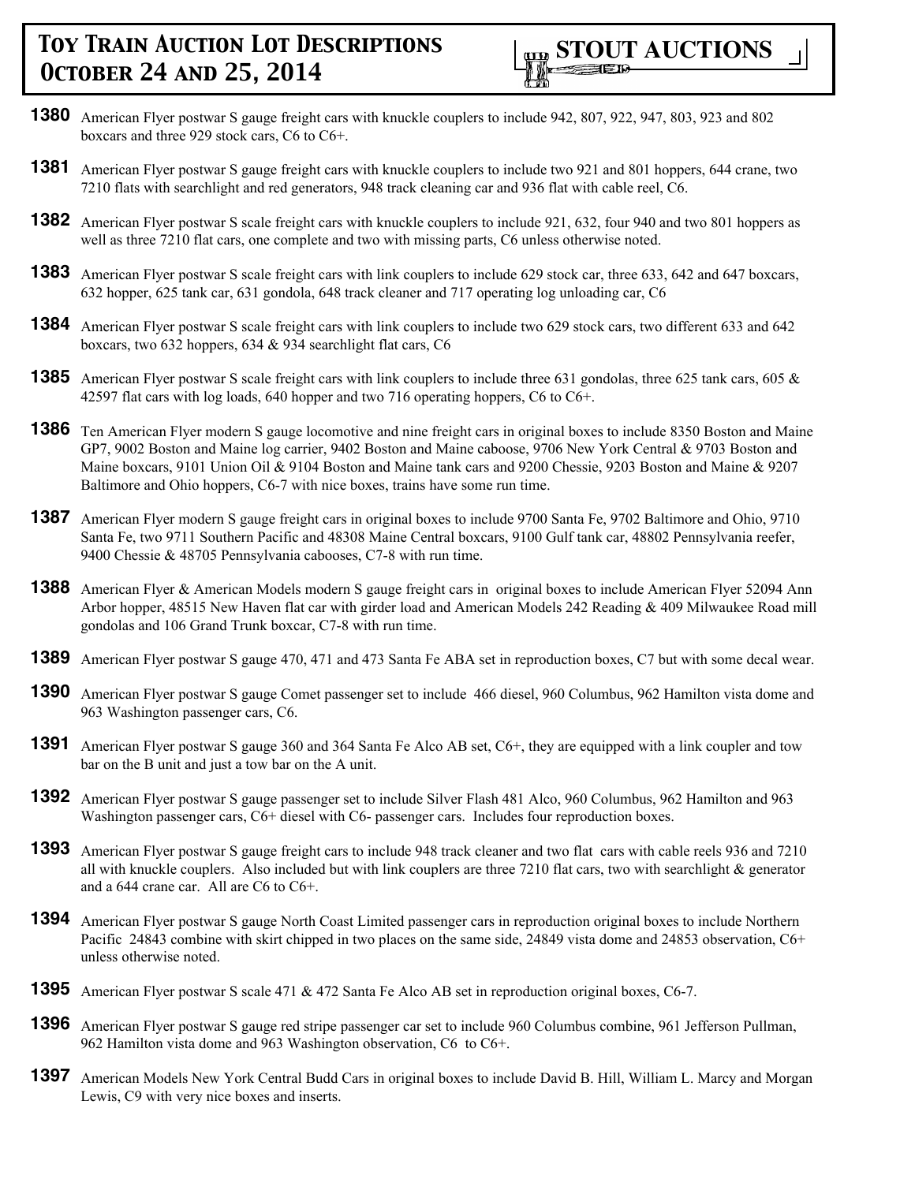**1380** American Flyer postwar S gauge freight cars with knuckle couplers to include 942, 807, 922, 947, 803, 923 and 802 boxcars and three 929 stock cars, C6 to C6+.

**1381** American Flyer postwar S gauge freight cars with knuckle couplers to include two 921 and 801 hoppers, 644 crane, two 7210 flats with searchlight and red generators, 948 track cleaning car and 936 flat with cable reel, C6.

**1382** American Flyer postwar S scale freight cars with knuckle couplers to include 921, 632, four 940 and two 801 hoppers as well as three 7210 flat cars, one complete and two with missing parts, C6 unless otherwise noted.

**1383** American Flyer postwar S scale freight cars with link couplers to include 629 stock car, three 633, 642 and 647 boxcars, 632 hopper, 625 tank car, 631 gondola, 648 track cleaner and 717 operating log unloading car, C6

**1384** American Flyer postwar S scale freight cars with link couplers to include two 629 stock cars, two different 633 and 642 boxcars, two 632 hoppers, 634 & 934 searchlight flat cars, C6

**1385** American Flyer postwar S scale freight cars with link couplers to include three 631 gondolas, three 625 tank cars, 605 & 42597 flat cars with log loads, 640 hopper and two 716 operating hoppers, C6 to C6+.

**1386** Ten American Flyer modern S gauge locomotive and nine freight cars in original boxes to include 8350 Boston and Maine GP7, 9002 Boston and Maine log carrier, 9402 Boston and Maine caboose, 9706 New York Central & 9703 Boston and Maine boxcars, 9101 Union Oil & 9104 Boston and Maine tank cars and 9200 Chessie, 9203 Boston and Maine & 9207 Baltimore and Ohio hoppers, C6-7 with nice boxes, trains have some run time.

**1387** American Flyer modern S gauge freight cars in original boxes to include 9700 Santa Fe, 9702 Baltimore and Ohio, 9710 Santa Fe, two 9711 Southern Pacific and 48308 Maine Central boxcars, 9100 Gulf tank car, 48802 Pennsylvania reefer, 9400 Chessie & 48705 Pennsylvania cabooses, C7-8 with run time.

**1388** American Flyer & American Models modern S gauge freight cars in original boxes to include American Flyer 52094 Ann Arbor hopper, 48515 New Haven flat car with girder load and American Models 242 Reading & 409 Milwaukee Road mill gondolas and 106 Grand Trunk boxcar, C7-8 with run time.

**1389** American Flyer postwar S gauge 470, 471 and 473 Santa Fe ABA set in reproduction boxes, C7 but with some decal wear.

**1390** American Flyer postwar S gauge Comet passenger set to include 466 diesel, 960 Columbus, 962 Hamilton vista dome and 963 Washington passenger cars, C6.

**1391** American Flyer postwar S gauge 360 and 364 Santa Fe Alco AB set, C6+, they are equipped with a link coupler and tow bar on the B unit and just a tow bar on the A unit.

**1392** American Flyer postwar S gauge passenger set to include Silver Flash 481 Alco, 960 Columbus, 962 Hamilton and 963 Washington passenger cars, C6+ diesel with C6- passenger cars. Includes four reproduction boxes.

**1393** American Flyer postwar S gauge freight cars to include 948 track cleaner and two flat cars with cable reels 936 and 7210 all with knuckle couplers. Also included but with link couplers are three 7210 flat cars, two with searchlight & generator and a 644 crane car. All are C6 to C6+.

**1394** American Flyer postwar S gauge North Coast Limited passenger cars in reproduction original boxes to include Northern Pacific 24843 combine with skirt chipped in two places on the same side, 24849 vista dome and 24853 observation, C6+ unless otherwise noted.

**1395** American Flyer postwar S scale 471 & 472 Santa Fe Alco AB set in reproduction original boxes, C6-7.

**1396** American Flyer postwar S gauge red stripe passenger car set to include 960 Columbus combine, 961 Jefferson Pullman, 962 Hamilton vista dome and 963 Washington observation, C6 to C6+.

**1397** American Models New York Central Budd Cars in original boxes to include David B. Hill, William L. Marcy and Morgan Lewis, C9 with very nice boxes and inserts.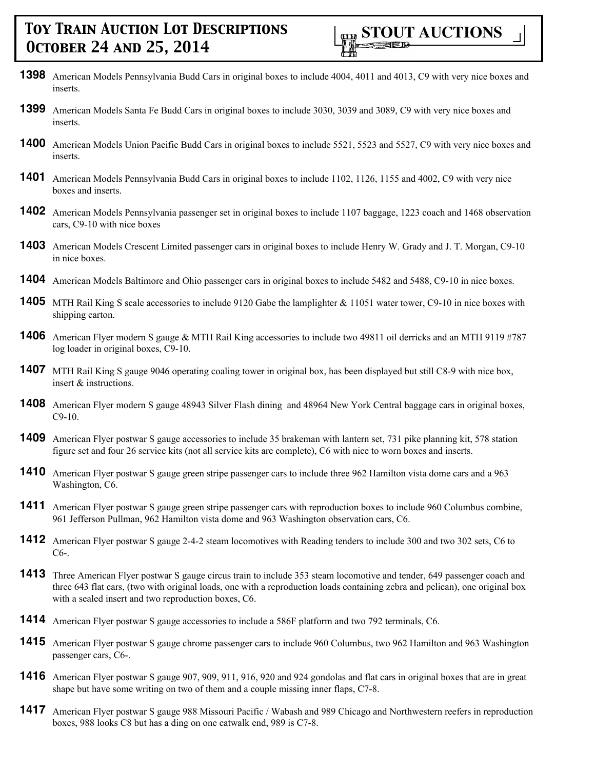**1398** American Models Pennsylvania Budd Cars in original boxes to include 4004, 4011 and 4013, C9 with very nice boxes and inserts.

**1399** American Models Santa Fe Budd Cars in original boxes to include 3030, 3039 and 3089, C9 with very nice boxes and inserts.

**1400** American Models Union Pacific Budd Cars in original boxes to include 5521, 5523 and 5527, C9 with very nice boxes and inserts.

**1401** American Models Pennsylvania Budd Cars in original boxes to include 1102, 1126, 1155 and 4002, C9 with very nice boxes and inserts.

**1402** American Models Pennsylvania passenger set in original boxes to include 1107 baggage, 1223 coach and 1468 observation cars, C9-10 with nice boxes

**1403** American Models Crescent Limited passenger cars in original boxes to include Henry W. Grady and J. T. Morgan, C9-10 in nice boxes.

**1404** American Models Baltimore and Ohio passenger cars in original boxes to include 5482 and 5488, C9-10 in nice boxes.

**1405** MTH Rail King S scale accessories to include 9120 Gabe the lamplighter & 11051 water tower, C9-10 in nice boxes with shipping carton.

**1406** American Flyer modern S gauge & MTH Rail King accessories to include two 49811 oil derricks and an MTH 9119 #787 log loader in original boxes, C9-10.

**1407** MTH Rail King S gauge 9046 operating coaling tower in original box, has been displayed but still C8-9 with nice box, insert & instructions.

**1408** American Flyer modern S gauge 48943 Silver Flash dining and 48964 New York Central baggage cars in original boxes, C9-10.

**1409** American Flyer postwar S gauge accessories to include 35 brakeman with lantern set, 731 pike planning kit, 578 station figure set and four 26 service kits (not all service kits are complete), C6 with nice to worn boxes and inserts.

**1410** American Flyer postwar S gauge green stripe passenger cars to include three 962 Hamilton vista dome cars and a 963 Washington, C6.

**1411** American Flyer postwar S gauge green stripe passenger cars with reproduction boxes to include 960 Columbus combine, 961 Jefferson Pullman, 962 Hamilton vista dome and 963 Washington observation cars, C6.

**1412** American Flyer postwar S gauge 2-4-2 steam locomotives with Reading tenders to include 300 and two 302 sets, C6 to C6-.

**1413** Three American Flyer postwar S gauge circus train to include 353 steam locomotive and tender, 649 passenger coach and three 643 flat cars, (two with original loads, one with a reproduction loads containing zebra and pelican), one original box with a sealed insert and two reproduction boxes, C6.

**1414** American Flyer postwar S gauge accessories to include a 586F platform and two 792 terminals, C6.

**1415** American Flyer postwar S gauge chrome passenger cars to include 960 Columbus, two 962 Hamilton and 963 Washington passenger cars, C6-.

**1416** American Flyer postwar S gauge 907, 909, 911, 916, 920 and 924 gondolas and flat cars in original boxes that are in great shape but have some writing on two of them and a couple missing inner flaps, C7-8.

**1417** American Flyer postwar S gauge 988 Missouri Pacific / Wabash and 989 Chicago and Northwestern reefers in reproduction boxes, 988 looks C8 but has a ding on one catwalk end, 989 is C7-8.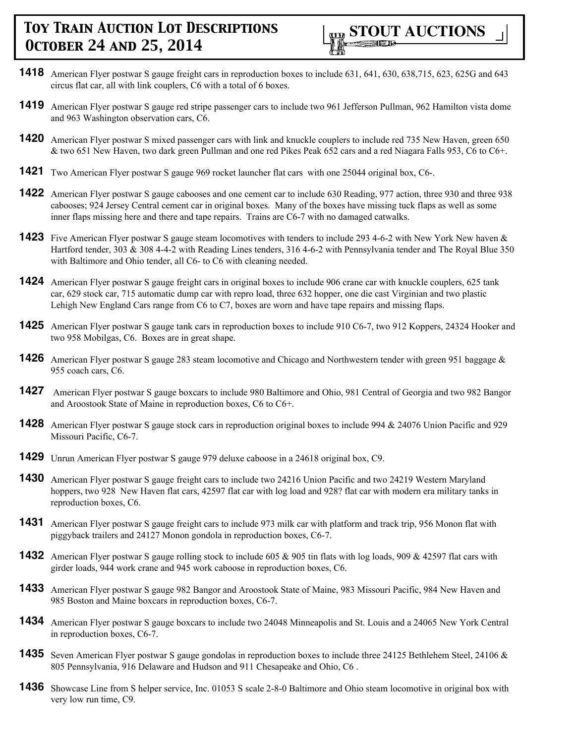**1418** American Flyer postwar S gauge freight cars in reproduction boxes to include 631, 641, 630, 638,715, 623, 625G and 643 circus flat car, all with link couplers, C6 with a total of 6 boxes.

**1419** American Flyer postwar S gauge red stripe passenger cars to include two 961 Jefferson Pullman, 962 Hamilton vista dome and 963 Washington observation cars, C6.

**1420** American Flyer postwar S mixed passenger cars with link and knuckle couplers to include red 735 New Haven, green 650 & two 651 New Haven, two dark green Pullman and one red Pikes Peak 652 cars and a red Niagara Falls 953, C6 to C6+.

**1421** Two American Flyer postwar S gauge 969 rocket launcher flat cars with one 25044 original box, C6-.

**1422** American Flyer postwar S gauge cabooses and one cement car to include 630 Reading, 977 action, three 930 and three 938 cabooses; 924 Jersey Central cement car in original boxes. Many of the boxes have missing tuck flaps as well as some inner flaps missing here and there and tape repairs. Trains are C6-7 with no damaged catwalks.

**1423** Five American Flyer postwar S gauge steam locomotives with tenders to include 293 4-6-2 with New York New haven & Hartford tender, 303 & 308 4-4-2 with Reading Lines tenders, 316 4-6-2 with Pennsylvania tender and The Royal Blue 350 with Baltimore and Ohio tender, all C6- to C6 with cleaning needed.

**1424** American Flyer postwar S gauge freight cars in original boxes to include 906 crane car with knuckle couplers, 625 tank car, 629 stock car, 715 automatic dump car with repro load, three 632 hopper, one die cast Virginian and two plastic Lehigh New England Cars range from C6 to C7, boxes are worn and have tape repairs and missing flaps.

**1425** American Flyer postwar S gauge tank cars in reproduction boxes to include 910 C6-7, two 912 Koppers, 24324 Hooker and two 958 Mobilgas, C6. Boxes are in great shape.

**1426** American Flyer postwar S gauge 283 steam locomotive and Chicago and Northwestern tender with green 951 baggage & 955 coach cars, C6.

**1427** American Flyer postwar S gauge boxcars to include 980 Baltimore and Ohio, 981 Central of Georgia and two 982 Bangor and Aroostook State of Maine in reproduction boxes, C6 to C6+.

**1428** American Flyer postwar S gauge stock cars in reproduction original boxes to include 994 & 24076 Union Pacific and 929 Missouri Pacific, C6-7.

**1429** Unrun American Flyer postwar S gauge 979 deluxe caboose in a 24618 original box, C9.

**1430** American Flyer postwar S gauge freight cars to include two 24216 Union Pacific and two 24219 Western Maryland hoppers, two 928 New Haven flat cars, 42597 flat car with log load and 928? flat car with modern era military tanks in reproduction boxes, C6.

**1431** American Flyer postwar S gauge freight cars to include 973 milk car with platform and track trip, 956 Monon flat with piggyback trailers and 24127 Monon gondola in reproduction boxes, C6-7.

**1432** American Flyer postwar S gauge rolling stock to include 605 & 905 tin flats with log loads, 909 & 42597 flat cars with girder loads, 944 work crane and 945 work caboose in reproduction boxes, C6.

**1433** American Flyer postwar S gauge 982 Bangor and Aroostook State of Maine, 983 Missouri Pacific, 984 New Haven and 985 Boston and Maine boxcars in reproduction boxes, C6-7.

**1434** American Flyer postwar S gauge boxcars to include two 24048 Minneapolis and St. Louis and a 24065 New York Central in reproduction boxes, C6-7.

**1435** Seven American Flyer postwar S gauge gondolas in reproduction boxes to include three 24125 Bethlehem Steel, 24106 & 805 Pennsylvania, 916 Delaware and Hudson and 911 Chesapeake and Ohio, C6 .

**1436** Showcase Line from S helper service, Inc. 01053 S scale 2-8-0 Baltimore and Ohio steam locomotive in original box with very low run time, C9.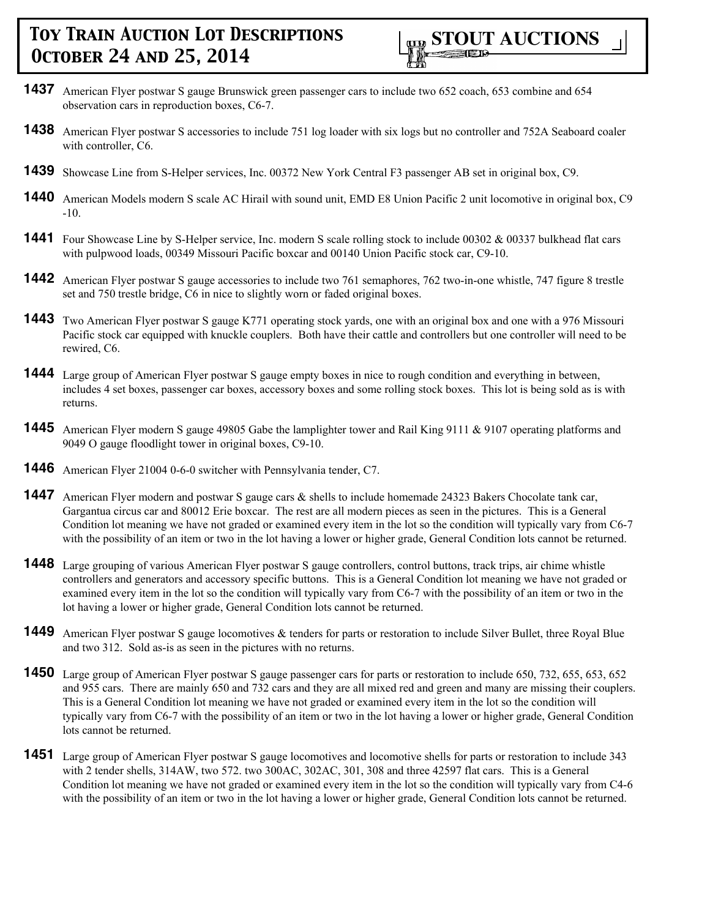**1437** American Flyer postwar S gauge Brunswick green passenger cars to include two 652 coach, 653 combine and 654 observation cars in reproduction boxes, C6-7.

**1438** American Flyer postwar S accessories to include 751 log loader with six logs but no controller and 752A Seaboard coaler with controller, C6.

**1439** Showcase Line from S-Helper services, Inc. 00372 New York Central F3 passenger AB set in original box, C9.

**1440** American Models modern S scale AC Hirail with sound unit, EMD E8 Union Pacific 2 unit locomotive in original box, C9 -10.

**1441** Four Showcase Line by S-Helper service, Inc. modern S scale rolling stock to include 00302 & 00337 bulkhead flat cars with pulpwood loads, 00349 Missouri Pacific boxcar and 00140 Union Pacific stock car, C9-10.

**1442** American Flyer postwar S gauge accessories to include two 761 semaphores, 762 two-in-one whistle, 747 figure 8 trestle set and 750 trestle bridge, C6 in nice to slightly worn or faded original boxes.

**1443** Two American Flyer postwar S gauge K771 operating stock yards, one with an original box and one with a 976 Missouri Pacific stock car equipped with knuckle couplers. Both have their cattle and controllers but one controller will need to be rewired, C6.

**1444** Large group of American Flyer postwar S gauge empty boxes in nice to rough condition and everything in between, includes 4 set boxes, passenger car boxes, accessory boxes and some rolling stock boxes. This lot is being sold as is with returns.

**1445** American Flyer modern S gauge 49805 Gabe the lamplighter tower and Rail King 9111 & 9107 operating platforms and 9049 O gauge floodlight tower in original boxes, C9-10.

**1446** American Flyer 21004 0-6-0 switcher with Pennsylvania tender, C7.

**1447** American Flyer modern and postwar S gauge cars & shells to include homemade 24323 Bakers Chocolate tank car, Gargantua circus car and 80012 Erie boxcar. The rest are all modern pieces as seen in the pictures. This is a General Condition lot meaning we have not graded or examined every item in the lot so the condition will typically vary from C6-7 with the possibility of an item or two in the lot having a lower or higher grade, General Condition lots cannot be returned.

**1448** Large grouping of various American Flyer postwar S gauge controllers, control buttons, track trips, air chime whistle controllers and generators and accessory specific buttons. This is a General Condition lot meaning we have not graded or examined every item in the lot so the condition will typically vary from C6-7 with the possibility of an item or two in the lot having a lower or higher grade, General Condition lots cannot be returned.

**1449** American Flyer postwar S gauge locomotives & tenders for parts or restoration to include Silver Bullet, three Royal Blue and two 312. Sold as-is as seen in the pictures with no returns.

**1450** Large group of American Flyer postwar S gauge passenger cars for parts or restoration to include 650, 732, 655, 653, 652 and 955 cars. There are mainly 650 and 732 cars and they are all mixed red and green and many are missing their couplers. This is a General Condition lot meaning we have not graded or examined every item in the lot so the condition will typically vary from C6-7 with the possibility of an item or two in the lot having a lower or higher grade, General Condition lots cannot be returned.

**1451** Large group of American Flyer postwar S gauge locomotives and locomotive shells for parts or restoration to include 343 with 2 tender shells, 314AW, two 572. two 300AC, 302AC, 301, 308 and three 42597 flat cars. This is a General Condition lot meaning we have not graded or examined every item in the lot so the condition will typically vary from C4-6 with the possibility of an item or two in the lot having a lower or higher grade, General Condition lots cannot be returned.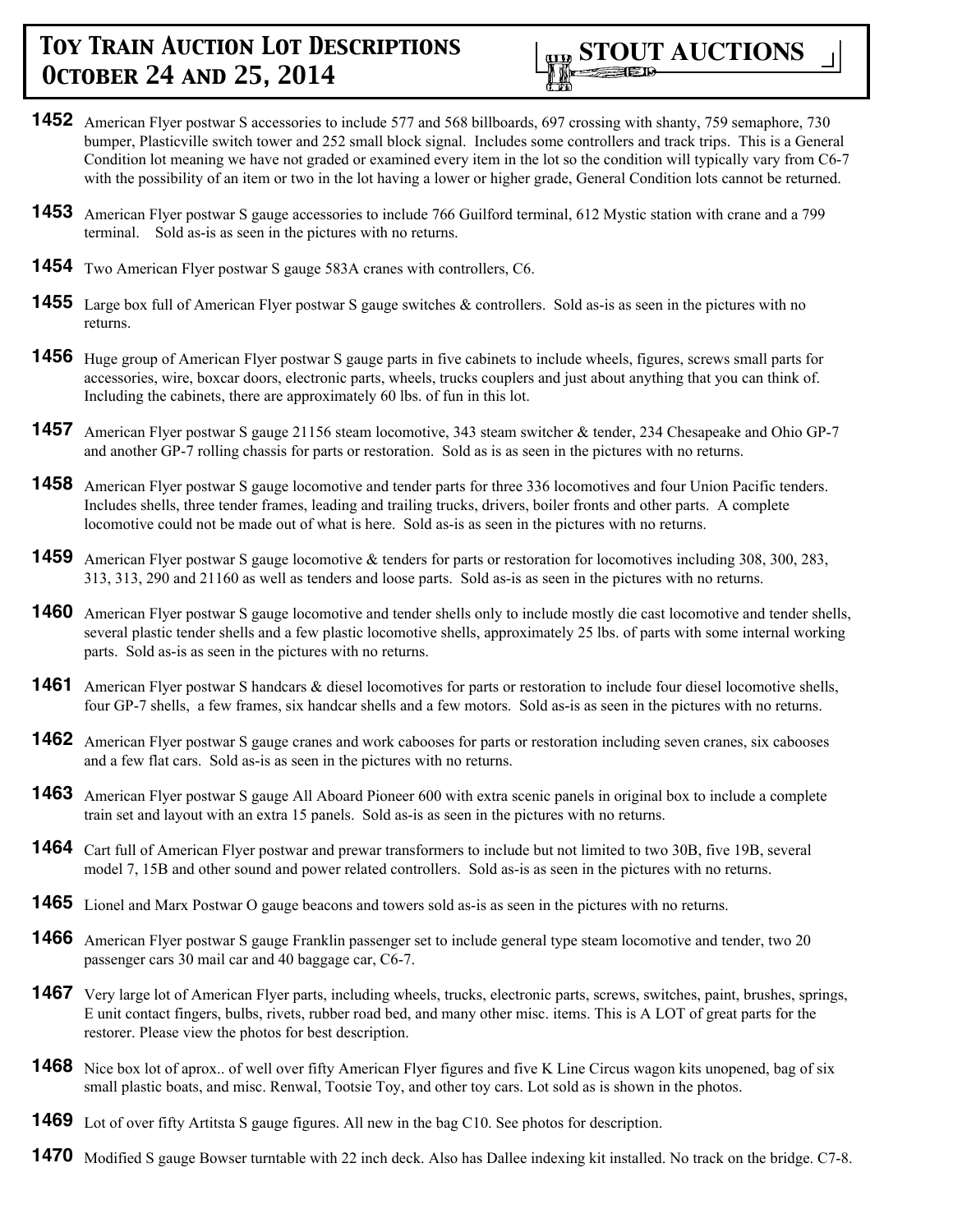**1452** American Flyer postwar S accessories to include 577 and 568 billboards, 697 crossing with shanty, 759 semaphore, 730 bumper, Plasticville switch tower and 252 small block signal. Includes some controllers and track trips. This is a General Condition lot meaning we have not graded or examined every item in the lot so the condition will typically vary from C6-7 with the possibility of an item or two in the lot having a lower or higher grade, General Condition lots cannot be returned.

**1453** American Flyer postwar S gauge accessories to include 766 Guilford terminal, 612 Mystic station with crane and a 799 terminal. Sold as-is as seen in the pictures with no returns.

**1454** Two American Flyer postwar S gauge 583A cranes with controllers, C6.

**1455** Large box full of American Flyer postwar S gauge switches & controllers. Sold as-is as seen in the pictures with no returns.

**1456** Huge group of American Flyer postwar S gauge parts in five cabinets to include wheels, figures, screws small parts for accessories, wire, boxcar doors, electronic parts, wheels, trucks couplers and just about anything that you can think of. Including the cabinets, there are approximately 60 lbs. of fun in this lot.

**1457** American Flyer postwar S gauge 21156 steam locomotive, 343 steam switcher & tender, 234 Chesapeake and Ohio GP-7 and another GP-7 rolling chassis for parts or restoration. Sold as is as seen in the pictures with no returns.

**1458** American Flyer postwar S gauge locomotive and tender parts for three 336 locomotives and four Union Pacific tenders. Includes shells, three tender frames, leading and trailing trucks, drivers, boiler fronts and other parts. A complete locomotive could not be made out of what is here. Sold as-is as seen in the pictures with no returns.

**1459** American Flyer postwar S gauge locomotive & tenders for parts or restoration for locomotives including 308, 300, 283, 313, 313, 290 and 21160 as well as tenders and loose parts. Sold as-is as seen in the pictures with no returns.

**1460** American Flyer postwar S gauge locomotive and tender shells only to include mostly die cast locomotive and tender shells, several plastic tender shells and a few plastic locomotive shells, approximately 25 lbs. of parts with some internal working parts. Sold as-is as seen in the pictures with no returns.

**1461** American Flyer postwar S handcars & diesel locomotives for parts or restoration to include four diesel locomotive shells, four GP-7 shells, a few frames, six handcar shells and a few motors. Sold as-is as seen in the pictures with no returns.

**1462** American Flyer postwar S gauge cranes and work cabooses for parts or restoration including seven cranes, six cabooses and a few flat cars. Sold as-is as seen in the pictures with no returns.

**1463** American Flyer postwar S gauge All Aboard Pioneer 600 with extra scenic panels in original box to include a complete train set and layout with an extra 15 panels. Sold as-is as seen in the pictures with no returns.

**1464** Cart full of American Flyer postwar and prewar transformers to include but not limited to two 30B, five 19B, several model 7, 15B and other sound and power related controllers. Sold as-is as seen in the pictures with no returns.

**1465** Lionel and Marx Postwar O gauge beacons and towers sold as-is as seen in the pictures with no returns.

**1466** American Flyer postwar S gauge Franklin passenger set to include general type steam locomotive and tender, two 20 passenger cars 30 mail car and 40 baggage car, C6-7.

**1467** Very large lot of American Flyer parts, including wheels, trucks, electronic parts, screws, switches, paint, brushes, springs, E unit contact fingers, bulbs, rivets, rubber road bed, and many other misc. items. This is A LOT of great parts for the restorer. Please view the photos for best description.

**1468** Nice box lot of aprox.. of well over fifty American Flyer figures and five K Line Circus wagon kits unopened, bag of six small plastic boats, and misc. Renwal, Tootsie Toy, and other toy cars. Lot sold as is shown in the photos.

**1469** Lot of over fifty Artitsta S gauge figures. All new in the bag C10. See photos for description.

**1470** Modified S gauge Bowser turntable with 22 inch deck. Also has Dallee indexing kit installed. No track on the bridge. C7-8.